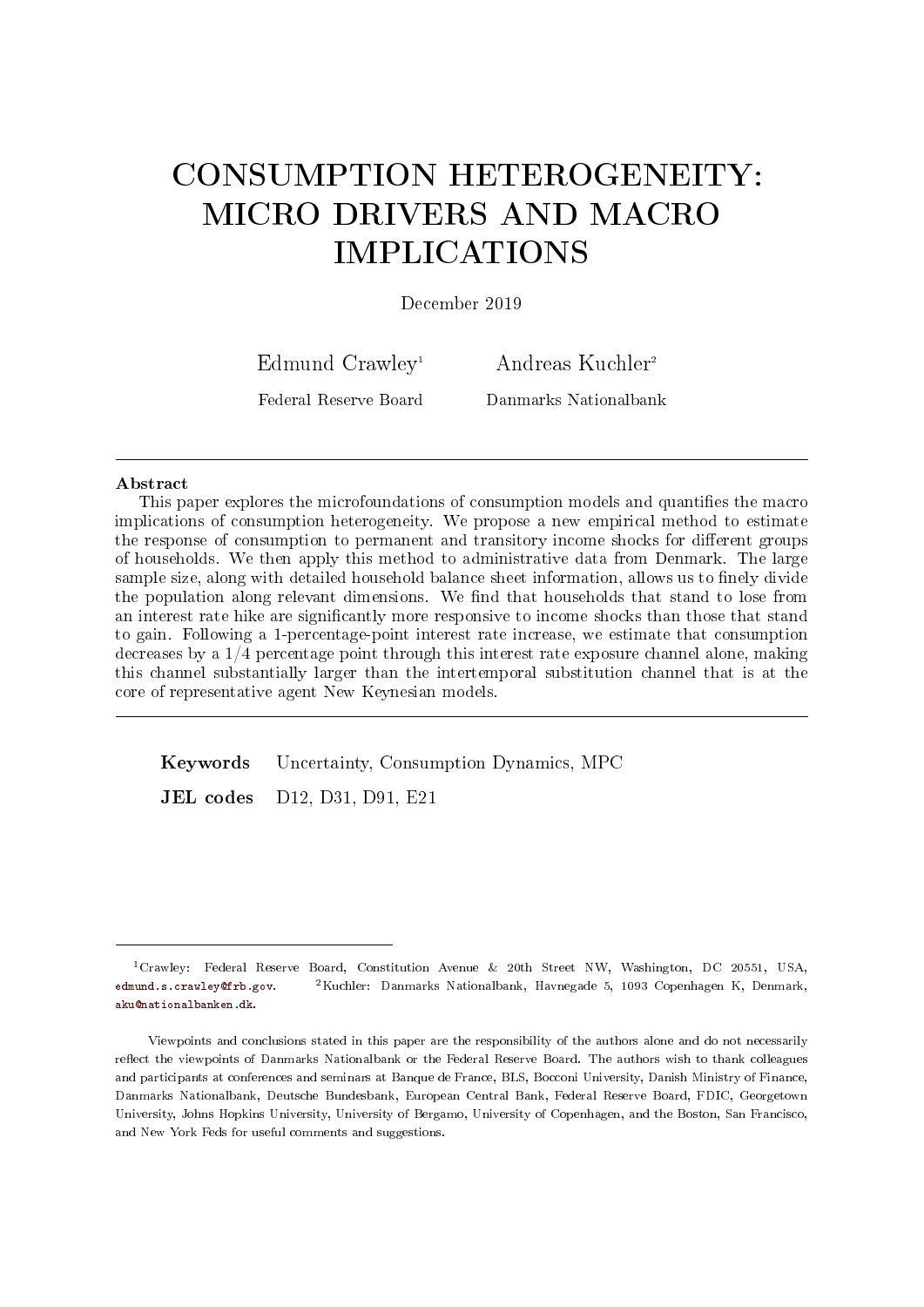# CONSUMPTION HETEROGENEITY: MICRO DRIVERS AND MACRO IMPLICATIONS

December 2019

Edmund Crawley[1] — Federal Reserve Board

Andreas Kuchler[2] — Danmarks Nationalbank

**Abstract**

This paper explores the microfoundations of consumption models and quantifies the macro implications of consumption heterogeneity. We propose a new empirical method to estimate the response of consumption to permanent and transitory income shocks for different groups of households. We then apply this method to administrative data from Denmark. The large sample size, along with detailed household balance sheet information, allows us to finely divide the population along relevant dimensions. We find that households that stand to lose from an interest rate hike are significantly more responsive to income shocks than those that stand to gain. Following a 1-percentage-point interest rate increase, we estimate that consumption decreases by a 1/4 percentage point through this interest rate exposure channel alone, making this channel substantially larger than the intertemporal substitution channel that is at the core of representative agent New Keynesian models.

**Keywords** Uncertainty, Consumption Dynamics, MPC

**JEL codes** D12, D31, D91, E21

---

[1] Crawley: Federal Reserve Board, Constitution Avenue & 20th Street NW, Washington, DC 20551, USA, edmund.s.crawley@frb.gov. [2] Kuchler: Danmarks Nationalbank, Havnegade 5, 1093 Copenhagen K, Denmark, aku@nationalbanken.dk.

Viewpoints and conclusions stated in this paper are the responsibility of the authors alone and do not necessarily reflect the viewpoints of Danmarks Nationalbank or the Federal Reserve Board. The authors wish to thank colleagues and participants at conferences and seminars at Banque de France, BLS, Bocconi University, Danish Ministry of Finance, Danmarks Nationalbank, Deutsche Bundesbank, European Central Bank, Federal Reserve Board, FDIC, Georgetown University, Johns Hopkins University, University of Bergamo, University of Copenhagen, and the Boston, San Francisco, and New York Feds for useful comments and suggestions.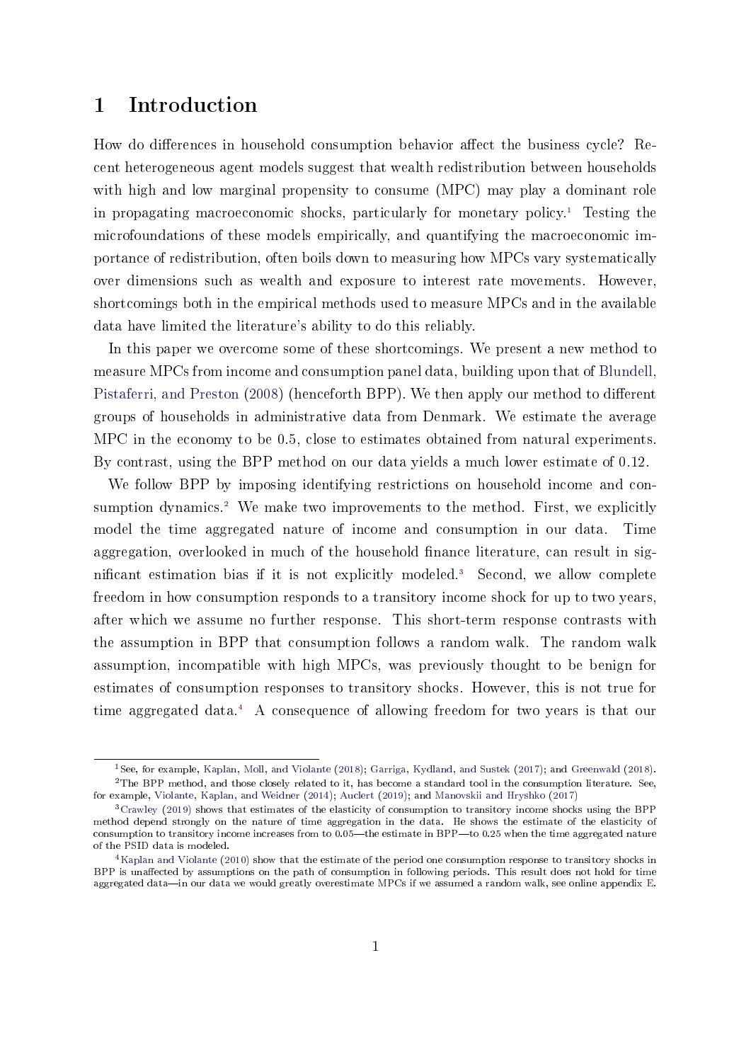# 1 Introduction

How do differences in household consumption behavior affect the business cycle? Recent heterogeneous agent models suggest that wealth redistribution between households with high and low marginal propensity to consume (MPC) may play a dominant role in propagating macroeconomic shocks, particularly for monetary policy.[1] Testing the microfoundations of these models empirically, and quantifying the macroeconomic importance of redistribution, often boils down to measuring how MPCs vary systematically over dimensions such as wealth and exposure to interest rate movements. However, shortcomings both in the empirical methods used to measure MPCs and in the available data have limited the literature's ability to do this reliably.

In this paper we overcome some of these shortcomings. We present a new method to measure MPCs from income and consumption panel data, building upon that of Blundell, Pistaferri, and Preston (2008) (henceforth BPP). We then apply our method to different groups of households in administrative data from Denmark. We estimate the average MPC in the economy to be 0.5, close to estimates obtained from natural experiments. By contrast, using the BPP method on our data yields a much lower estimate of 0.12.

We follow BPP by imposing identifying restrictions on household income and consumption dynamics.[2] We make two improvements to the method. First, we explicitly model the time aggregated nature of income and consumption in our data. Time aggregation, overlooked in much of the household finance literature, can result in significant estimation bias if it is not explicitly modeled.[3] Second, we allow complete freedom in how consumption responds to a transitory income shock for up to two years, after which we assume no further response. This short-term response contrasts with the assumption in BPP that consumption follows a random walk. The random walk assumption, incompatible with high MPCs, was previously thought to be benign for estimates of consumption responses to transitory shocks. However, this is not true for time aggregated data.[4] A consequence of allowing freedom for two years is that our

[1] See, for example, Kaplan, Moll, and Violante (2018); Garriga, Kydland, and Sustek (2017); and Greenwald (2018).

[2] The BPP method, and those closely related to it, has become a standard tool in the consumption literature. See, for example, Violante, Kaplan, and Weidner (2014); Auclert (2019); and Manovskii and Hryshko (2017)

[3] Crawley (2019) shows that estimates of the elasticity of consumption to transitory income shocks using the BPP method depend strongly on the nature of time aggregation in the data. He shows the estimate of the elasticity of consumption to transitory income increases from to 0.05—the estimate in BPP—to 0.25 when the time aggregated nature of the PSID data is modeled.

[4] Kaplan and Violante (2010) show that the estimate of the period one consumption response to transitory shocks in BPP is unaffected by assumptions on the path of consumption in following periods. This result does not hold for time aggregated data—in our data we would greatly overestimate MPCs if we assumed a random walk, see online appendix E.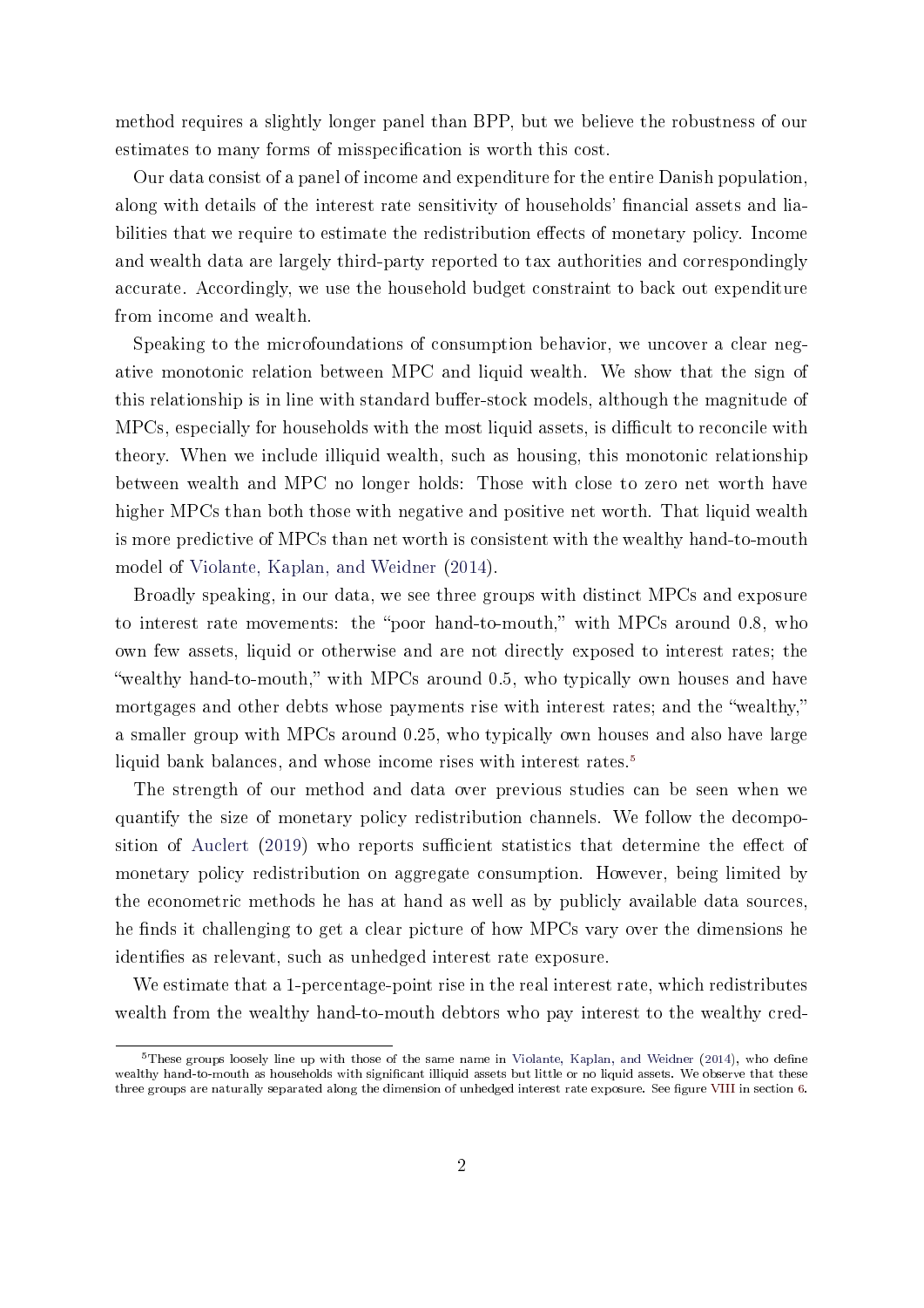method requires a slightly longer panel than BPP, but we believe the robustness of our estimates to many forms of misspecification is worth this cost.

Our data consist of a panel of income and expenditure for the entire Danish population, along with details of the interest rate sensitivity of households' financial assets and liabilities that we require to estimate the redistribution effects of monetary policy. Income and wealth data are largely third-party reported to tax authorities and correspondingly accurate. Accordingly, we use the household budget constraint to back out expenditure from income and wealth.

Speaking to the microfoundations of consumption behavior, we uncover a clear negative monotonic relation between MPC and liquid wealth. We show that the sign of this relationship is in line with standard buffer-stock models, although the magnitude of MPCs, especially for households with the most liquid assets, is difficult to reconcile with theory. When we include illiquid wealth, such as housing, this monotonic relationship between wealth and MPC no longer holds: Those with close to zero net worth have higher MPCs than both those with negative and positive net worth. That liquid wealth is more predictive of MPCs than net worth is consistent with the wealthy hand-to-mouth model of Violante, Kaplan, and Weidner (2014).

Broadly speaking, in our data, we see three groups with distinct MPCs and exposure to interest rate movements: the "poor hand-to-mouth," with MPCs around 0.8, who own few assets, liquid or otherwise and are not directly exposed to interest rates; the "wealthy hand-to-mouth," with MPCs around 0.5, who typically own houses and have mortgages and other debts whose payments rise with interest rates; and the "wealthy," a smaller group with MPCs around 0.25, who typically own houses and also have large liquid bank balances, and whose income rises with interest rates.[5]

The strength of our method and data over previous studies can be seen when we quantify the size of monetary policy redistribution channels. We follow the decomposition of Auclert (2019) who reports sufficient statistics that determine the effect of monetary policy redistribution on aggregate consumption. However, being limited by the econometric methods he has at hand as well as by publicly available data sources, he finds it challenging to get a clear picture of how MPCs vary over the dimensions he identifies as relevant, such as unhedged interest rate exposure.

We estimate that a 1-percentage-point rise in the real interest rate, which redistributes wealth from the wealthy hand-to-mouth debtors who pay interest to the wealthy cred-

[5] These groups loosely line up with those of the same name in Violante, Kaplan, and Weidner (2014), who define wealthy hand-to-mouth as households with significant illiquid assets but little or no liquid assets. We observe that these three groups are naturally separated along the dimension of unhedged interest rate exposure. See figure VIII in section 6.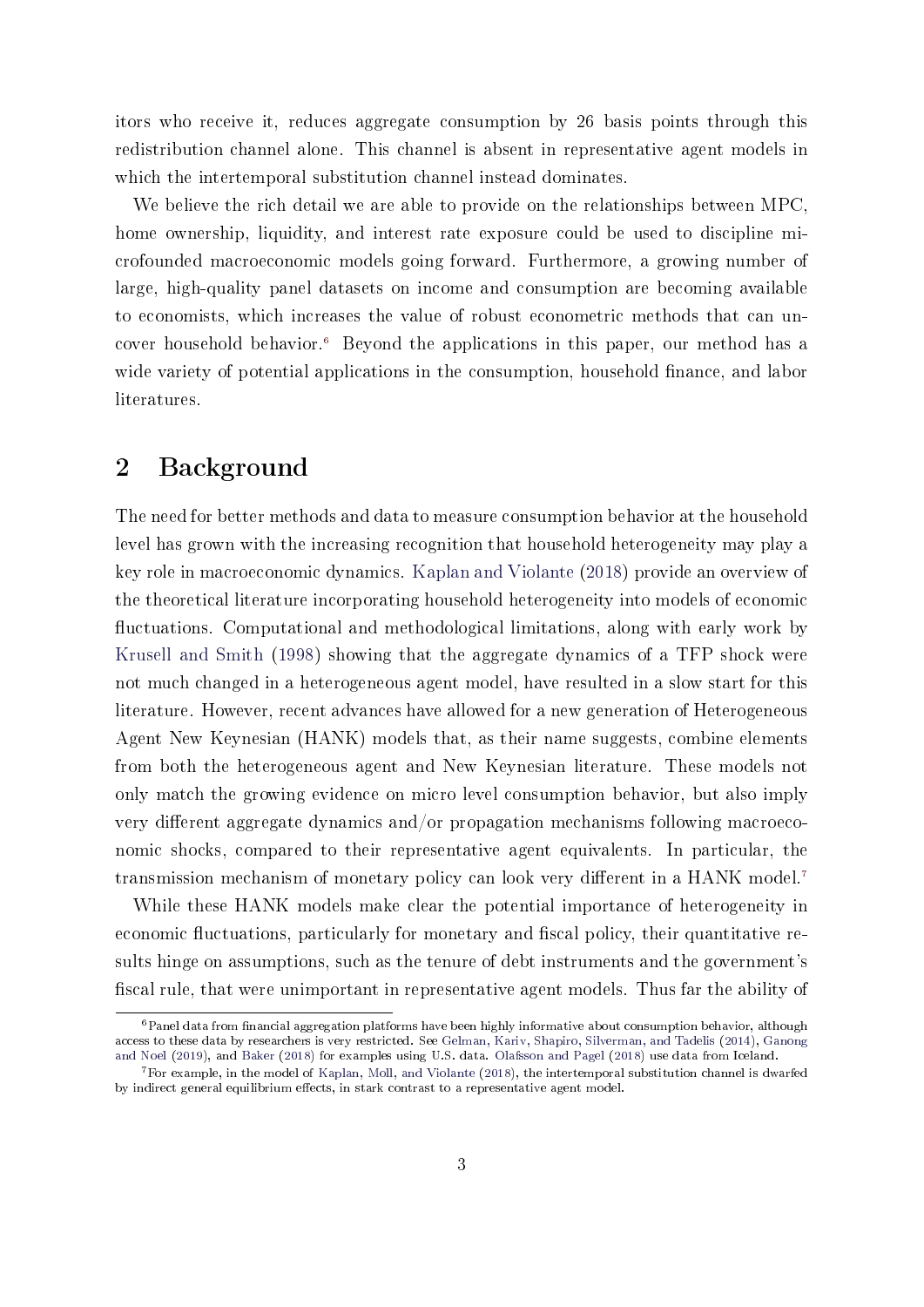itors who receive it, reduces aggregate consumption by 26 basis points through this redistribution channel alone. This channel is absent in representative agent models in which the intertemporal substitution channel instead dominates.

We believe the rich detail we are able to provide on the relationships between MPC, home ownership, liquidity, and interest rate exposure could be used to discipline microfounded macroeconomic models going forward. Furthermore, a growing number of large, high-quality panel datasets on income and consumption are becoming available to economists, which increases the value of robust econometric methods that can uncover household behavior.[6] Beyond the applications in this paper, our method has a wide variety of potential applications in the consumption, household finance, and labor literatures.

## 2 Background

The need for better methods and data to measure consumption behavior at the household level has grown with the increasing recognition that household heterogeneity may play a key role in macroeconomic dynamics. Kaplan and Violante (2018) provide an overview of the theoretical literature incorporating household heterogeneity into models of economic fluctuations. Computational and methodological limitations, along with early work by Krusell and Smith (1998) showing that the aggregate dynamics of a TFP shock were not much changed in a heterogeneous agent model, have resulted in a slow start for this literature. However, recent advances have allowed for a new generation of Heterogeneous Agent New Keynesian (HANK) models that, as their name suggests, combine elements from both the heterogeneous agent and New Keynesian literature. These models not only match the growing evidence on micro level consumption behavior, but also imply very different aggregate dynamics and/or propagation mechanisms following macroeconomic shocks, compared to their representative agent equivalents. In particular, the transmission mechanism of monetary policy can look very different in a HANK model.[7]

While these HANK models make clear the potential importance of heterogeneity in economic fluctuations, particularly for monetary and fiscal policy, their quantitative results hinge on assumptions, such as the tenure of debt instruments and the government's fiscal rule, that were unimportant in representative agent models. Thus far the ability of

[6] Panel data from financial aggregation platforms have been highly informative about consumption behavior, although access to these data by researchers is very restricted. See Gelman, Kariv, Shapiro, Silverman, and Tadelis (2014), Ganong and Noel (2019), and Baker (2018) for examples using U.S. data. Olafsson and Pagel (2018) use data from Iceland.

[7] For example, in the model of Kaplan, Moll, and Violante (2018), the intertemporal substitution channel is dwarfed by indirect general equilibrium effects, in stark contrast to a representative agent model.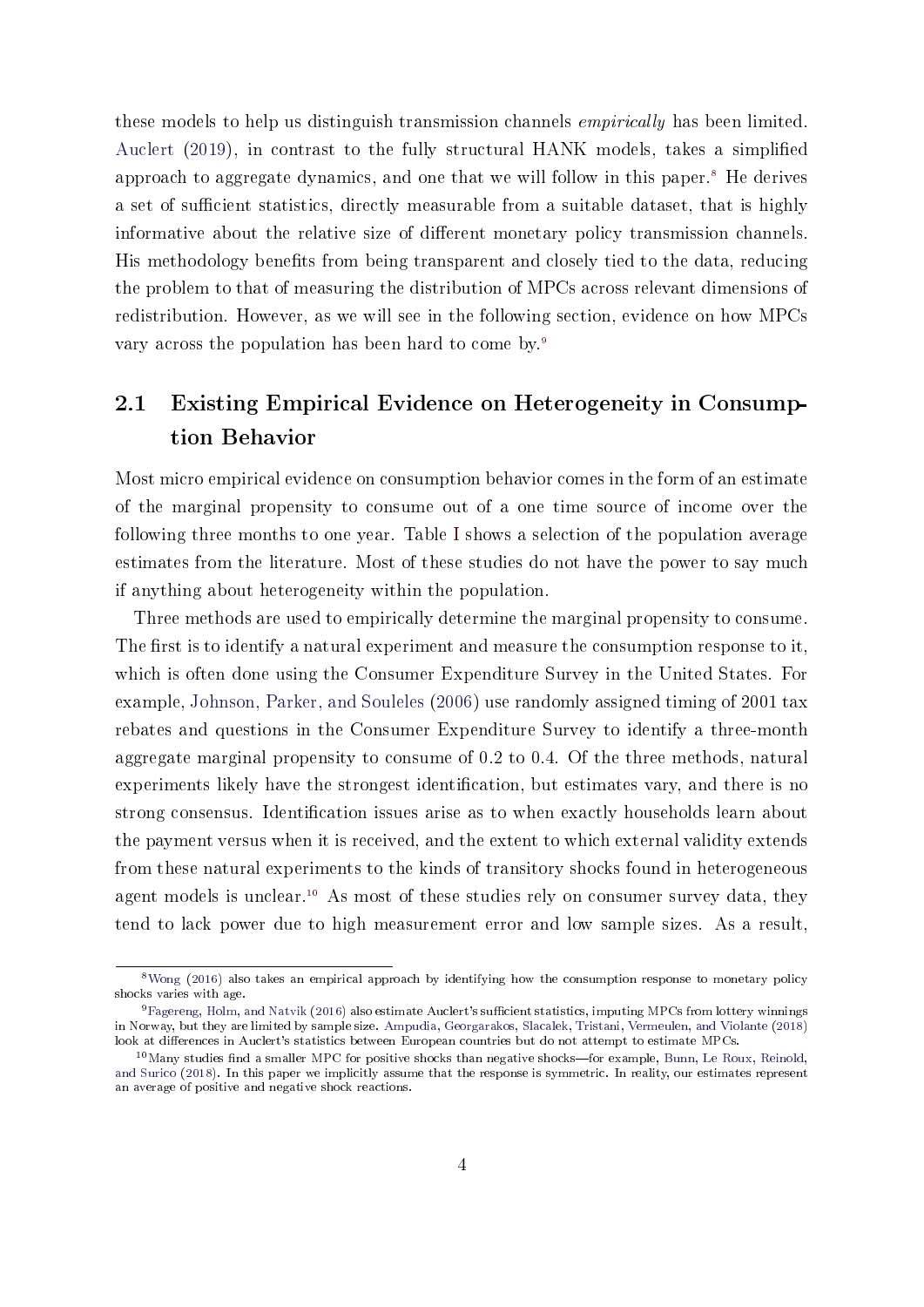these models to help us distinguish transmission channels *empirically* has been limited. Auclert (2019), in contrast to the fully structural HANK models, takes a simplified approach to aggregate dynamics, and one that we will follow in this paper.[8] He derives a set of sufficient statistics, directly measurable from a suitable dataset, that is highly informative about the relative size of different monetary policy transmission channels. His methodology benefits from being transparent and closely tied to the data, reducing the problem to that of measuring the distribution of MPCs across relevant dimensions of redistribution. However, as we will see in the following section, evidence on how MPCs vary across the population has been hard to come by.[9]

## 2.1 Existing Empirical Evidence on Heterogeneity in Consumption Behavior

Most micro empirical evidence on consumption behavior comes in the form of an estimate of the marginal propensity to consume out of a one time source of income over the following three months to one year. Table I shows a selection of the population average estimates from the literature. Most of these studies do not have the power to say much if anything about heterogeneity within the population.

Three methods are used to empirically determine the marginal propensity to consume. The first is to identify a natural experiment and measure the consumption response to it, which is often done using the Consumer Expenditure Survey in the United States. For example, Johnson, Parker, and Souleles (2006) use randomly assigned timing of 2001 tax rebates and questions in the Consumer Expenditure Survey to identify a three-month aggregate marginal propensity to consume of 0.2 to 0.4. Of the three methods, natural experiments likely have the strongest identification, but estimates vary, and there is no strong consensus. Identification issues arise as to when exactly households learn about the payment versus when it is received, and the extent to which external validity extends from these natural experiments to the kinds of transitory shocks found in heterogeneous agent models is unclear.[10] As most of these studies rely on consumer survey data, they tend to lack power due to high measurement error and low sample sizes. As a result,

[8] Wong (2016) also takes an empirical approach by identifying how the consumption response to monetary policy shocks varies with age.

[9] Fagereng, Holm, and Natvik (2016) also estimate Auclert's sufficient statistics, imputing MPCs from lottery winnings in Norway, but they are limited by sample size. Ampudia, Georgarakos, Slacalek, Tristani, Vermeulen, and Violante (2018) look at differences in Auclert's statistics between European countries but do not attempt to estimate MPCs.

[10] Many studies find a smaller MPC for positive shocks than negative shocks—for example, Bunn, Le Roux, Reinold, and Surico (2018). In this paper we implicitly assume that the response is symmetric. In reality, our estimates represent an average of positive and negative shock reactions.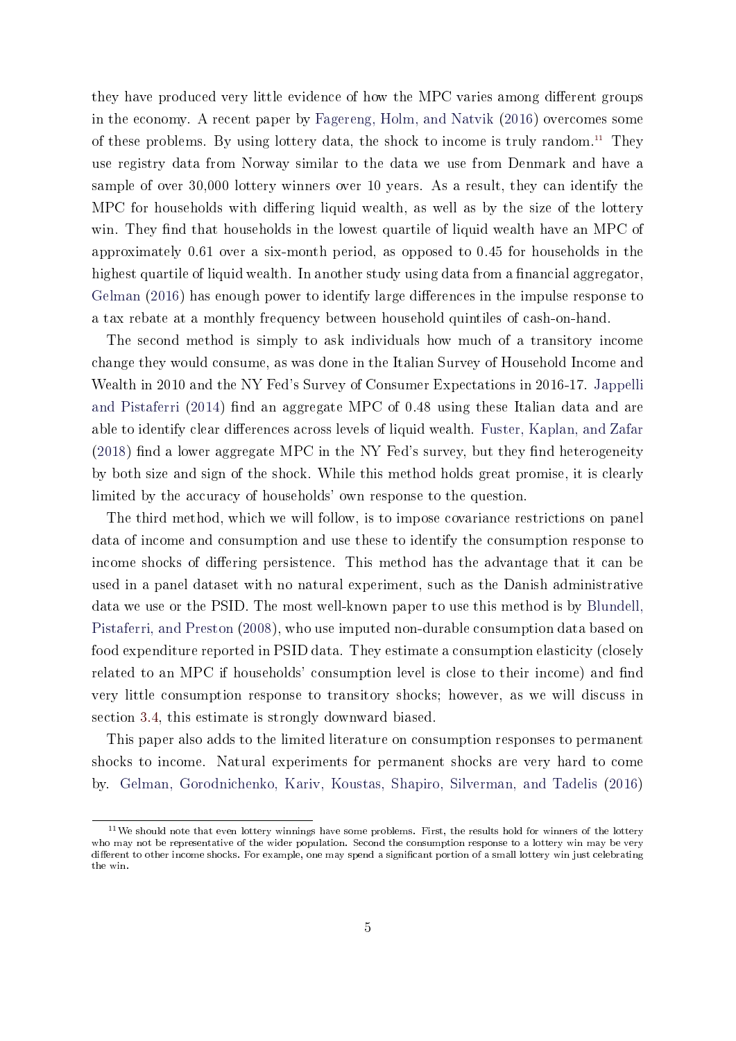they have produced very little evidence of how the MPC varies among different groups in the economy. A recent paper by Fagereng, Holm, and Natvik (2016) overcomes some of these problems. By using lottery data, the shock to income is truly random.[11] They use registry data from Norway similar to the data we use from Denmark and have a sample of over 30,000 lottery winners over 10 years. As a result, they can identify the MPC for households with differing liquid wealth, as well as by the size of the lottery win. They find that households in the lowest quartile of liquid wealth have an MPC of approximately 0.61 over a six-month period, as opposed to 0.45 for households in the highest quartile of liquid wealth. In another study using data from a financial aggregator, Gelman (2016) has enough power to identify large differences in the impulse response to a tax rebate at a monthly frequency between household quintiles of cash-on-hand.

The second method is simply to ask individuals how much of a transitory income change they would consume, as was done in the Italian Survey of Household Income and Wealth in 2010 and the NY Fed's Survey of Consumer Expectations in 2016-17. Jappelli and Pistaferri (2014) find an aggregate MPC of 0.48 using these Italian data and are able to identify clear differences across levels of liquid wealth. Fuster, Kaplan, and Zafar (2018) find a lower aggregate MPC in the NY Fed's survey, but they find heterogeneity by both size and sign of the shock. While this method holds great promise, it is clearly limited by the accuracy of households' own response to the question.

The third method, which we will follow, is to impose covariance restrictions on panel data of income and consumption and use these to identify the consumption response to income shocks of differing persistence. This method has the advantage that it can be used in a panel dataset with no natural experiment, such as the Danish administrative data we use or the PSID. The most well-known paper to use this method is by Blundell, Pistaferri, and Preston (2008), who use imputed non-durable consumption data based on food expenditure reported in PSID data. They estimate a consumption elasticity (closely related to an MPC if households' consumption level is close to their income) and find very little consumption response to transitory shocks; however, as we will discuss in section 3.4, this estimate is strongly downward biased.

This paper also adds to the limited literature on consumption responses to permanent shocks to income. Natural experiments for permanent shocks are very hard to come by. Gelman, Gorodnichenko, Kariv, Koustas, Shapiro, Silverman, and Tadelis (2016)

[11] We should note that even lottery winnings have some problems. First, the results hold for winners of the lottery who may not be representative of the wider population. Second the consumption response to a lottery win may be very different to other income shocks. For example, one may spend a significant portion of a small lottery win just celebrating the win.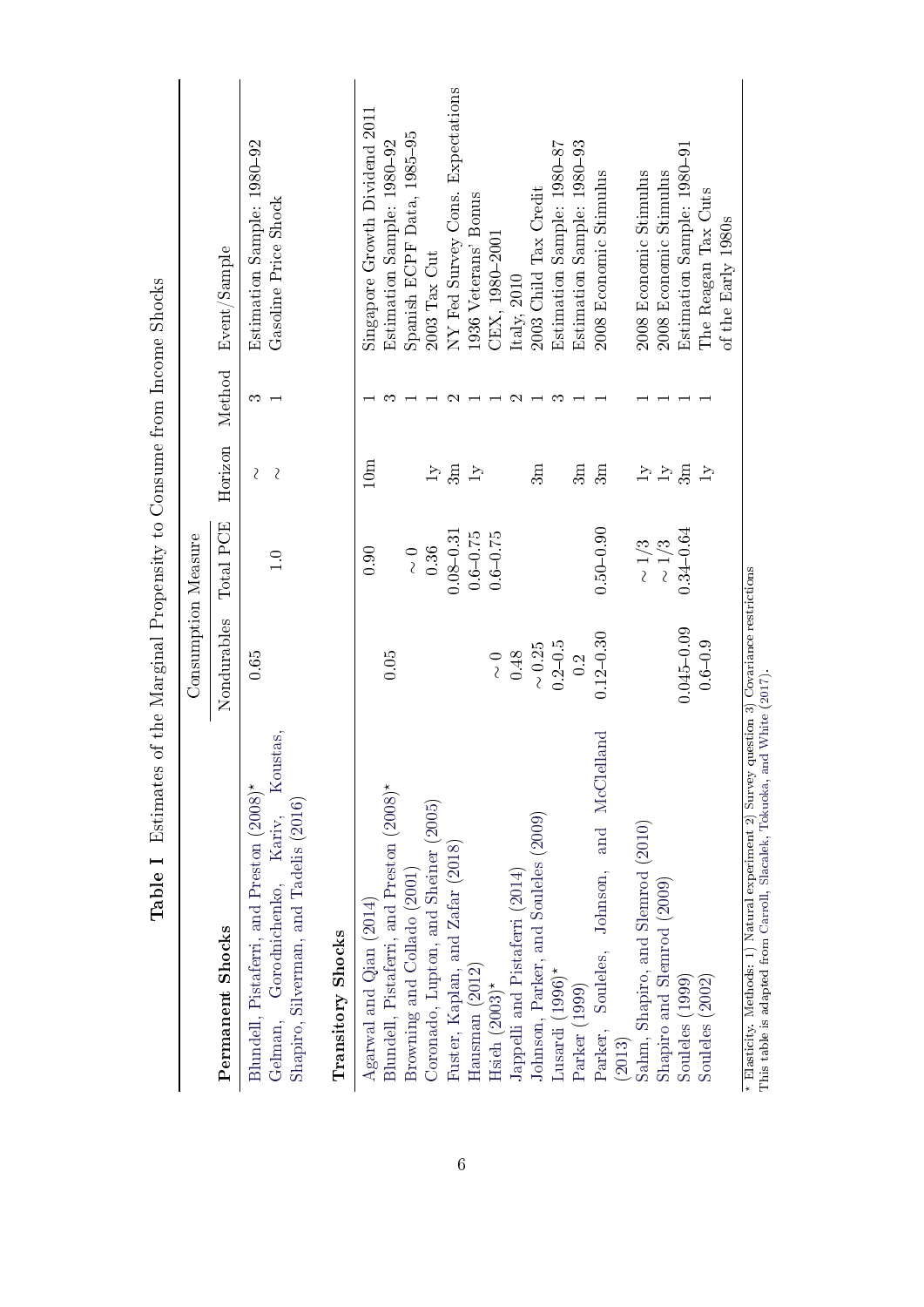**Table I** Estimates of the Marginal Propensity to Consume from Income Shocks

| | Consumption Measure | | | | |
|---|---|---|---|---|---|
| **Permanent Shocks** | Nondurables | Total PCE | Horizon | Method | Event/Sample |
| Blundell, Pistaferri, and Preston (2008)* | 0.65 | | ∼ | 3 | Estimation Sample: 1980–92 |
| Gelman, Gorodnichenko, Kariv, Koustas, Shapiro, Silverman, and Tadelis (2016) | | 1.0 | ∼ | 1 | Gasoline Price Shock |
| **Transitory Shocks** | | | | | |
| Agarwal and Qian (2014) | | 0.90 | 10m | 1 | Singapore Growth Dividend 2011 |
| Blundell, Pistaferri, and Preston (2008)* | 0.05 | | | 3 | Estimation Sample: 1980–92 |
| Browning and Collado (2001) | | ∼ 0 | | 1 | Spanish ECPF Data, 1985–95 |
| Coronado, Lupton, and Sheiner (2005) | | 0.36 | 1y | 1 | 2003 Tax Cut |
| Fuster, Kaplan, and Zafar (2018) | | 0.08–0.31 | 3m | 2 | NY Fed Survey Cons. Expectations |
| Hausman (2012) | | 0.6–0.75 | 1y | 1 | 1936 Veterans' Bonus |
| Hsieh (2003)* | ∼ 0 | 0.6–0.75 | | 1 | CEX, 1980–2001 |
| Jappelli and Pistaferri (2014) | 0.48 | | | 2 | Italy, 2010 |
| Johnson, Parker, and Souleles (2009) | ∼ 0.25 | | 3m | 1 | 2003 Child Tax Credit |
| Lusardi (1996)* | 0.2–0.5 | | | 3 | Estimation Sample: 1980–87 |
| Parker (1999) | 0.2 | | 3m | 1 | Estimation Sample: 1980–93 |
| Parker, Souleles, Johnson, and McClelland (2013) | 0.12–0.30 | 0.50–0.90 | 3m | 1 | 2008 Economic Stimulus |
| Sahm, Shapiro, and Slemrod (2010) | | ∼ 1/3 | 1y | 1 | 2008 Economic Stimulus |
| Shapiro and Slemrod (2009) | | ∼ 1/3 | 1y | 1 | 2008 Economic Stimulus |
| Souleles (1999) | 0.045–0.09 | 0.34–0.64 | 3m | 1 | Estimation Sample: 1980–91 |
| Souleles (2002) | 0.6–0.9 | | 1y | 1 | The Reagan Tax Cuts of the Early 1980s |

* Elasticity. Methods: 1) Natural experiment 2) Survey question 3) Covariance restrictions
This table is adapted from Carroll, Slacalek, Tokuoka, and White (2017).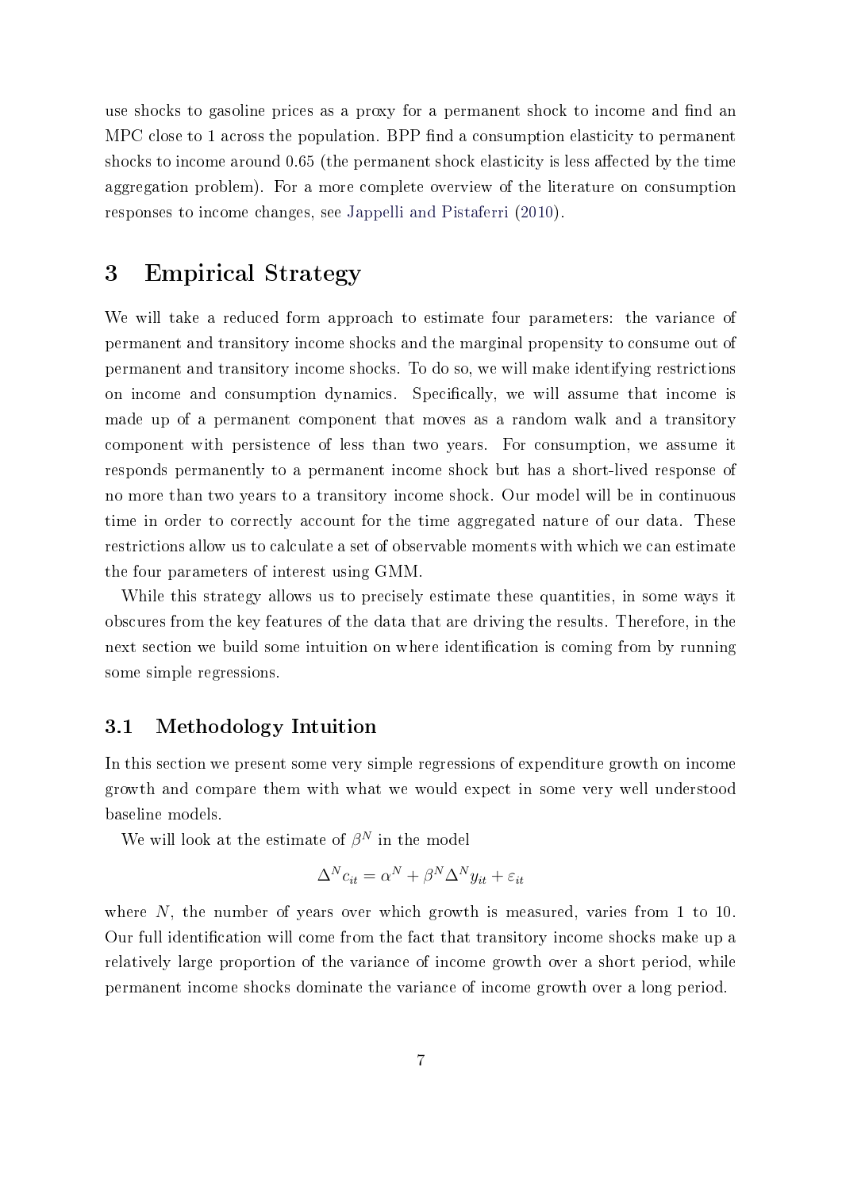use shocks to gasoline prices as a proxy for a permanent shock to income and find an MPC close to 1 across the population. BPP find a consumption elasticity to permanent shocks to income around 0.65 (the permanent shock elasticity is less affected by the time aggregation problem). For a more complete overview of the literature on consumption responses to income changes, see Jappelli and Pistaferri (2010).

# 3 Empirical Strategy

We will take a reduced form approach to estimate four parameters: the variance of permanent and transitory income shocks and the marginal propensity to consume out of permanent and transitory income shocks. To do so, we will make identifying restrictions on income and consumption dynamics. Specifically, we will assume that income is made up of a permanent component that moves as a random walk and a transitory component with persistence of less than two years. For consumption, we assume it responds permanently to a permanent income shock but has a short-lived response of no more than two years to a transitory income shock. Our model will be in continuous time in order to correctly account for the time aggregated nature of our data. These restrictions allow us to calculate a set of observable moments with which we can estimate the four parameters of interest using GMM.

While this strategy allows us to precisely estimate these quantities, in some ways it obscures from the key features of the data that are driving the results. Therefore, in the next section we build some intuition on where identification is coming from by running some simple regressions.

## 3.1 Methodology Intuition

In this section we present some very simple regressions of expenditure growth on income growth and compare them with what we would expect in some very well understood baseline models.

We will look at the estimate of $\beta^N$ in the model

$$\Delta^N c_{it} = \alpha^N + \beta^N \Delta^N y_{it} + \varepsilon_{it}$$

where $N$, the number of years over which growth is measured, varies from 1 to 10. Our full identification will come from the fact that transitory income shocks make up a relatively large proportion of the variance of income growth over a short period, while permanent income shocks dominate the variance of income growth over a long period.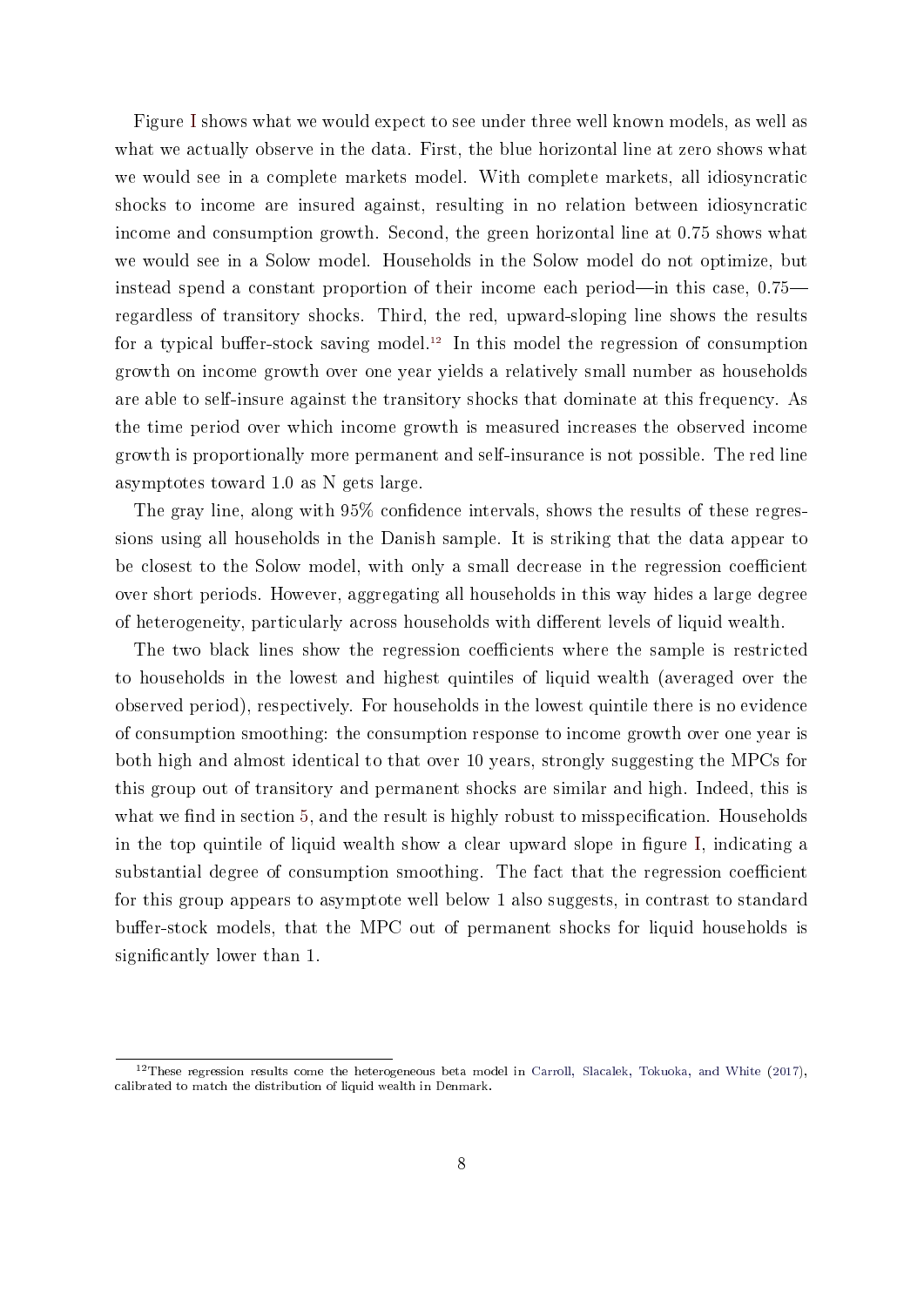Figure I shows what we would expect to see under three well known models, as well as what we actually observe in the data. First, the blue horizontal line at zero shows what we would see in a complete markets model. With complete markets, all idiosyncratic shocks to income are insured against, resulting in no relation between idiosyncratic income and consumption growth. Second, the green horizontal line at 0.75 shows what we would see in a Solow model. Households in the Solow model do not optimize, but instead spend a constant proportion of their income each period—in this case, 0.75—regardless of transitory shocks. Third, the red, upward-sloping line shows the results for a typical buffer-stock saving model.[12] In this model the regression of consumption growth on income growth over one year yields a relatively small number as households are able to self-insure against the transitory shocks that dominate at this frequency. As the time period over which income growth is measured increases the observed income growth is proportionally more permanent and self-insurance is not possible. The red line asymptotes toward 1.0 as N gets large.

The gray line, along with 95% confidence intervals, shows the results of these regressions using all households in the Danish sample. It is striking that the data appear to be closest to the Solow model, with only a small decrease in the regression coefficient over short periods. However, aggregating all households in this way hides a large degree of heterogeneity, particularly across households with different levels of liquid wealth.

The two black lines show the regression coefficients where the sample is restricted to households in the lowest and highest quintiles of liquid wealth (averaged over the observed period), respectively. For households in the lowest quintile there is no evidence of consumption smoothing: the consumption response to income growth over one year is both high and almost identical to that over 10 years, strongly suggesting the MPCs for this group out of transitory and permanent shocks are similar and high. Indeed, this is what we find in section 5, and the result is highly robust to misspecification. Households in the top quintile of liquid wealth show a clear upward slope in figure I, indicating a substantial degree of consumption smoothing. The fact that the regression coefficient for this group appears to asymptote well below 1 also suggests, in contrast to standard buffer-stock models, that the MPC out of permanent shocks for liquid households is significantly lower than 1.

---

[12] These regression results come the heterogeneous beta model in Carroll, Slacalek, Tokuoka, and White (2017), calibrated to match the distribution of liquid wealth in Denmark.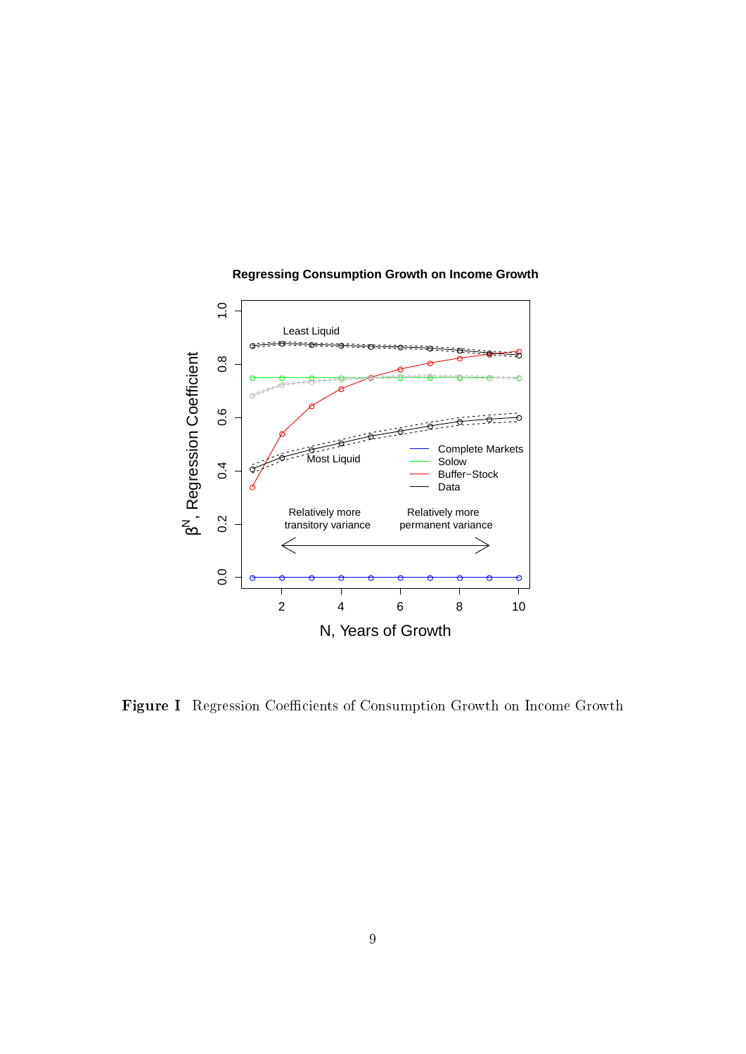**Figure I** Regression Coefficients of Consumption Growth on Income Growth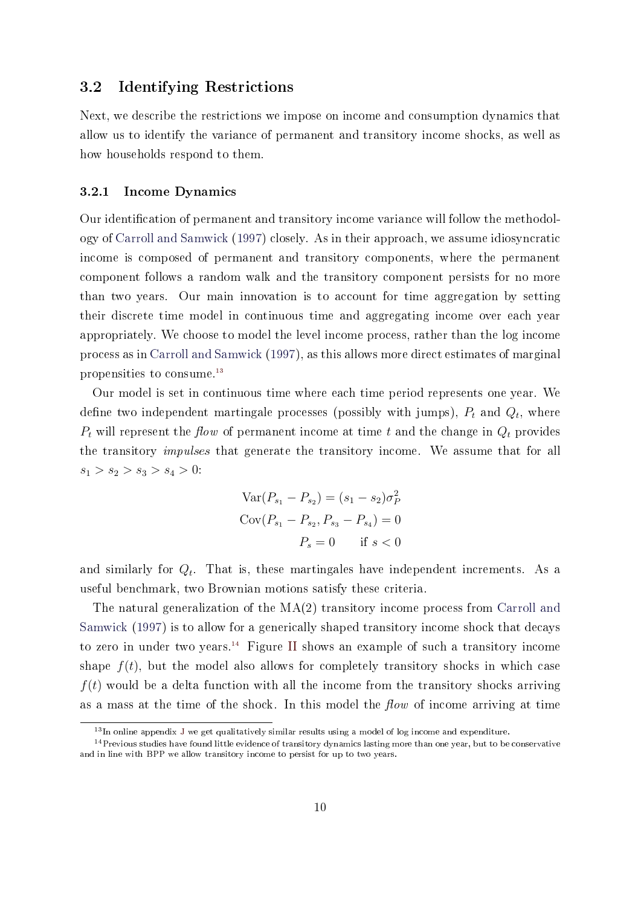## 3.2 Identifying Restrictions

Next, we describe the restrictions we impose on income and consumption dynamics that allow us to identify the variance of permanent and transitory income shocks, as well as how households respond to them.

### 3.2.1 Income Dynamics

Our identification of permanent and transitory income variance will follow the methodology of Carroll and Samwick (1997) closely. As in their approach, we assume idiosyncratic income is composed of permanent and transitory components, where the permanent component follows a random walk and the transitory component persists for no more than two years. Our main innovation is to account for time aggregation by setting their discrete time model in continuous time and aggregating income over each year appropriately. We choose to model the level income process, rather than the log income process as in Carroll and Samwick (1997), as this allows more direct estimates of marginal propensities to consume.[13]

Our model is set in continuous time where each time period represents one year. We define two independent martingale processes (possibly with jumps), $P_t$ and $Q_t$, where $P_t$ will represent the *flow* of permanent income at time $t$ and the change in $Q_t$ provides the transitory *impulses* that generate the transitory income. We assume that for all $s_1 > s_2 > s_3 > s_4 > 0$:

$$\begin{aligned}
\mathrm{Var}(P_{s_1} - P_{s_2}) &= (s_1 - s_2)\sigma_P^2 \\
\mathrm{Cov}(P_{s_1} - P_{s_2}, P_{s_3} - P_{s_4}) &= 0 \\
P_s &= 0 \qquad \text{if } s < 0
\end{aligned}$$

and similarly for $Q_t$. That is, these martingales have independent increments. As a useful benchmark, two Brownian motions satisfy these criteria.

The natural generalization of the MA(2) transitory income process from Carroll and Samwick (1997) is to allow for a generically shaped transitory income shock that decays to zero in under two years.[14] Figure II shows an example of such a transitory income shape $f(t)$, but the model also allows for completely transitory shocks in which case $f(t)$ would be a delta function with all the income from the transitory shocks arriving as a mass at the time of the shock. In this model the *flow* of income arriving at time

[13] In online appendix J we get qualitatively similar results using a model of log income and expenditure.

[14] Previous studies have found little evidence of transitory dynamics lasting more than one year, but to be conservative and in line with BPP we allow transitory income to persist for up to two years.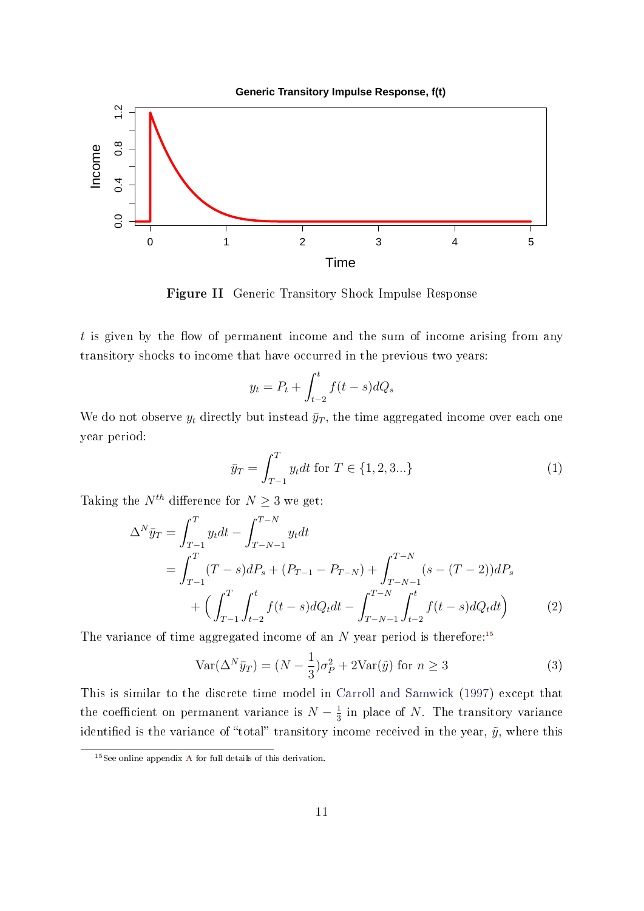**Figure II** Generic Transitory Shock Impulse Response

$t$ is given by the flow of permanent income and the sum of income arising from any transitory shocks to income that have occurred in the previous two years:

$$y_t = P_t + \int_{t-2}^{t} f(t-s)dQ_s$$

We do not observe $y_t$ directly but instead $\bar{y}_T$, the time aggregated income over each one year period:

$$\bar{y}_T = \int_{T-1}^{T} y_t dt \text{ for } T \in \{1, 2, 3...\} \tag{1}$$

Taking the $N^{th}$ difference for $N \geq 3$ we get:

$$\begin{aligned}
\Delta^N \bar{y}_T &= \int_{T-1}^{T} y_t dt - \int_{T-N-1}^{T-N} y_t dt \\
&= \int_{T-1}^{T} (T-s)dP_s + (P_{T-1} - P_{T-N}) + \int_{T-N-1}^{T-N} (s-(T-2))dP_s \\
&\quad + \Big( \int_{T-1}^{T} \int_{t-2}^{t} f(t-s)dQ_t dt - \int_{T-N-1}^{T-N} \int_{t-2}^{t} f(t-s)dQ_t dt \Big)
\end{aligned} \tag{2}$$

The variance of time aggregated income of an $N$ year period is therefore:[15]

$$\text{Var}(\Delta^N \bar{y}_T) = (N - \frac{1}{3})\sigma_P^2 + 2\text{Var}(\tilde{y}) \text{ for } n \geq 3 \tag{3}$$

This is similar to the discrete time model in Carroll and Samwick (1997) except that the coefficient on permanent variance is $N - \frac{1}{3}$ in place of $N$. The transitory variance identified is the variance of "total" transitory income received in the year, $\tilde{y}$, where this

[15] See online appendix A for full details of this derivation.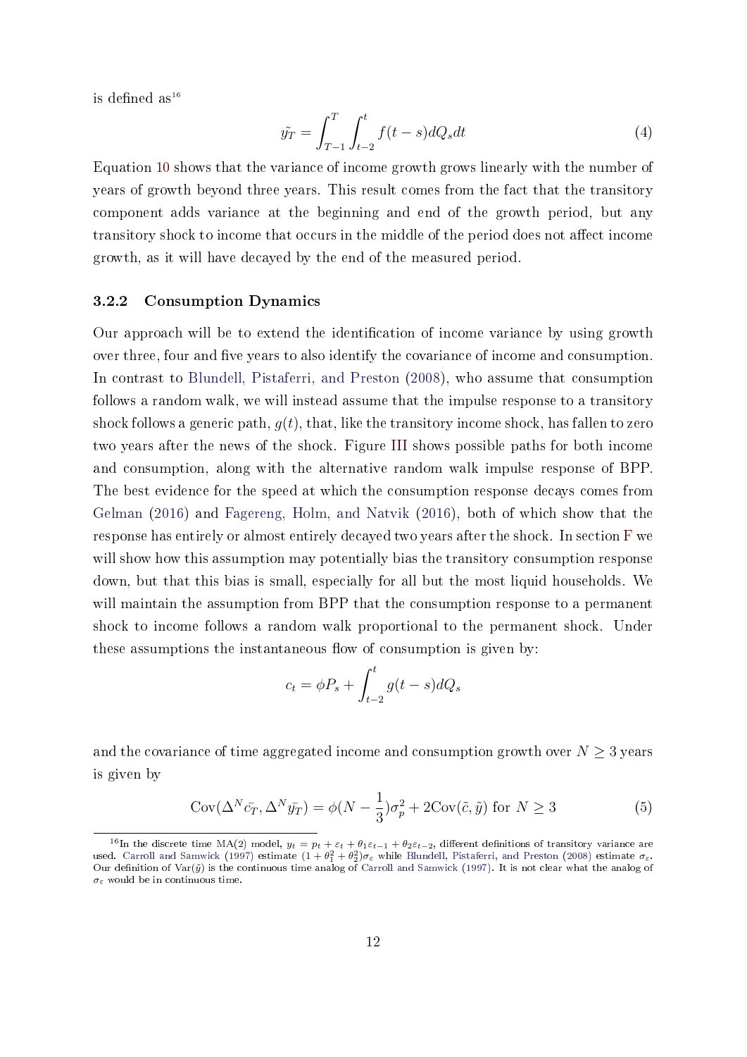is defined as[16]

$$\tilde{y_T} = \int_{T-1}^{T} \int_{t-2}^{t} f(t-s) dQ_s dt \tag{4}$$

Equation 10 shows that the variance of income growth grows linearly with the number of years of growth beyond three years. This result comes from the fact that the transitory component adds variance at the beginning and end of the growth period, but any transitory shock to income that occurs in the middle of the period does not affect income growth, as it will have decayed by the end of the measured period.

### 3.2.2 Consumption Dynamics

Our approach will be to extend the identification of income variance by using growth over three, four and five years to also identify the covariance of income and consumption. In contrast to Blundell, Pistaferri, and Preston (2008), who assume that consumption follows a random walk, we will instead assume that the impulse response to a transitory shock follows a generic path, $g(t)$, that, like the transitory income shock, has fallen to zero two years after the news of the shock. Figure III shows possible paths for both income and consumption, along with the alternative random walk impulse response of BPP. The best evidence for the speed at which the consumption response decays comes from Gelman (2016) and Fagereng, Holm, and Natvik (2016), both of which show that the response has entirely or almost entirely decayed two years after the shock. In section F we will show how this assumption may potentially bias the transitory consumption response down, but that this bias is small, especially for all but the most liquid households. We will maintain the assumption from BPP that the consumption response to a permanent shock to income follows a random walk proportional to the permanent shock. Under these assumptions the instantaneous flow of consumption is given by:

$$c_t = \phi P_s + \int_{t-2}^{t} g(t-s) dQ_s$$

and the covariance of time aggregated income and consumption growth over $N \geq 3$ years is given by

$$\text{Cov}(\Delta^N \bar{c_T}, \Delta^N \bar{y_T}) = \phi(N - \frac{1}{3})\sigma_p^2 + 2\text{Cov}(\tilde{c}, \tilde{y}) \text{ for } N \geq 3 \tag{5}$$

[16] In the discrete time MA(2) model, $y_t = p_t + \varepsilon_t + \theta_1 \varepsilon_{t-1} + \theta_2 \varepsilon_{t-2}$, different definitions of transitory variance are used. Carroll and Samwick (1997) estimate $(1 + \theta_1^2 + \theta_2^2)\sigma_\varepsilon$ while Blundell, Pistaferri, and Preston (2008) estimate $\sigma_\varepsilon$. Our definition of $\text{Var}(\tilde{y})$ is the continuous time analog of Carroll and Samwick (1997). It is not clear what the analog of $\sigma_\varepsilon$ would be in continuous time.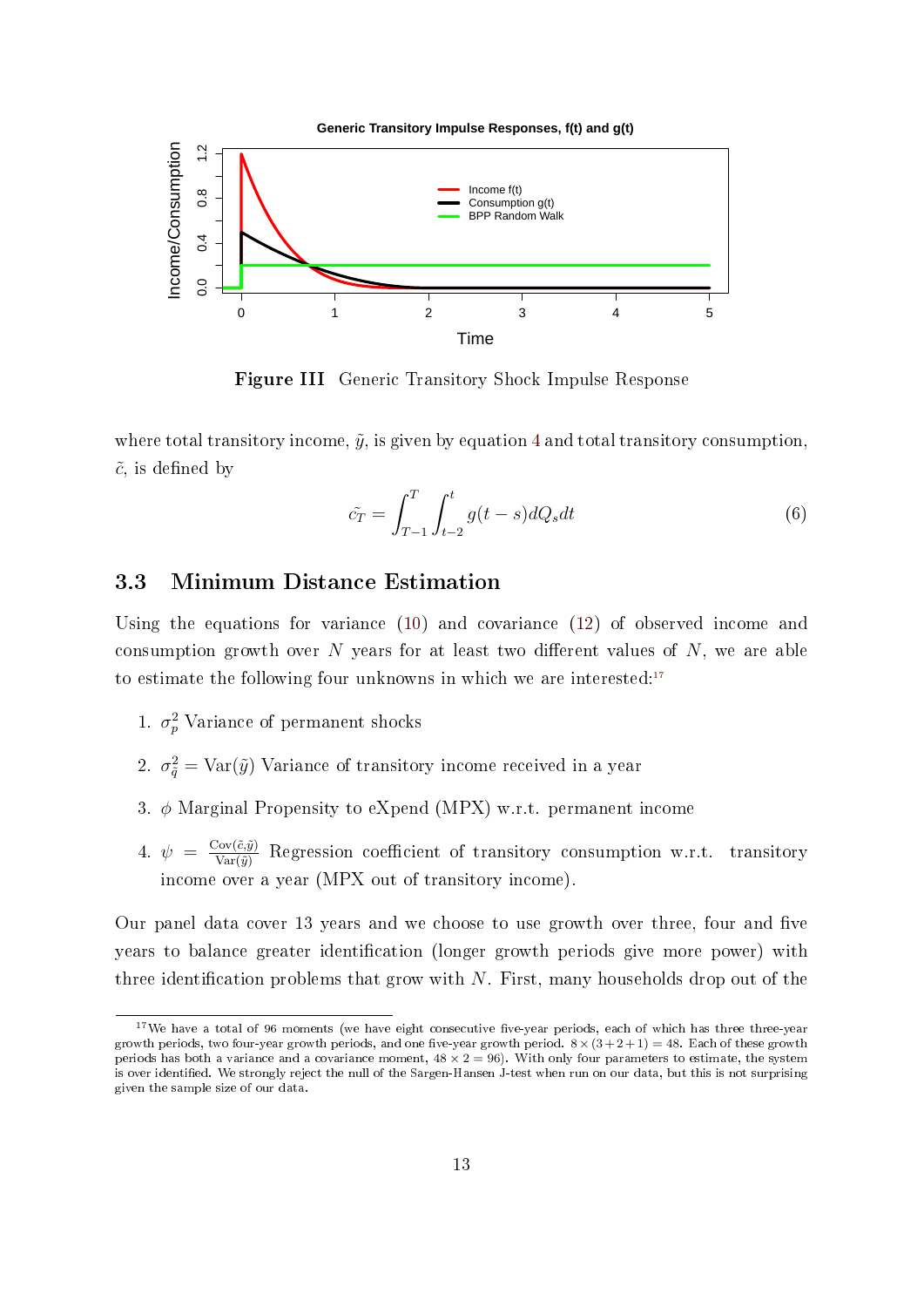**Figure III** Generic Transitory Shock Impulse Response

where total transitory income, $\tilde{y}$, is given by equation 4 and total transitory consumption, $\tilde{c}$, is defined by

$$\tilde{c_T} = \int_{T-1}^{T} \int_{t-2}^{t} g(t-s) dQ_s dt \tag{6}$$

### 3.3 Minimum Distance Estimation

Using the equations for variance (10) and covariance (12) of observed income and consumption growth over $N$ years for at least two different values of $N$, we are able to estimate the following four unknowns in which we are interested:[17]

1. $\sigma_p^2$ Variance of permanent shocks
2. $\sigma_{\tilde{q}}^2 = \text{Var}(\tilde{y})$ Variance of transitory income received in a year
3. $\phi$ Marginal Propensity to eXpend (MPX) w.r.t. permanent income
4. $\psi = \frac{\text{Cov}(\tilde{c},\tilde{y})}{\text{Var}(\tilde{y})}$ Regression coefficient of transitory consumption w.r.t. transitory income over a year (MPX out of transitory income).

Our panel data cover 13 years and we choose to use growth over three, four and five years to balance greater identification (longer growth periods give more power) with three identification problems that grow with $N$. First, many households drop out of the

[17] We have a total of 96 moments (we have eight consecutive five-year periods, each of which has three three-year growth periods, two four-year growth periods, and one five-year growth period. $8 \times (3+2+1) = 48$. Each of these growth periods has both a variance and a covariance moment, $48 \times 2 = 96$). With only four parameters to estimate, the system is over identified. We strongly reject the null of the Sargen-Hansen J-test when run on our data, but this is not surprising given the sample size of our data.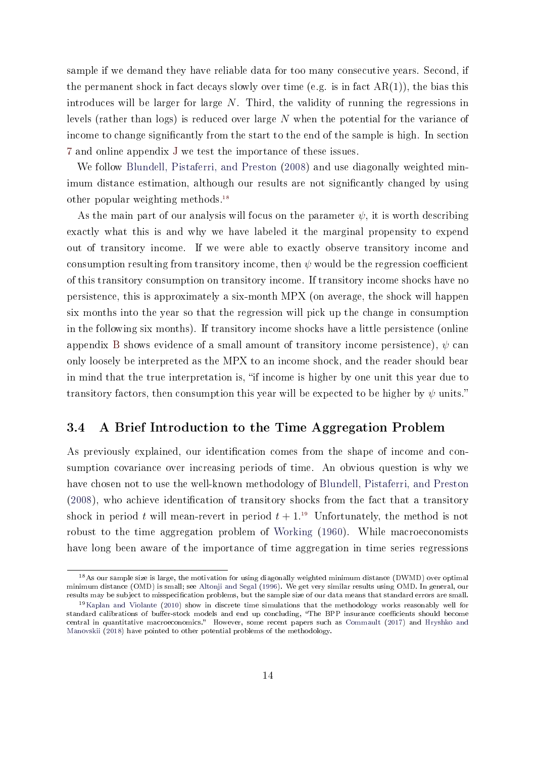sample if we demand they have reliable data for too many consecutive years. Second, if the permanent shock in fact decays slowly over time (e.g. is in fact AR(1)), the bias this introduces will be larger for large $N$. Third, the validity of running the regressions in levels (rather than logs) is reduced over large $N$ when the potential for the variance of income to change significantly from the start to the end of the sample is high. In section 7 and online appendix J we test the importance of these issues.

We follow Blundell, Pistaferri, and Preston (2008) and use diagonally weighted minimum distance estimation, although our results are not significantly changed by using other popular weighting methods.[18]

As the main part of our analysis will focus on the parameter $\psi$, it is worth describing exactly what this is and why we have labeled it the marginal propensity to expend out of transitory income. If we were able to exactly observe transitory income and consumption resulting from transitory income, then $\psi$ would be the regression coefficient of this transitory consumption on transitory income. If transitory income shocks have no persistence, this is approximately a six-month MPX (on average, the shock will happen six months into the year so that the regression will pick up the change in consumption in the following six months). If transitory income shocks have a little persistence (online appendix B shows evidence of a small amount of transitory income persistence), $\psi$ can only loosely be interpreted as the MPX to an income shock, and the reader should bear in mind that the true interpretation is, "if income is higher by one unit this year due to transitory factors, then consumption this year will be expected to be higher by $\psi$ units."

## 3.4 A Brief Introduction to the Time Aggregation Problem

As previously explained, our identification comes from the shape of income and consumption covariance over increasing periods of time. An obvious question is why we have chosen not to use the well-known methodology of Blundell, Pistaferri, and Preston (2008), who achieve identification of transitory shocks from the fact that a transitory shock in period $t$ will mean-revert in period $t+1$.[19] Unfortunately, the method is not robust to the time aggregation problem of Working (1960). While macroeconomists have long been aware of the importance of time aggregation in time series regressions

[18] As our sample size is large, the motivation for using diagonally weighted minimum distance (DWMD) over optimal minimum distance (OMD) is small; see Altonji and Segal (1996). We get very similar results using OMD. In general, our results may be subject to misspecification problems, but the sample size of our data means that standard errors are small.

[19] Kaplan and Violante (2010) show in discrete time simulations that the methodology works reasonably well for standard calibrations of buffer-stock models and end up concluding, "The BPP insurance coefficients should become central in quantitative macroeconomics." However, some recent papers such as Commault (2017) and Hryshko and Manovskii (2018) have pointed to other potential problems of the methodology.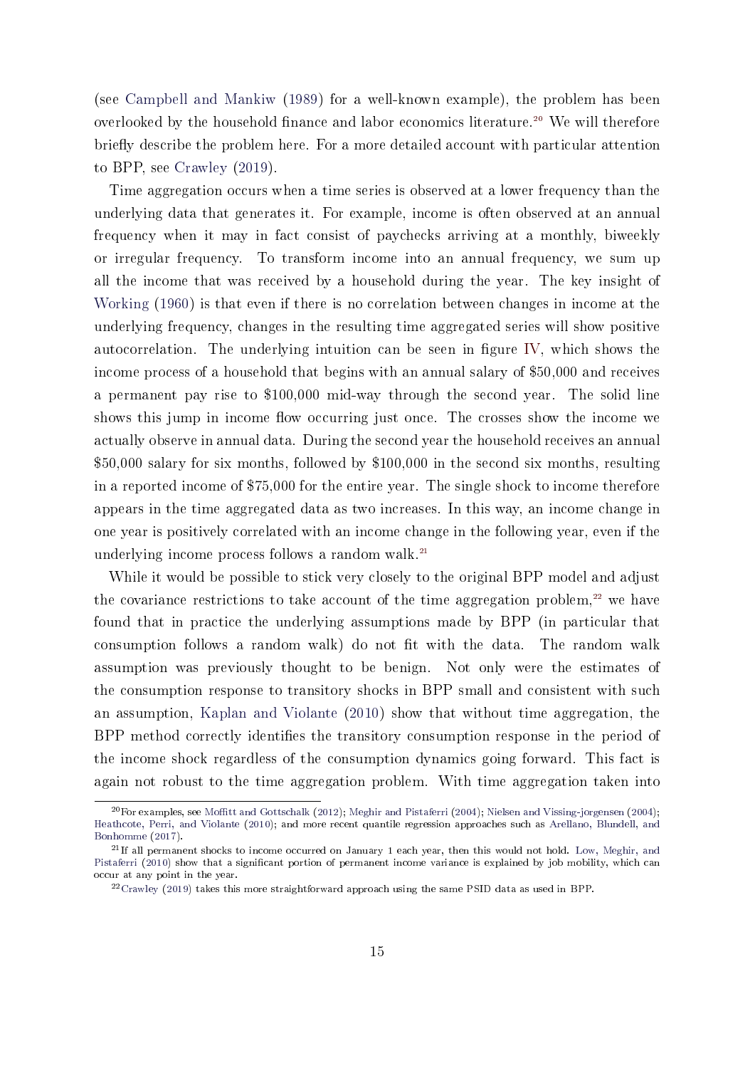(see Campbell and Mankiw (1989) for a well-known example), the problem has been overlooked by the household finance and labor economics literature.[20] We will therefore briefly describe the problem here. For a more detailed account with particular attention to BPP, see Crawley (2019).

Time aggregation occurs when a time series is observed at a lower frequency than the underlying data that generates it. For example, income is often observed at an annual frequency when it may in fact consist of paychecks arriving at a monthly, biweekly or irregular frequency. To transform income into an annual frequency, we sum up all the income that was received by a household during the year. The key insight of Working (1960) is that even if there is no correlation between changes in income at the underlying frequency, changes in the resulting time aggregated series will show positive autocorrelation. The underlying intuition can be seen in figure IV, which shows the income process of a household that begins with an annual salary of $50,000 and receives a permanent pay rise to $100,000 mid-way through the second year. The solid line shows this jump in income flow occurring just once. The crosses show the income we actually observe in annual data. During the second year the household receives an annual $50,000 salary for six months, followed by $100,000 in the second six months, resulting in a reported income of $75,000 for the entire year. The single shock to income therefore appears in the time aggregated data as two increases. In this way, an income change in one year is positively correlated with an income change in the following year, even if the underlying income process follows a random walk.[21]

While it would be possible to stick very closely to the original BPP model and adjust the covariance restrictions to take account of the time aggregation problem,[22] we have found that in practice the underlying assumptions made by BPP (in particular that consumption follows a random walk) do not fit with the data. The random walk assumption was previously thought to be benign. Not only were the estimates of the consumption response to transitory shocks in BPP small and consistent with such an assumption, Kaplan and Violante (2010) show that without time aggregation, the BPP method correctly identifies the transitory consumption response in the period of the income shock regardless of the consumption dynamics going forward. This fact is again not robust to the time aggregation problem. With time aggregation taken into

[20] For examples, see Moffitt and Gottschalk (2012); Meghir and Pistaferri (2004); Nielsen and Vissing-jorgensen (2004); Heathcote, Perri, and Violante (2010); and more recent quantile regression approaches such as Arellano, Blundell, and Bonhomme (2017).

[21] If all permanent shocks to income occurred on January 1 each year, then this would not hold. Low, Meghir, and Pistaferri (2010) show that a significant portion of permanent income variance is explained by job mobility, which can occur at any point in the year.

[22] Crawley (2019) takes this more straightforward approach using the same PSID data as used in BPP.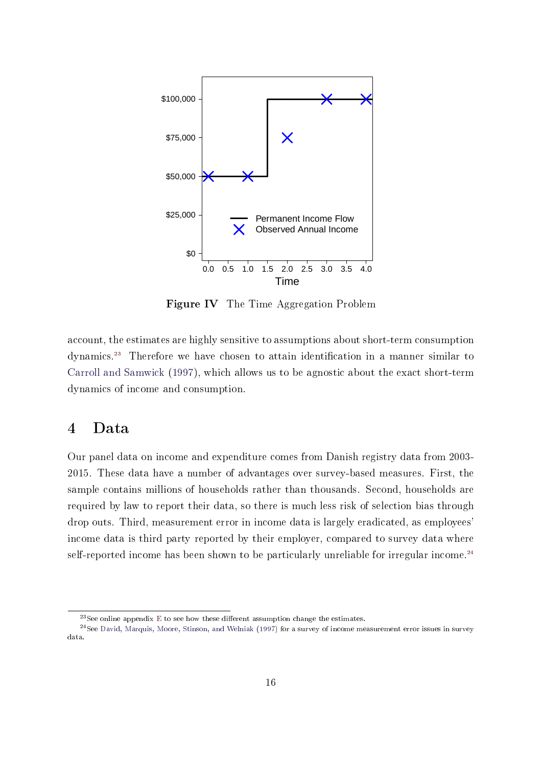**Figure IV** The Time Aggregation Problem

account, the estimates are highly sensitive to assumptions about short-term consumption dynamics.[23] Therefore we have chosen to attain identification in a manner similar to Carroll and Samwick (1997), which allows us to be agnostic about the exact short-term dynamics of income and consumption.

# 4 Data

Our panel data on income and expenditure comes from Danish registry data from 2003-2015. These data have a number of advantages over survey-based measures. First, the sample contains millions of households rather than thousands. Second, households are required by law to report their data, so there is much less risk of selection bias through drop outs. Third, measurement error in income data is largely eradicated, as employees' income data is third party reported by their employer, compared to survey data where self-reported income has been shown to be particularly unreliable for irregular income.[24]

---

[23] See online appendix E to see how these different assumption change the estimates.

[24] See David, Marquis, Moore, Stinson, and Welniak (1997) for a survey of income measurement error issues in survey data.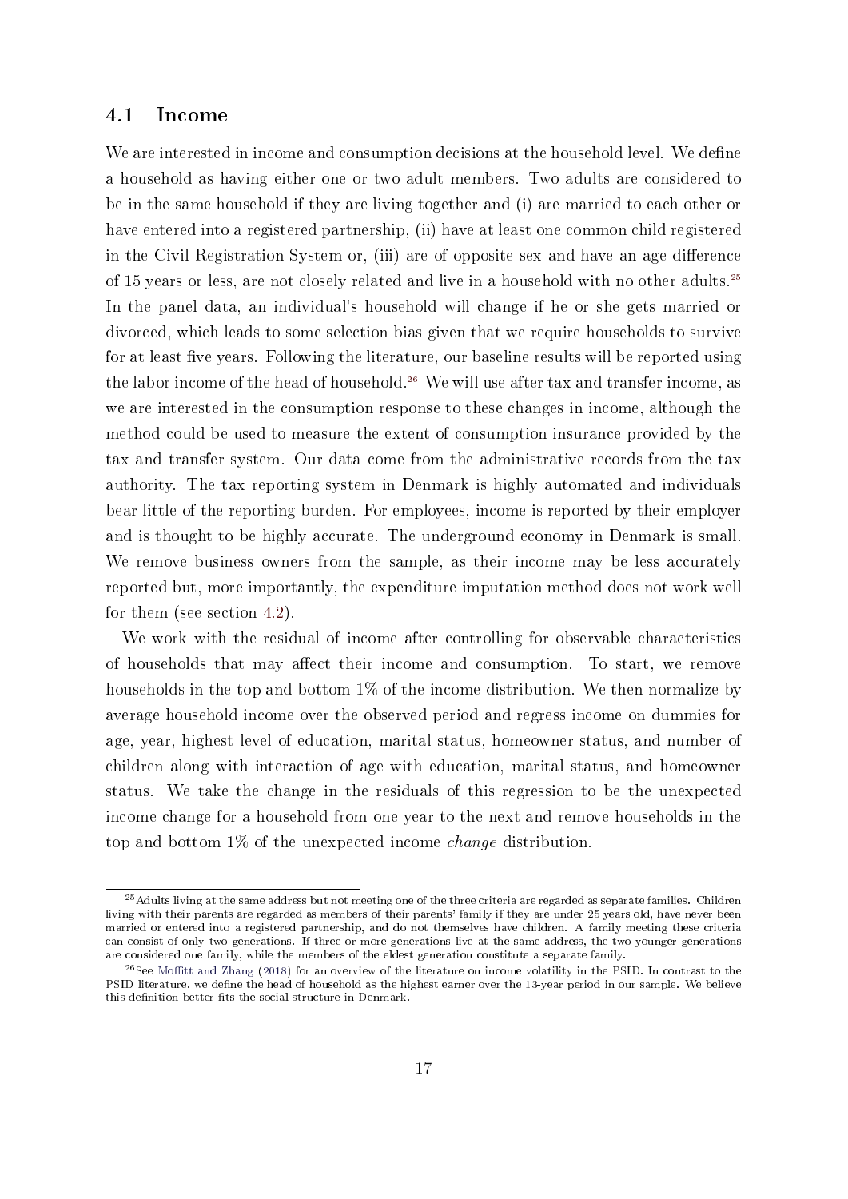## 4.1 Income

We are interested in income and consumption decisions at the household level. We define a household as having either one or two adult members. Two adults are considered to be in the same household if they are living together and (i) are married to each other or have entered into a registered partnership, (ii) have at least one common child registered in the Civil Registration System or, (iii) are of opposite sex and have an age difference of 15 years or less, are not closely related and live in a household with no other adults.[25] In the panel data, an individual's household will change if he or she gets married or divorced, which leads to some selection bias given that we require households to survive for at least five years. Following the literature, our baseline results will be reported using the labor income of the head of household.[26] We will use after tax and transfer income, as we are interested in the consumption response to these changes in income, although the method could be used to measure the extent of consumption insurance provided by the tax and transfer system. Our data come from the administrative records from the tax authority. The tax reporting system in Denmark is highly automated and individuals bear little of the reporting burden. For employees, income is reported by their employer and is thought to be highly accurate. The underground economy in Denmark is small. We remove business owners from the sample, as their income may be less accurately reported but, more importantly, the expenditure imputation method does not work well for them (see section 4.2).

We work with the residual of income after controlling for observable characteristics of households that may affect their income and consumption. To start, we remove households in the top and bottom 1% of the income distribution. We then normalize by average household income over the observed period and regress income on dummies for age, year, highest level of education, marital status, homeowner status, and number of children along with interaction of age with education, marital status, and homeowner status. We take the change in the residuals of this regression to be the unexpected income change for a household from one year to the next and remove households in the top and bottom 1% of the unexpected income *change* distribution.

[25] Adults living at the same address but not meeting one of the three criteria are regarded as separate families. Children living with their parents are regarded as members of their parents' family if they are under 25 years old, have never been married or entered into a registered partnership, and do not themselves have children. A family meeting these criteria can consist of only two generations. If three or more generations live at the same address, the two younger generations are considered one family, while the members of the eldest generation constitute a separate family.

[26] See Moffitt and Zhang (2018) for an overview of the literature on income volatility in the PSID. In contrast to the PSID literature, we define the head of household as the highest earner over the 13-year period in our sample. We believe this definition better fits the social structure in Denmark.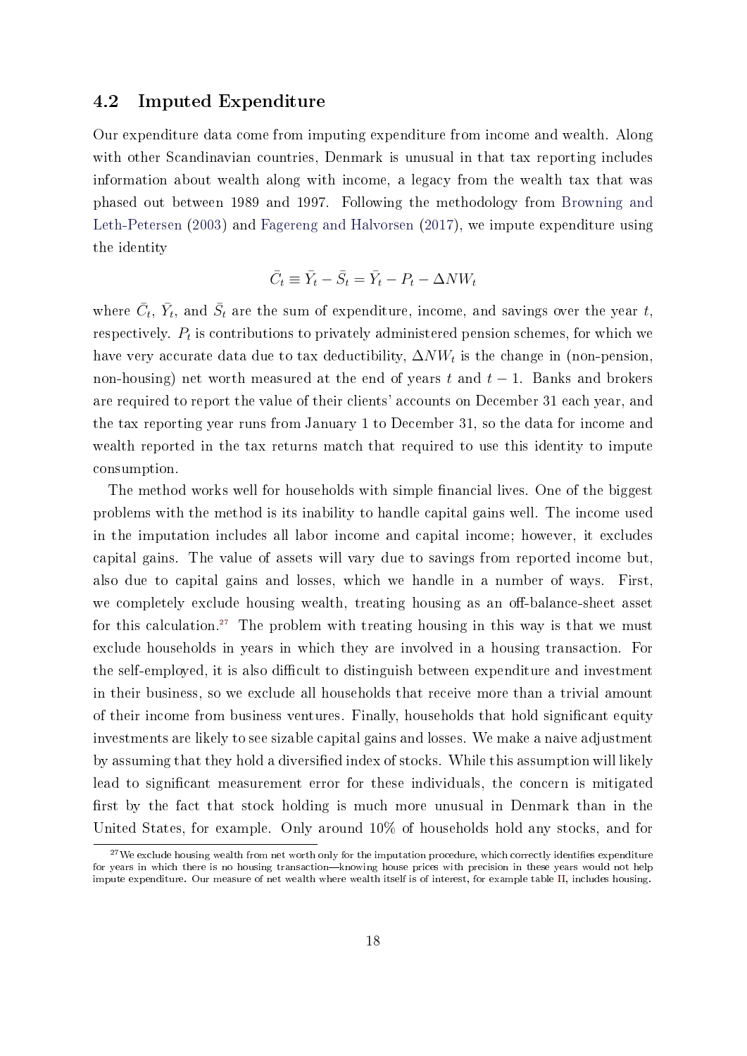## 4.2 Imputed Expenditure

Our expenditure data come from imputing expenditure from income and wealth. Along with other Scandinavian countries, Denmark is unusual in that tax reporting includes information about wealth along with income, a legacy from the wealth tax that was phased out between 1989 and 1997. Following the methodology from Browning and Leth-Petersen (2003) and Fagereng and Halvorsen (2017), we impute expenditure using the identity

$$\bar{C}_t \equiv \bar{Y}_t - \bar{S}_t = \bar{Y}_t - P_t - \Delta NW_t$$

where $\bar{C}_t$, $\bar{Y}_t$, and $\bar{S}_t$ are the sum of expenditure, income, and savings over the year $t$, respectively. $P_t$ is contributions to privately administered pension schemes, for which we have very accurate data due to tax deductibility, $\Delta NW_t$ is the change in (non-pension, non-housing) net worth measured at the end of years $t$ and $t-1$. Banks and brokers are required to report the value of their clients' accounts on December 31 each year, and the tax reporting year runs from January 1 to December 31, so the data for income and wealth reported in the tax returns match that required to use this identity to impute consumption.

The method works well for households with simple financial lives. One of the biggest problems with the method is its inability to handle capital gains well. The income used in the imputation includes all labor income and capital income; however, it excludes capital gains. The value of assets will vary due to savings from reported income but, also due to capital gains and losses, which we handle in a number of ways. First, we completely exclude housing wealth, treating housing as an off-balance-sheet asset for this calculation.[27] The problem with treating housing in this way is that we must exclude households in years in which they are involved in a housing transaction. For the self-employed, it is also difficult to distinguish between expenditure and investment in their business, so we exclude all households that receive more than a trivial amount of their income from business ventures. Finally, households that hold significant equity investments are likely to see sizable capital gains and losses. We make a naive adjustment by assuming that they hold a diversified index of stocks. While this assumption will likely lead to significant measurement error for these individuals, the concern is mitigated first by the fact that stock holding is much more unusual in Denmark than in the United States, for example. Only around 10% of households hold any stocks, and for

[27] We exclude housing wealth from net worth only for the imputation procedure, which correctly identifies expenditure for years in which there is no housing transaction—knowing house prices with precision in these years would not help impute expenditure. Our measure of net wealth where wealth itself is of interest, for example table II, includes housing.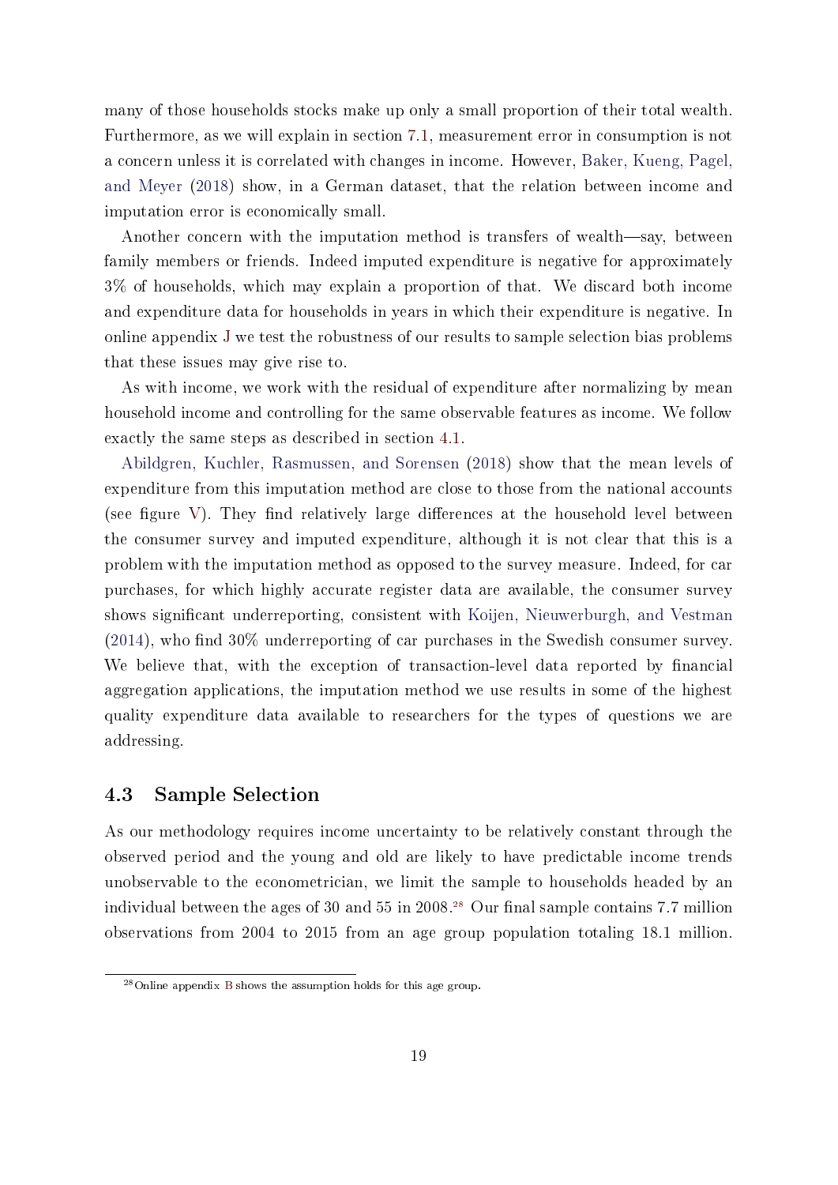many of those households stocks make up only a small proportion of their total wealth. Furthermore, as we will explain in section 7.1, measurement error in consumption is not a concern unless it is correlated with changes in income. However, Baker, Kueng, Pagel, and Meyer (2018) show, in a German dataset, that the relation between income and imputation error is economically small.

Another concern with the imputation method is transfers of wealth—say, between family members or friends. Indeed imputed expenditure is negative for approximately 3% of households, which may explain a proportion of that. We discard both income and expenditure data for households in years in which their expenditure is negative. In online appendix J we test the robustness of our results to sample selection bias problems that these issues may give rise to.

As with income, we work with the residual of expenditure after normalizing by mean household income and controlling for the same observable features as income. We follow exactly the same steps as described in section 4.1.

Abildgren, Kuchler, Rasmussen, and Sorensen (2018) show that the mean levels of expenditure from this imputation method are close to those from the national accounts (see figure V). They find relatively large differences at the household level between the consumer survey and imputed expenditure, although it is not clear that this is a problem with the imputation method as opposed to the survey measure. Indeed, for car purchases, for which highly accurate register data are available, the consumer survey shows significant underreporting, consistent with Koijen, Nieuwerburgh, and Vestman (2014), who find 30% underreporting of car purchases in the Swedish consumer survey. We believe that, with the exception of transaction-level data reported by financial aggregation applications, the imputation method we use results in some of the highest quality expenditure data available to researchers for the types of questions we are addressing.

### 4.3 Sample Selection

As our methodology requires income uncertainty to be relatively constant through the observed period and the young and old are likely to have predictable income trends unobservable to the econometrician, we limit the sample to households headed by an individual between the ages of 30 and 55 in 2008.[28] Our final sample contains 7.7 million observations from 2004 to 2015 from an age group population totaling 18.1 million.

[28] Online appendix B shows the assumption holds for this age group.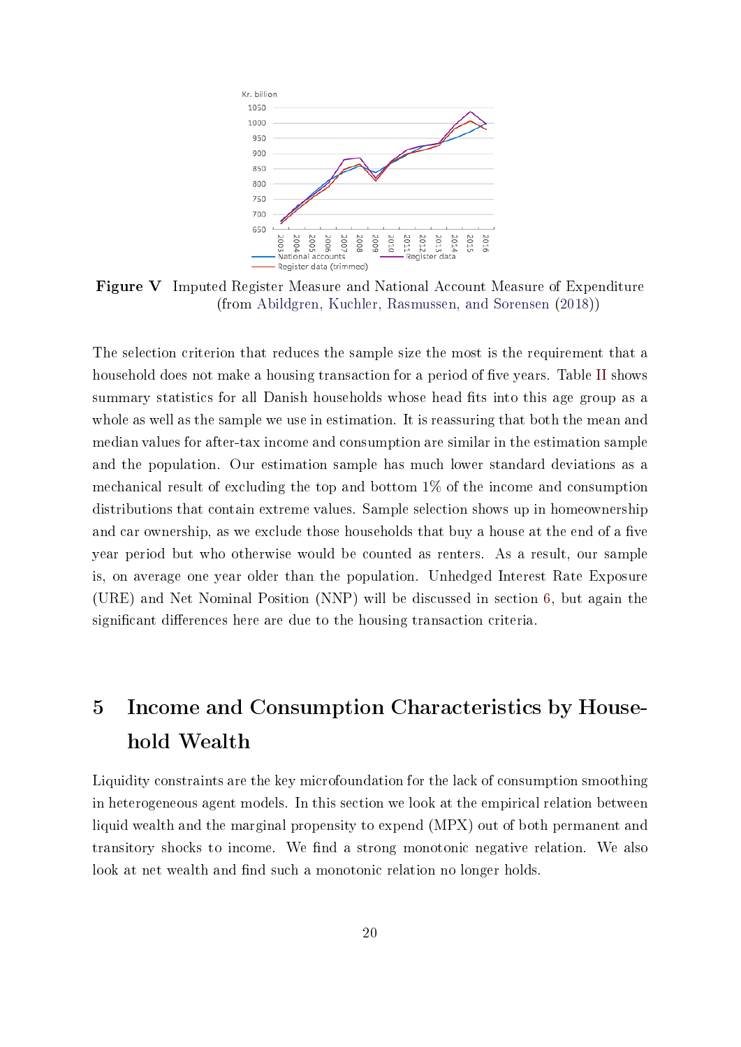**Figure V** Imputed Register Measure and National Account Measure of Expenditure (from Abildgren, Kuchler, Rasmussen, and Sorensen (2018))

The selection criterion that reduces the sample size the most is the requirement that a household does not make a housing transaction for a period of five years. Table II shows summary statistics for all Danish households whose head fits into this age group as a whole as well as the sample we use in estimation. It is reassuring that both the mean and median values for after-tax income and consumption are similar in the estimation sample and the population. Our estimation sample has much lower standard deviations as a mechanical result of excluding the top and bottom 1% of the income and consumption distributions that contain extreme values. Sample selection shows up in homeownership and car ownership, as we exclude those households that buy a house at the end of a five year period but who otherwise would be counted as renters. As a result, our sample is, on average one year older than the population. Unhedged Interest Rate Exposure (URE) and Net Nominal Position (NNP) will be discussed in section 6, but again the significant differences here are due to the housing transaction criteria.

# 5 Income and Consumption Characteristics by Household Wealth

Liquidity constraints are the key microfoundation for the lack of consumption smoothing in heterogeneous agent models. In this section we look at the empirical relation between liquid wealth and the marginal propensity to expend (MPX) out of both permanent and transitory shocks to income. We find a strong monotonic negative relation. We also look at net wealth and find such a monotonic relation no longer holds.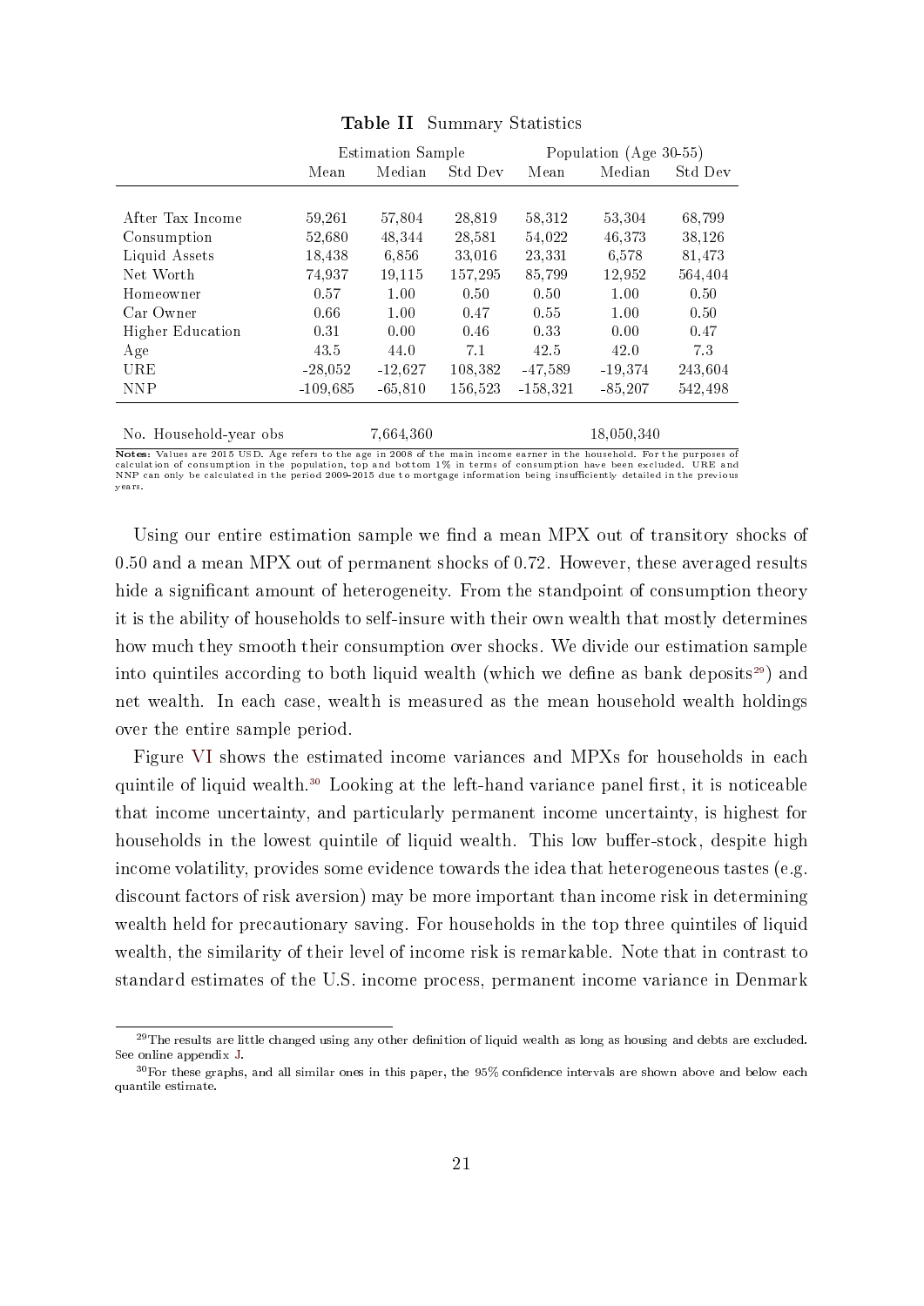**Table II** Summary Statistics

| | Estimation Sample | | | Population (Age 30-55) | | |
|---|---|---|---|---|---|---|
| | Mean | Median | Std Dev | Mean | Median | Std Dev |
| After Tax Income | 59,261 | 57,804 | 28,819 | 58,312 | 53,304 | 68,799 |
| Consumption | 52,680 | 48,344 | 28,581 | 54,022 | 46,373 | 38,126 |
| Liquid Assets | 18,438 | 6,856 | 33,016 | 23,331 | 6,578 | 81,473 |
| Net Worth | 74,937 | 19,115 | 157,295 | 85,799 | 12,952 | 564,404 |
| Homeowner | 0.57 | 1.00 | 0.50 | 0.50 | 1.00 | 0.50 |
| Car Owner | 0.66 | 1.00 | 0.47 | 0.55 | 1.00 | 0.50 |
| Higher Education | 0.31 | 0.00 | 0.46 | 0.33 | 0.00 | 0.47 |
| Age | 43.5 | 44.0 | 7.1 | 42.5 | 42.0 | 7.3 |
| URE | -28,052 | -12,627 | 108,382 | -47,589 | -19,374 | 243,604 |
| NNP | -109,685 | -65,810 | 156,523 | -158,321 | -85,207 | 542,498 |
| No. Household-year obs | | 7,664,360 | | | 18,050,340 | |

**Notes:** Values are 2015 USD. Age refers to the age in 2008 of the main income earner in the household. For the purposes of calculation of consumption in the population, top and bottom 1% in terms of consumption have been excluded. URE and NNP can only be calculated in the period 2009-2015 due to mortgage information being insufficiently detailed in the previous years.

Using our entire estimation sample we find a mean MPX out of transitory shocks of 0.50 and a mean MPX out of permanent shocks of 0.72. However, these averaged results hide a significant amount of heterogeneity. From the standpoint of consumption theory it is the ability of households to self-insure with their own wealth that mostly determines how much they smooth their consumption over shocks. We divide our estimation sample into quintiles according to both liquid wealth (which we define as bank deposits[29]) and net wealth. In each case, wealth is measured as the mean household wealth holdings over the entire sample period.

Figure VI shows the estimated income variances and MPXs for households in each quintile of liquid wealth.[30] Looking at the left-hand variance panel first, it is noticeable that income uncertainty, and particularly permanent income uncertainty, is highest for households in the lowest quintile of liquid wealth. This low buffer-stock, despite high income volatility, provides some evidence towards the idea that heterogeneous tastes (e.g. discount factors of risk aversion) may be more important than income risk in determining wealth held for precautionary saving. For households in the top three quintiles of liquid wealth, the similarity of their level of income risk is remarkable. Note that in contrast to standard estimates of the U.S. income process, permanent income variance in Denmark

[29] The results are little changed using any other definition of liquid wealth as long as housing and debts are excluded. See online appendix J.

[30] For these graphs, and all similar ones in this paper, the 95% confidence intervals are shown above and below each quantile estimate.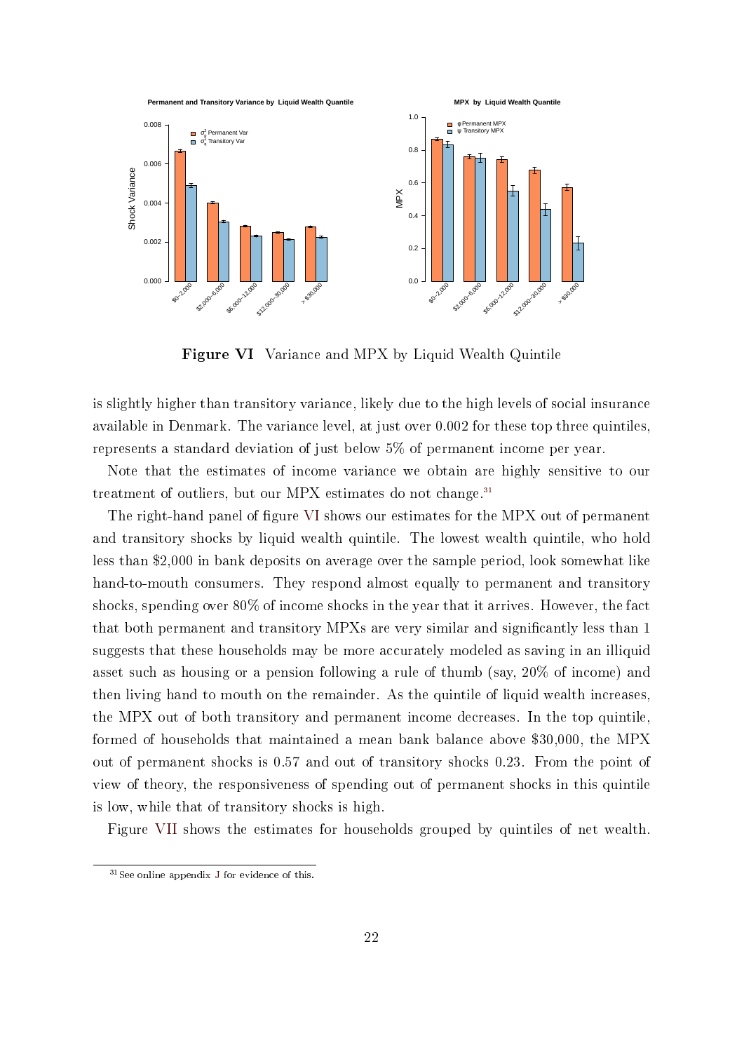**Figure VI** Variance and MPX by Liquid Wealth Quintile

is slightly higher than transitory variance, likely due to the high levels of social insurance available in Denmark. The variance level, at just over 0.002 for these top three quintiles, represents a standard deviation of just below 5% of permanent income per year.

Note that the estimates of income variance we obtain are highly sensitive to our treatment of outliers, but our MPX estimates do not change.[31]

The right-hand panel of figure VI shows our estimates for the MPX out of permanent and transitory shocks by liquid wealth quintile. The lowest wealth quintile, who hold less than \$2,000 in bank deposits on average over the sample period, look somewhat like hand-to-mouth consumers. They respond almost equally to permanent and transitory shocks, spending over 80% of income shocks in the year that it arrives. However, the fact that both permanent and transitory MPXs are very similar and significantly less than 1 suggests that these households may be more accurately modeled as saving in an illiquid asset such as housing or a pension following a rule of thumb (say, 20% of income) and then living hand to mouth on the remainder. As the quintile of liquid wealth increases, the MPX out of both transitory and permanent income decreases. In the top quintile, formed of households that maintained a mean bank balance above \$30,000, the MPX out of permanent shocks is 0.57 and out of transitory shocks 0.23. From the point of view of theory, the responsiveness of spending out of permanent shocks in this quintile is low, while that of transitory shocks is high.

Figure VII shows the estimates for households grouped by quintiles of net wealth.

[31] See online appendix J for evidence of this.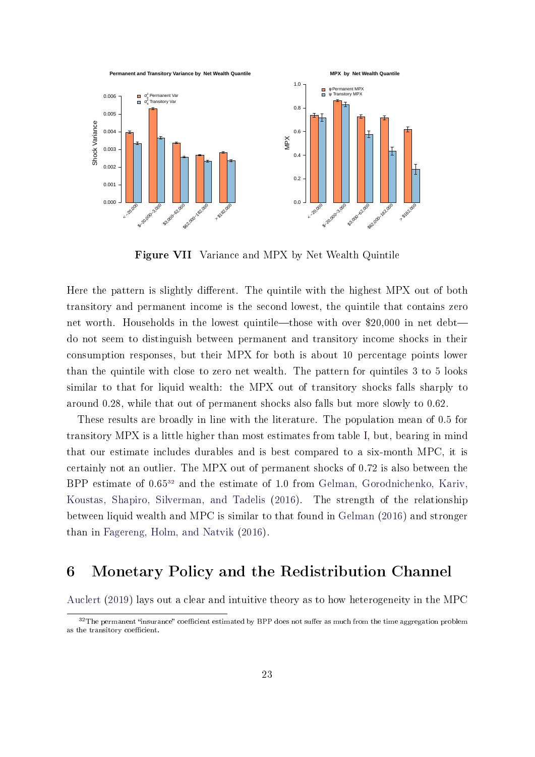Figure VII Variance and MPX by Net Wealth Quintile

Here the pattern is slightly different. The quintile with the highest MPX out of both transitory and permanent income is the second lowest, the quintile that contains zero net worth. Households in the lowest quintile—those with over \$20,000 in net debt—do not seem to distinguish between permanent and transitory income shocks in their consumption responses, but their MPX for both is about 10 percentage points lower than the quintile with close to zero net wealth. The pattern for quintiles 3 to 5 looks similar to that for liquid wealth: the MPX out of transitory shocks falls sharply to around 0.28, while that out of permanent shocks also falls but more slowly to 0.62.

These results are broadly in line with the literature. The population mean of 0.5 for transitory MPX is a little higher than most estimates from table I, but, bearing in mind that our estimate includes durables and is best compared to a six-month MPC, it is certainly not an outlier. The MPX out of permanent shocks of 0.72 is also between the BPP estimate of 0.65[32] and the estimate of 1.0 from Gelman, Gorodnichenko, Kariv, Koustas, Shapiro, Silverman, and Tadelis (2016). The strength of the relationship between liquid wealth and MPC is similar to that found in Gelman (2016) and stronger than in Fagereng, Holm, and Natvik (2016).

# 6 Monetary Policy and the Redistribution Channel

Auclert (2019) lays out a clear and intuitive theory as to how heterogeneity in the MPC

[32] The permanent "insurance" coefficient estimated by BPP does not suffer as much from the time aggregation problem as the transitory coefficient.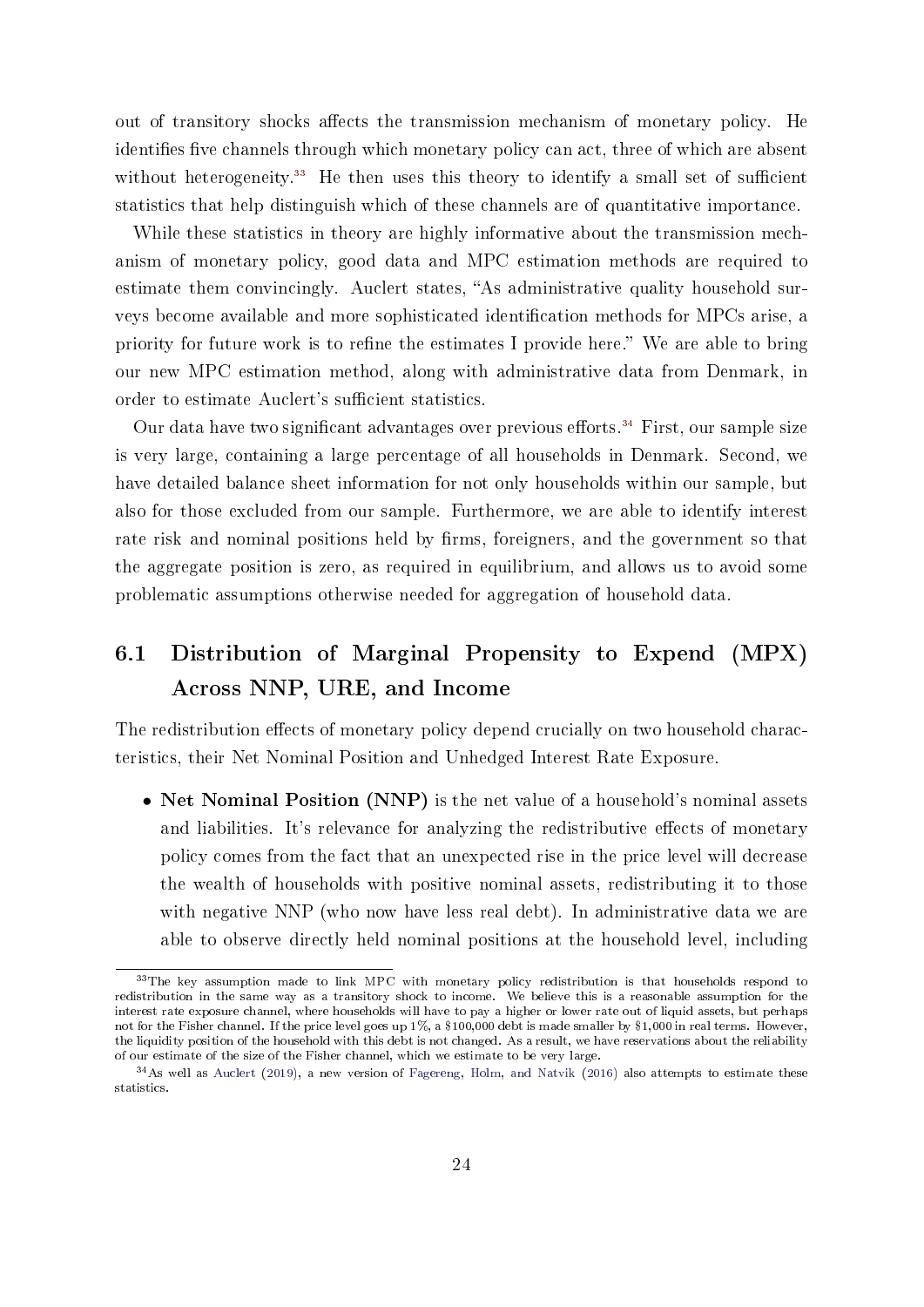out of transitory shocks affects the transmission mechanism of monetary policy. He identifies five channels through which monetary policy can act, three of which are absent without heterogeneity.[33] He then uses this theory to identify a small set of sufficient statistics that help distinguish which of these channels are of quantitative importance.

While these statistics in theory are highly informative about the transmission mechanism of monetary policy, good data and MPC estimation methods are required to estimate them convincingly. Auclert states, "As administrative quality household surveys become available and more sophisticated identification methods for MPCs arise, a priority for future work is to refine the estimates I provide here." We are able to bring our new MPC estimation method, along with administrative data from Denmark, in order to estimate Auclert's sufficient statistics.

Our data have two significant advantages over previous efforts.[34] First, our sample size is very large, containing a large percentage of all households in Denmark. Second, we have detailed balance sheet information for not only households within our sample, but also for those excluded from our sample. Furthermore, we are able to identify interest rate risk and nominal positions held by firms, foreigners, and the government so that the aggregate position is zero, as required in equilibrium, and allows us to avoid some problematic assumptions otherwise needed for aggregation of household data.

## 6.1 Distribution of Marginal Propensity to Expend (MPX) Across NNP, URE, and Income

The redistribution effects of monetary policy depend crucially on two household characteristics, their Net Nominal Position and Unhedged Interest Rate Exposure.

- **Net Nominal Position (NNP)** is the net value of a household's nominal assets and liabilities. It's relevance for analyzing the redistributive effects of monetary policy comes from the fact that an unexpected rise in the price level will decrease the wealth of households with positive nominal assets, redistributing it to those with negative NNP (who now have less real debt). In administrative data we are able to observe directly held nominal positions at the household level, including

[33] The key assumption made to link MPC with monetary policy redistribution is that households respond to redistribution in the same way as a transitory shock to income. We believe this is a reasonable assumption for the interest rate exposure channel, where households will have to pay a higher or lower rate out of liquid assets, but perhaps not for the Fisher channel. If the price level goes up 1%, a \$100,000 debt is made smaller by \$1,000 in real terms. However, the liquidity position of the household with this debt is not changed. As a result, we have reservations about the reliability of our estimate of the size of the Fisher channel, which we estimate to be very large.

[34] As well as Auclert (2019), a new version of Fagereng, Holm, and Natvik (2016) also attempts to estimate these statistics.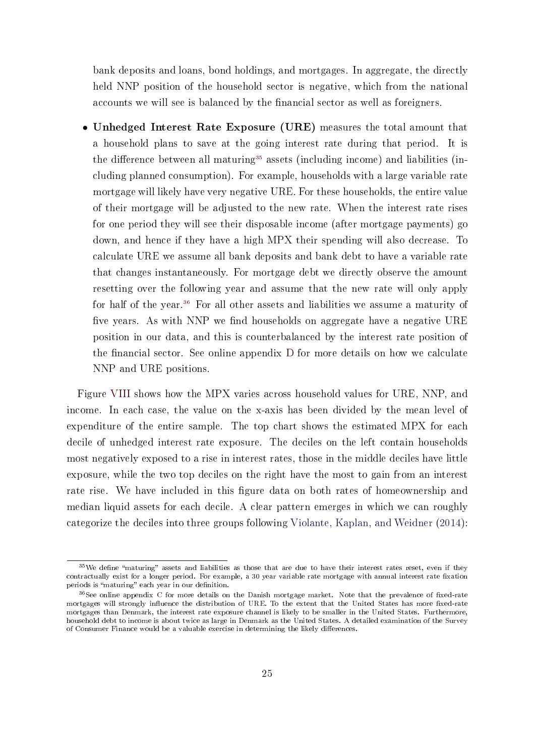bank deposits and loans, bond holdings, and mortgages. In aggregate, the directly held NNP position of the household sector is negative, which from the national accounts we will see is balanced by the financial sector as well as foreigners.

- **Unhedged Interest Rate Exposure (URE)** measures the total amount that a household plans to save at the going interest rate during that period. It is the difference between all maturing[35] assets (including income) and liabilities (including planned consumption). For example, households with a large variable rate mortgage will likely have very negative URE. For these households, the entire value of their mortgage will be adjusted to the new rate. When the interest rate rises for one period they will see their disposable income (after mortgage payments) go down, and hence if they have a high MPX their spending will also decrease. To calculate URE we assume all bank deposits and bank debt to have a variable rate that changes instantaneously. For mortgage debt we directly observe the amount resetting over the following year and assume that the new rate will only apply for half of the year.[36] For all other assets and liabilities we assume a maturity of five years. As with NNP we find households on aggregate have a negative URE position in our data, and this is counterbalanced by the interest rate position of the financial sector. See online appendix D for more details on how we calculate NNP and URE positions.

Figure VIII shows how the MPX varies across household values for URE, NNP, and income. In each case, the value on the x-axis has been divided by the mean level of expenditure of the entire sample. The top chart shows the estimated MPX for each decile of unhedged interest rate exposure. The deciles on the left contain households most negatively exposed to a rise in interest rates, those in the middle deciles have little exposure, while the two top deciles on the right have the most to gain from an interest rate rise. We have included in this figure data on both rates of homeownership and median liquid assets for each decile. A clear pattern emerges in which we can roughly categorize the deciles into three groups following Violante, Kaplan, and Weidner (2014):

[35] We define "maturing" assets and liabilities as those that are due to have their interest rates reset, even if they contractually exist for a longer period. For example, a 30 year variable rate mortgage with annual interest rate fixation periods is "maturing" each year in our definition.

[36] See online appendix C for more details on the Danish mortgage market. Note that the prevalence of fixed-rate mortgages will strongly influence the distribution of URE. To the extent that the United States has more fixed-rate mortgages than Denmark, the interest rate exposure channel is likely to be smaller in the United States. Furthermore, household debt to income is about twice as large in Denmark as the United States. A detailed examination of the Survey of Consumer Finance would be a valuable exercise in determining the likely differences.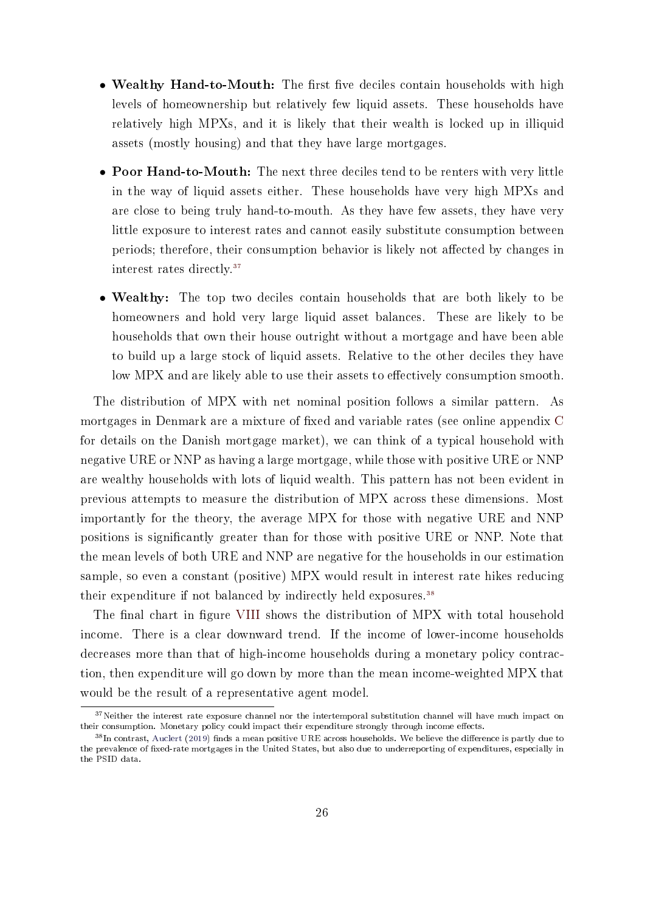- **Wealthy Hand-to-Mouth:** The first five deciles contain households with high levels of homeownership but relatively few liquid assets. These households have relatively high MPXs, and it is likely that their wealth is locked up in illiquid assets (mostly housing) and that they have large mortgages.

- **Poor Hand-to-Mouth:** The next three deciles tend to be renters with very little in the way of liquid assets either. These households have very high MPXs and are close to being truly hand-to-mouth. As they have few assets, they have very little exposure to interest rates and cannot easily substitute consumption between periods; therefore, their consumption behavior is likely not affected by changes in interest rates directly.[37]

- **Wealthy:** The top two deciles contain households that are both likely to be homeowners and hold very large liquid asset balances. These are likely to be households that own their house outright without a mortgage and have been able to build up a large stock of liquid assets. Relative to the other deciles they have low MPX and are likely able to use their assets to effectively consumption smooth.

The distribution of MPX with net nominal position follows a similar pattern. As mortgages in Denmark are a mixture of fixed and variable rates (see online appendix C for details on the Danish mortgage market), we can think of a typical household with negative URE or NNP as having a large mortgage, while those with positive URE or NNP are wealthy households with lots of liquid wealth. This pattern has not been evident in previous attempts to measure the distribution of MPX across these dimensions. Most importantly for the theory, the average MPX for those with negative URE and NNP positions is significantly greater than for those with positive URE or NNP. Note that the mean levels of both URE and NNP are negative for the households in our estimation sample, so even a constant (positive) MPX would result in interest rate hikes reducing their expenditure if not balanced by indirectly held exposures.[38]

The final chart in figure VIII shows the distribution of MPX with total household income. There is a clear downward trend. If the income of lower-income households decreases more than that of high-income households during a monetary policy contraction, then expenditure will go down by more than the mean income-weighted MPX that would be the result of a representative agent model.

[37] Neither the interest rate exposure channel nor the intertemporal substitution channel will have much impact on their consumption. Monetary policy could impact their expenditure strongly through income effects.

[38] In contrast, Auclert (2019) finds a mean positive URE across households. We believe the difference is partly due to the prevalence of fixed-rate mortgages in the United States, but also due to underreporting of expenditures, especially in the PSID data.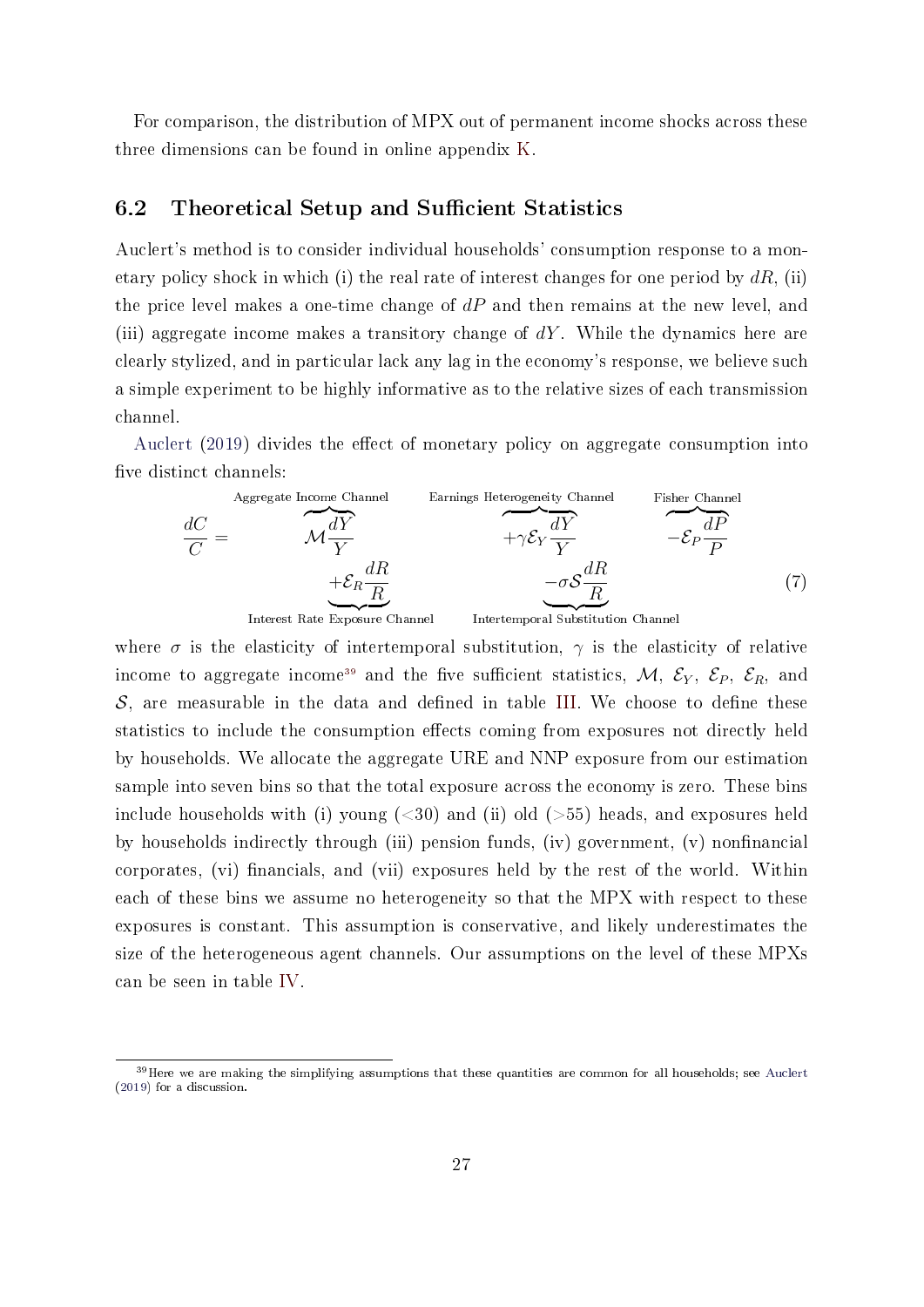For comparison, the distribution of MPX out of permanent income shocks across these three dimensions can be found in online appendix K.

## 6.2 Theoretical Setup and Sufficient Statistics

Auclert's method is to consider individual households' consumption response to a monetary policy shock in which (i) the real rate of interest changes for one period by $dR$, (ii) the price level makes a one-time change of $dP$ and then remains at the new level, and (iii) aggregate income makes a transitory change of $dY$. While the dynamics here are clearly stylized, and in particular lack any lag in the economy's response, we believe such a simple experiment to be highly informative as to the relative sizes of each transmission channel.

Auclert (2019) divides the effect of monetary policy on aggregate consumption into five distinct channels:

$$\frac{dC}{C} = \overbrace{\mathcal{M}\frac{dY}{Y}}^{\text{Aggregate Income Channel}} \overbrace{+\gamma\mathcal{E}_Y\frac{dY}{Y}}^{\text{Earnings Heterogeneity Channel}} \overbrace{-\mathcal{E}_P\frac{dP}{P}}^{\text{Fisher Channel}} \underbrace{+\mathcal{E}_R\frac{dR}{R}}_{\text{Interest Rate Exposure Channel}} \underbrace{-\sigma\mathcal{S}\frac{dR}{R}}_{\text{Intertemporal Substitution Channel}} \tag{7}$$

where $\sigma$ is the elasticity of intertemporal substitution, $\gamma$ is the elasticity of relative income to aggregate income[39] and the five sufficient statistics, $\mathcal{M}$, $\mathcal{E}_Y$, $\mathcal{E}_P$, $\mathcal{E}_R$, and $\mathcal{S}$, are measurable in the data and defined in table III. We choose to define these statistics to include the consumption effects coming from exposures not directly held by households. We allocate the aggregate URE and NNP exposure from our estimation sample into seven bins so that the total exposure across the economy is zero. These bins include households with (i) young (<30) and (ii) old (>55) heads, and exposures held by households indirectly through (iii) pension funds, (iv) government, (v) nonfinancial corporates, (vi) financials, and (vii) exposures held by the rest of the world. Within each of these bins we assume no heterogeneity so that the MPX with respect to these exposures is constant. This assumption is conservative, and likely underestimates the size of the heterogeneous agent channels. Our assumptions on the level of these MPXs can be seen in table IV.

[39] Here we are making the simplifying assumptions that these quantities are common for all households; see Auclert (2019) for a discussion.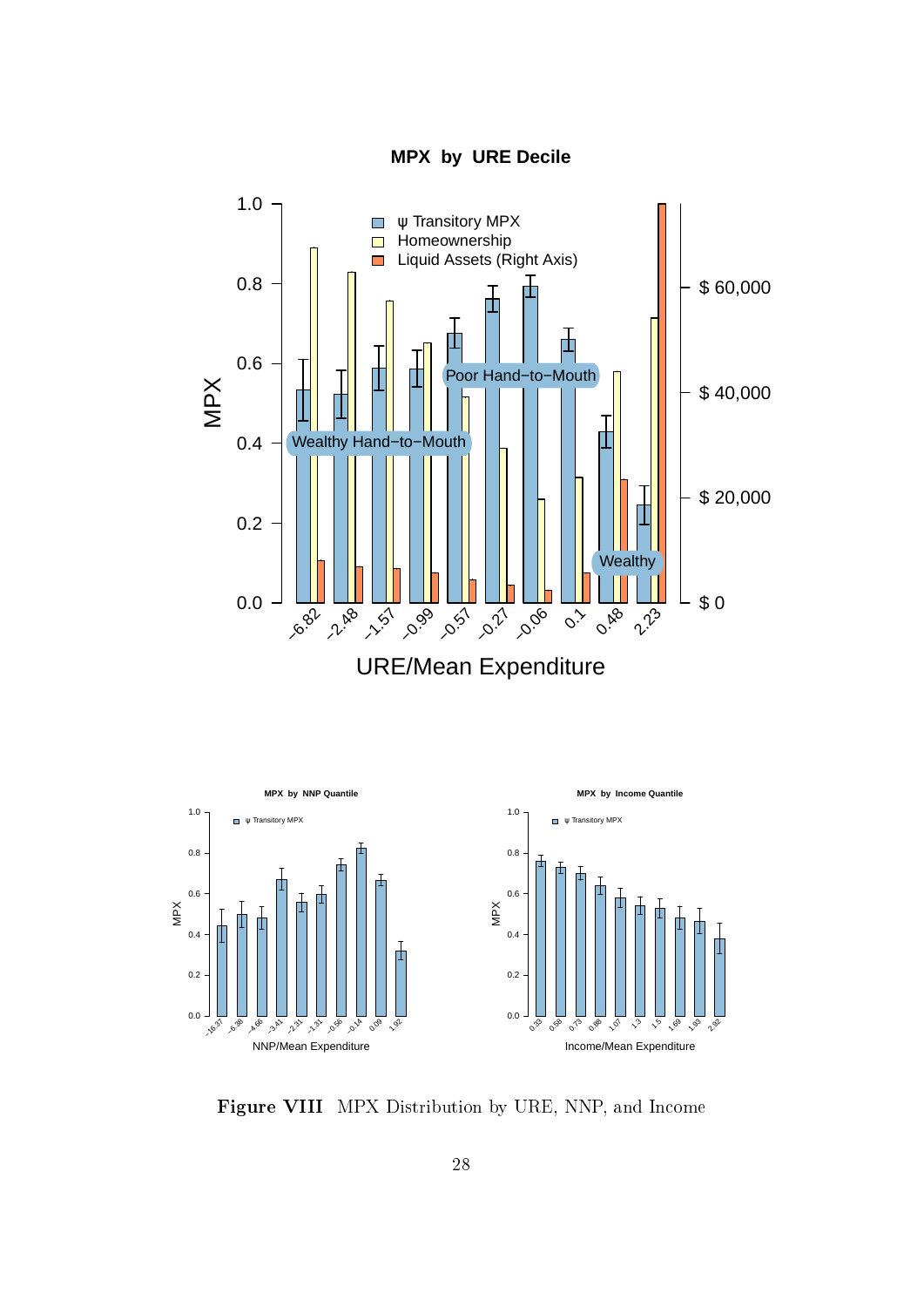**Figure VIII** MPX Distribution by URE, NNP, and Income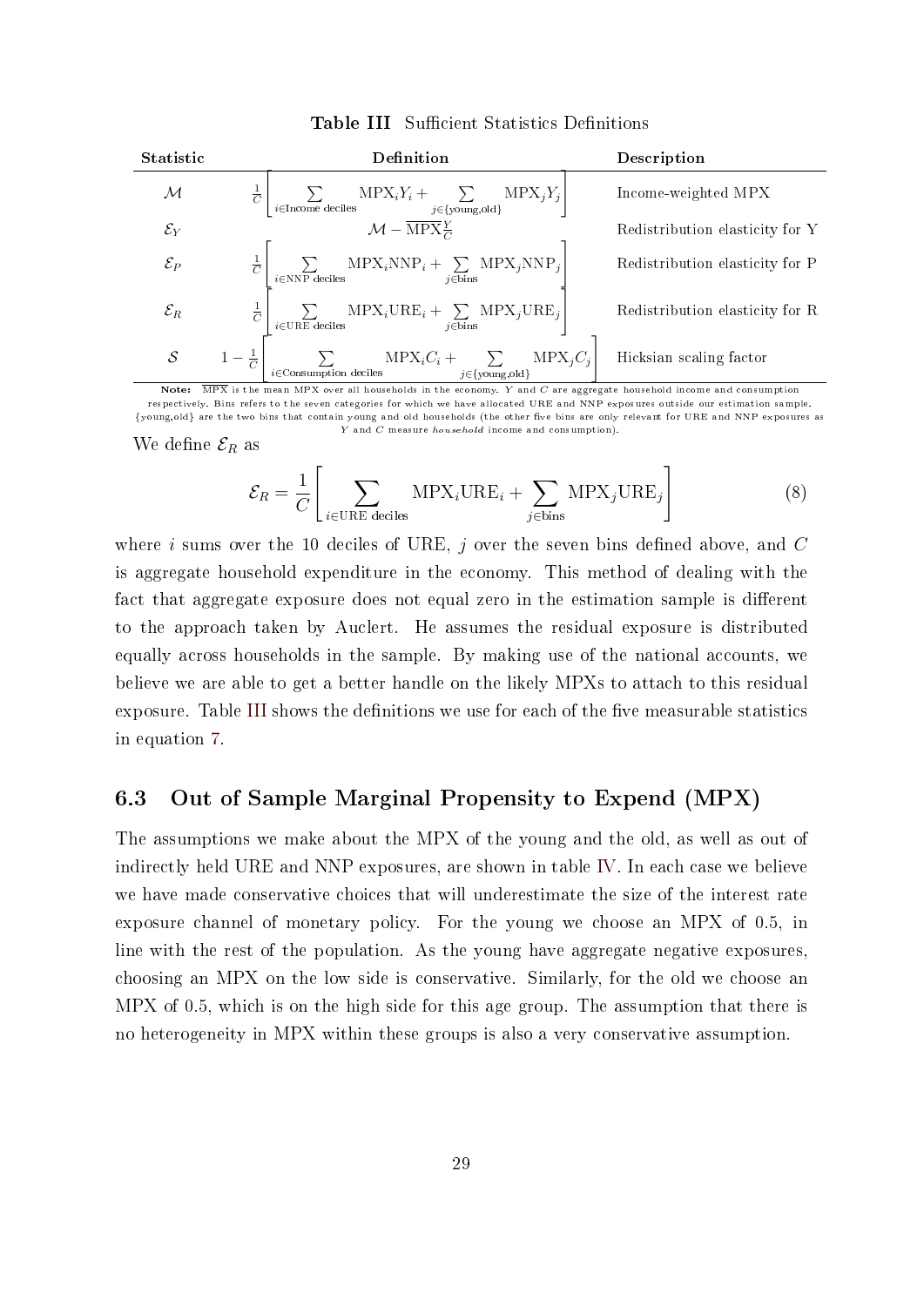**Table III** Sufficient Statistics Definitions

| Statistic | Definition | Description |
|---|---|---|
| $\mathcal{M}$ | $\frac{1}{C}\left[\sum_{i\in\text{Income deciles}} \text{MPX}_i Y_i + \sum_{j\in\{\text{young,old}\}} \text{MPX}_j Y_j\right]$ | Income-weighted MPX |
| $\mathcal{E}_Y$ | $\mathcal{M} - \overline{\text{MPX}}\frac{Y}{C}$ | Redistribution elasticity for Y |
| $\mathcal{E}_P$ | $\frac{1}{C}\left[\sum_{i\in\text{NNP deciles}} \text{MPX}_i \text{NNP}_i + \sum_{j\in\text{bins}} \text{MPX}_j \text{NNP}_j\right]$ | Redistribution elasticity for P |
| $\mathcal{E}_R$ | $\frac{1}{C}\left[\sum_{i\in\text{URE deciles}} \text{MPX}_i \text{URE}_i + \sum_{j\in\text{bins}} \text{MPX}_j \text{URE}_j\right]$ | Redistribution elasticity for R |
| $\mathcal{S}$ | $1-\frac{1}{C}\left[\sum_{i\in\text{Consumption deciles}} \text{MPX}_i C_i + \sum_{j\in\{\text{young,old}\}} \text{MPX}_j C_j\right]$ | Hicksian scaling factor |

**Note:** $\overline{\text{MPX}}$ is the mean MPX over all households in the economy. $Y$ and $C$ are aggregate household income and consumption respectively. Bins refers to the seven categories for which we have allocated URE and NNP exposures outside our estimation sample. {young,old} are the two bins that contain young and old households (the other five bins are only relevant for URE and NNP exposures as $Y$ and $C$ measure *household* income and consumption).

We define $\mathcal{E}_R$ as

$$\mathcal{E}_R = \frac{1}{C}\left[\sum_{i\in\text{URE deciles}} \text{MPX}_i \text{URE}_i + \sum_{j\in\text{bins}} \text{MPX}_j \text{URE}_j\right] \tag{8}$$

where $i$ sums over the 10 deciles of URE, $j$ over the seven bins defined above, and $C$ is aggregate household expenditure in the economy. This method of dealing with the fact that aggregate exposure does not equal zero in the estimation sample is different to the approach taken by Auclert. He assumes the residual exposure is distributed equally across households in the sample. By making use of the national accounts, we believe we are able to get a better handle on the likely MPXs to attach to this residual exposure. Table III shows the definitions we use for each of the five measurable statistics in equation 7.

## 6.3 Out of Sample Marginal Propensity to Expend (MPX)

The assumptions we make about the MPX of the young and the old, as well as out of indirectly held URE and NNP exposures, are shown in table IV. In each case we believe we have made conservative choices that will underestimate the size of the interest rate exposure channel of monetary policy. For the young we choose an MPX of 0.5, in line with the rest of the population. As the young have aggregate negative exposures, choosing an MPX on the low side is conservative. Similarly, for the old we choose an MPX of 0.5, which is on the high side for this age group. The assumption that there is no heterogeneity in MPX within these groups is also a very conservative assumption.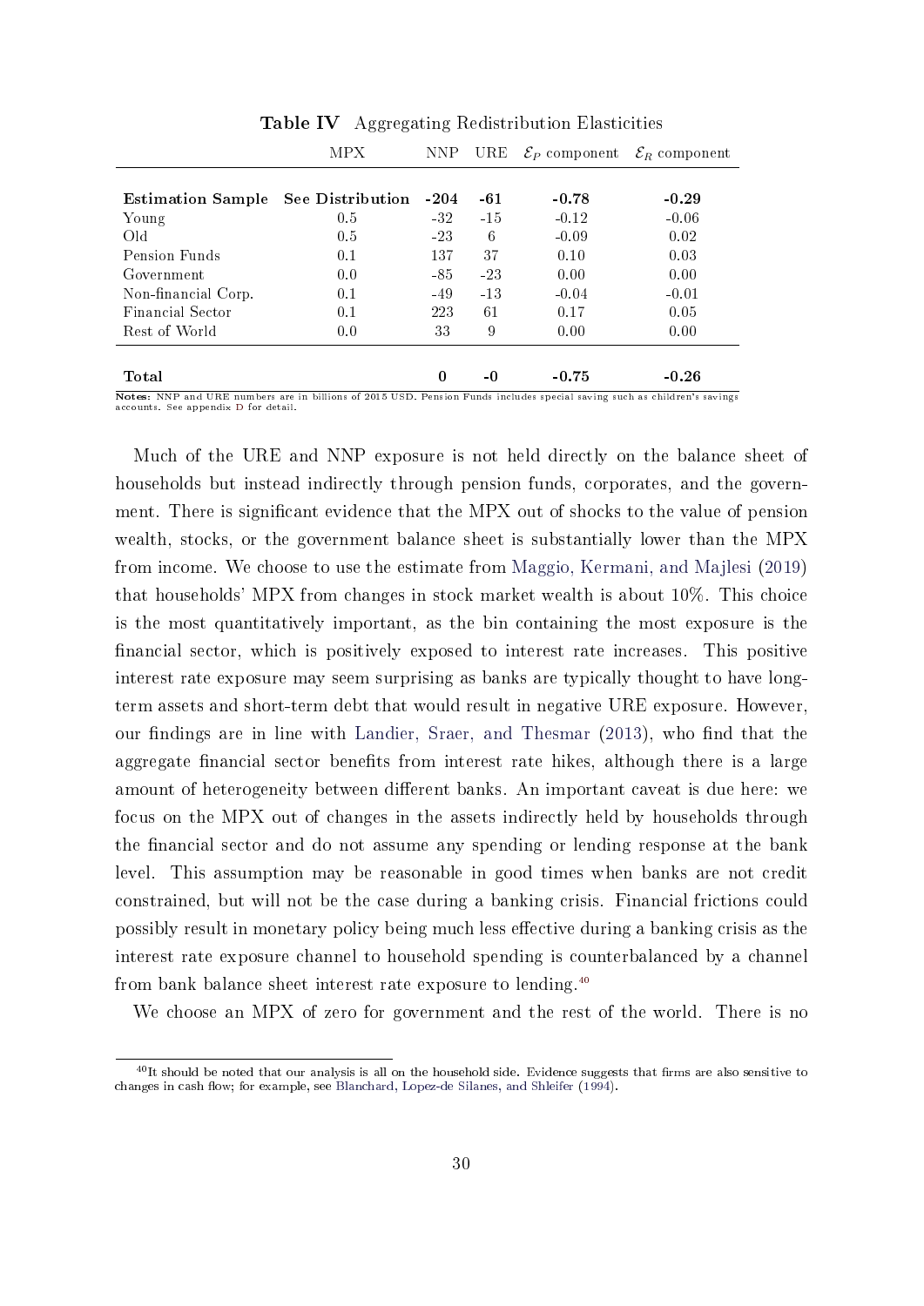**Table IV** Aggregating Redistribution Elasticities

| | MPX | NNP | URE | $\mathcal{E}_P$ component | $\mathcal{E}_R$ component |
|---|---|---|---|---|---|
| **Estimation Sample** | **See Distribution** | **-204** | **-61** | **-0.78** | **-0.29** |
| Young | 0.5 | -32 | -15 | -0.12 | -0.06 |
| Old | 0.5 | -23 | 6 | -0.09 | 0.02 |
| Pension Funds | 0.1 | 137 | 37 | 0.10 | 0.03 |
| Government | 0.0 | -85 | -23 | 0.00 | 0.00 |
| Non-financial Corp. | 0.1 | -49 | -13 | -0.04 | -0.01 |
| Financial Sector | 0.1 | 223 | 61 | 0.17 | 0.05 |
| Rest of World | 0.0 | 33 | 9 | 0.00 | 0.00 |
| **Total** | | **0** | **-0** | **-0.75** | **-0.26** |

**Notes:** NNP and URE numbers are in billions of 2015 USD. Pension Funds includes special saving such as children's savings accounts. See appendix D for detail.

Much of the URE and NNP exposure is not held directly on the balance sheet of households but instead indirectly through pension funds, corporates, and the government. There is significant evidence that the MPX out of shocks to the value of pension wealth, stocks, or the government balance sheet is substantially lower than the MPX from income. We choose to use the estimate from Maggio, Kermani, and Majlesi (2019) that households' MPX from changes in stock market wealth is about 10%. This choice is the most quantitatively important, as the bin containing the most exposure is the financial sector, which is positively exposed to interest rate increases. This positive interest rate exposure may seem surprising as banks are typically thought to have long-term assets and short-term debt that would result in negative URE exposure. However, our findings are in line with Landier, Sraer, and Thesmar (2013), who find that the aggregate financial sector benefits from interest rate hikes, although there is a large amount of heterogeneity between different banks. An important caveat is due here: we focus on the MPX out of changes in the assets indirectly held by households through the financial sector and do not assume any spending or lending response at the bank level. This assumption may be reasonable in good times when banks are not credit constrained, but will not be the case during a banking crisis. Financial frictions could possibly result in monetary policy being much less effective during a banking crisis as the interest rate exposure channel to household spending is counterbalanced by a channel from bank balance sheet interest rate exposure to lending.[40]

We choose an MPX of zero for government and the rest of the world. There is no

[40] It should be noted that our analysis is all on the household side. Evidence suggests that firms are also sensitive to changes in cash flow; for example, see Blanchard, Lopez-de Silanes, and Shleifer (1994).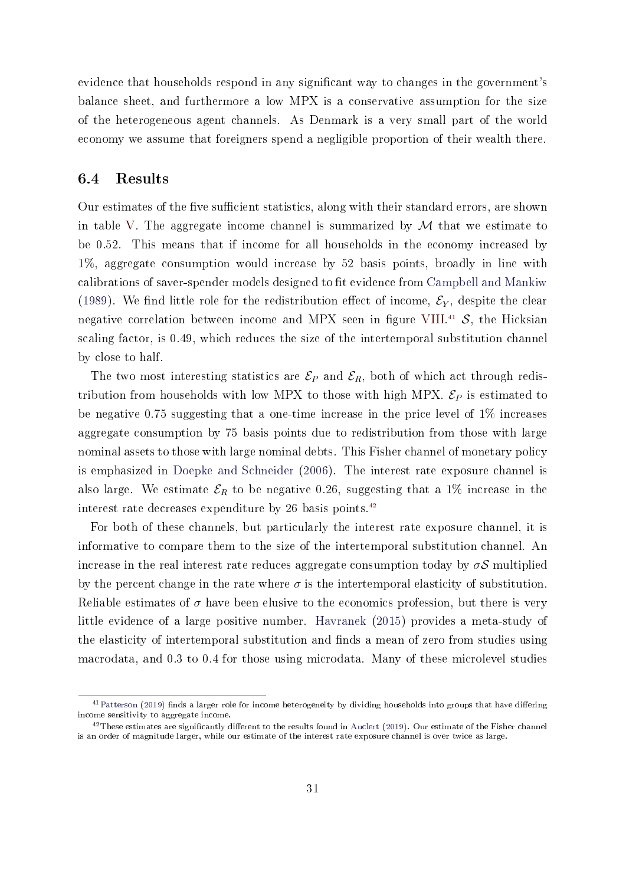evidence that households respond in any significant way to changes in the government's balance sheet, and furthermore a low MPX is a conservative assumption for the size of the heterogeneous agent channels. As Denmark is a very small part of the world economy we assume that foreigners spend a negligible proportion of their wealth there.

### 6.4 Results

Our estimates of the five sufficient statistics, along with their standard errors, are shown in table V. The aggregate income channel is summarized by $\mathcal{M}$ that we estimate to be 0.52. This means that if income for all households in the economy increased by 1%, aggregate consumption would increase by 52 basis points, broadly in line with calibrations of saver-spender models designed to fit evidence from Campbell and Mankiw (1989). We find little role for the redistribution effect of income, $\mathcal{E}_Y$, despite the clear negative correlation between income and MPX seen in figure VIII.[41] $\mathcal{S}$, the Hicksian scaling factor, is 0.49, which reduces the size of the intertemporal substitution channel by close to half.

The two most interesting statistics are $\mathcal{E}_P$ and $\mathcal{E}_R$, both of which act through redistribution from households with low MPX to those with high MPX. $\mathcal{E}_P$ is estimated to be negative 0.75 suggesting that a one-time increase in the price level of 1% increases aggregate consumption by 75 basis points due to redistribution from those with large nominal assets to those with large nominal debts. This Fisher channel of monetary policy is emphasized in Doepke and Schneider (2006). The interest rate exposure channel is also large. We estimate $\mathcal{E}_R$ to be negative 0.26, suggesting that a 1% increase in the interest rate decreases expenditure by 26 basis points.[42]

For both of these channels, but particularly the interest rate exposure channel, it is informative to compare them to the size of the intertemporal substitution channel. An increase in the real interest rate reduces aggregate consumption today by $\sigma\mathcal{S}$ multiplied by the percent change in the rate where $\sigma$ is the intertemporal elasticity of substitution. Reliable estimates of $\sigma$ have been elusive to the economics profession, but there is very little evidence of a large positive number. Havranek (2015) provides a meta-study of the elasticity of intertemporal substitution and finds a mean of zero from studies using macrodata, and 0.3 to 0.4 for those using microdata. Many of these microlevel studies

[41] Patterson (2019) finds a larger role for income heterogeneity by dividing households into groups that have differing income sensitivity to aggregate income.

[42] These estimates are significantly different to the results found in Auclert (2019). Our estimate of the Fisher channel is an order of magnitude larger, while our estimate of the interest rate exposure channel is over twice as large.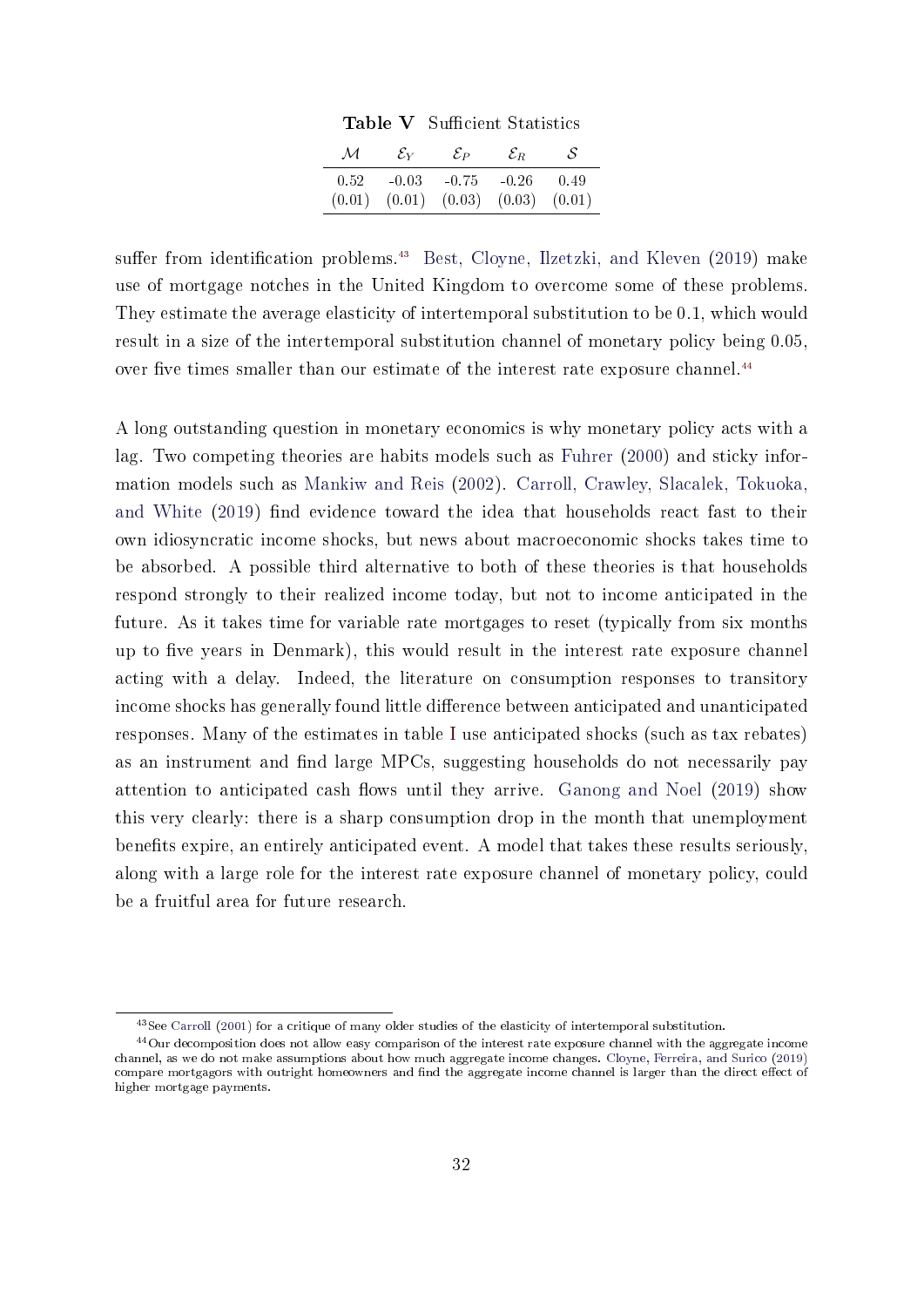**Table V** Sufficient Statistics

| $\mathcal{M}$ | $\mathcal{E}_Y$ | $\mathcal{E}_P$ | $\mathcal{E}_R$ | $\mathcal{S}$ |
|---|---|---|---|---|
| 0.52 | -0.03 | -0.75 | -0.26 | 0.49 |
| (0.01) | (0.01) | (0.03) | (0.03) | (0.01) |

suffer from identification problems.[43] Best, Cloyne, Ilzetzki, and Kleven (2019) make use of mortgage notches in the United Kingdom to overcome some of these problems. They estimate the average elasticity of intertemporal substitution to be 0.1, which would result in a size of the intertemporal substitution channel of monetary policy being 0.05, over five times smaller than our estimate of the interest rate exposure channel.[44]

A long outstanding question in monetary economics is why monetary policy acts with a lag. Two competing theories are habits models such as Fuhrer (2000) and sticky information models such as Mankiw and Reis (2002). Carroll, Crawley, Slacalek, Tokuoka, and White (2019) find evidence toward the idea that households react fast to their own idiosyncratic income shocks, but news about macroeconomic shocks takes time to be absorbed. A possible third alternative to both of these theories is that households respond strongly to their realized income today, but not to income anticipated in the future. As it takes time for variable rate mortgages to reset (typically from six months up to five years in Denmark), this would result in the interest rate exposure channel acting with a delay. Indeed, the literature on consumption responses to transitory income shocks has generally found little difference between anticipated and unanticipated responses. Many of the estimates in table I use anticipated shocks (such as tax rebates) as an instrument and find large MPCs, suggesting households do not necessarily pay attention to anticipated cash flows until they arrive. Ganong and Noel (2019) show this very clearly: there is a sharp consumption drop in the month that unemployment benefits expire, an entirely anticipated event. A model that takes these results seriously, along with a large role for the interest rate exposure channel of monetary policy, could be a fruitful area for future research.

---

[43] See Carroll (2001) for a critique of many older studies of the elasticity of intertemporal substitution.

[44] Our decomposition does not allow easy comparison of the interest rate exposure channel with the aggregate income channel, as we do not make assumptions about how much aggregate income changes. Cloyne, Ferreira, and Surico (2019) compare mortgagors with outright homeowners and find the aggregate income channel is larger than the direct effect of higher mortgage payments.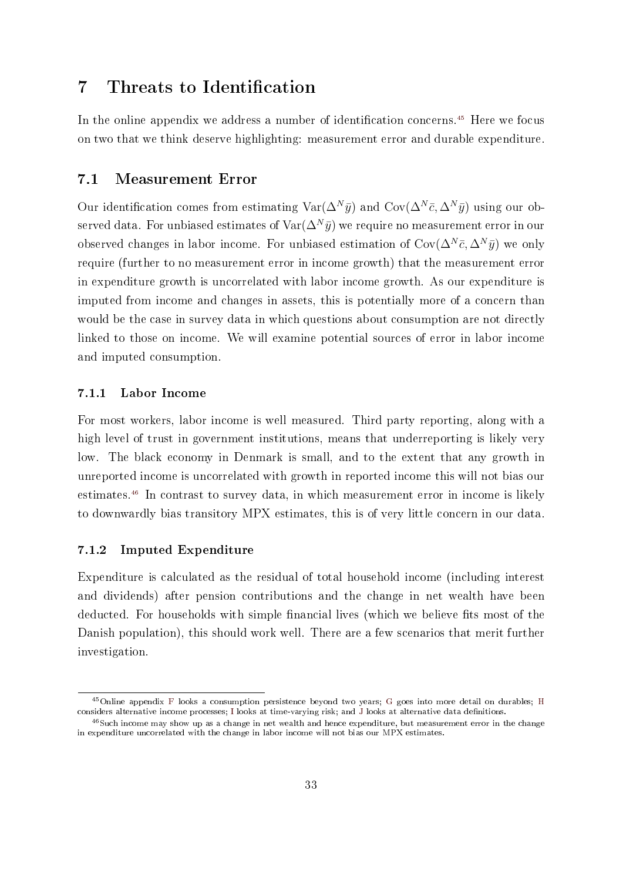# 7 Threats to Identification

In the online appendix we address a number of identification concerns.[45] Here we focus on two that we think deserve highlighting: measurement error and durable expenditure.

## 7.1 Measurement Error

Our identification comes from estimating $\text{Var}(\Delta^N \bar{y})$ and $\text{Cov}(\Delta^N \bar{c}, \Delta^N \bar{y})$ using our observed data. For unbiased estimates of $\text{Var}(\Delta^N \bar{y})$ we require no measurement error in our observed changes in labor income. For unbiased estimation of $\text{Cov}(\Delta^N \bar{c}, \Delta^N \bar{y})$ we only require (further to no measurement error in income growth) that the measurement error in expenditure growth is uncorrelated with labor income growth. As our expenditure is imputed from income and changes in assets, this is potentially more of a concern than would be the case in survey data in which questions about consumption are not directly linked to those on income. We will examine potential sources of error in labor income and imputed consumption.

### 7.1.1 Labor Income

For most workers, labor income is well measured. Third party reporting, along with a high level of trust in government institutions, means that underreporting is likely very low. The black economy in Denmark is small, and to the extent that any growth in unreported income is uncorrelated with growth in reported income this will not bias our estimates.[46] In contrast to survey data, in which measurement error in income is likely to downwardly bias transitory MPX estimates, this is of very little concern in our data.

### 7.1.2 Imputed Expenditure

Expenditure is calculated as the residual of total household income (including interest and dividends) after pension contributions and the change in net wealth have been deducted. For households with simple financial lives (which we believe fits most of the Danish population), this should work well. There are a few scenarios that merit further investigation.

---

[45] Online appendix F looks a consumption persistence beyond two years; G goes into more detail on durables; H considers alternative income processes; I looks at time-varying risk; and J looks at alternative data definitions.

[46] Such income may show up as a change in net wealth and hence expenditure, but measurement error in the change in expenditure uncorrelated with the change in labor income will not bias our MPX estimates.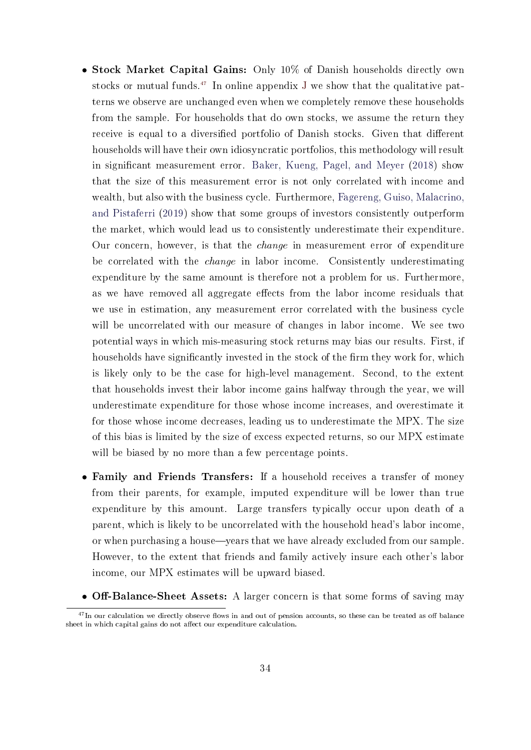- **Stock Market Capital Gains:** Only 10% of Danish households directly own stocks or mutual funds.[47] In online appendix J we show that the qualitative patterns we observe are unchanged even when we completely remove these households from the sample. For households that do own stocks, we assume the return they receive is equal to a diversified portfolio of Danish stocks. Given that different households will have their own idiosyncratic portfolios, this methodology will result in significant measurement error. Baker, Kueng, Pagel, and Meyer (2018) show that the size of this measurement error is not only correlated with income and wealth, but also with the business cycle. Furthermore, Fagereng, Guiso, Malacrino, and Pistaferri (2019) show that some groups of investors consistently outperform the market, which would lead us to consistently underestimate their expenditure. Our concern, however, is that the *change* in measurement error of expenditure be correlated with the *change* in labor income. Consistently underestimating expenditure by the same amount is therefore not a problem for us. Furthermore, as we have removed all aggregate effects from the labor income residuals that we use in estimation, any measurement error correlated with the business cycle will be uncorrelated with our measure of changes in labor income. We see two potential ways in which mis-measuring stock returns may bias our results. First, if households have significantly invested in the stock of the firm they work for, which is likely only to be the case for high-level management. Second, to the extent that households invest their labor income gains halfway through the year, we will underestimate expenditure for those whose income increases, and overestimate it for those whose income decreases, leading us to underestimate the MPX. The size of this bias is limited by the size of excess expected returns, so our MPX estimate will be biased by no more than a few percentage points.

- **Family and Friends Transfers:** If a household receives a transfer of money from their parents, for example, imputed expenditure will be lower than true expenditure by this amount. Large transfers typically occur upon death of a parent, which is likely to be uncorrelated with the household head's labor income, or when purchasing a house—years that we have already excluded from our sample. However, to the extent that friends and family actively insure each other's labor income, our MPX estimates will be upward biased.

- **Off-Balance-Sheet Assets:** A larger concern is that some forms of saving may

[47] In our calculation we directly observe flows in and out of pension accounts, so these can be treated as off balance sheet in which capital gains do not affect our expenditure calculation.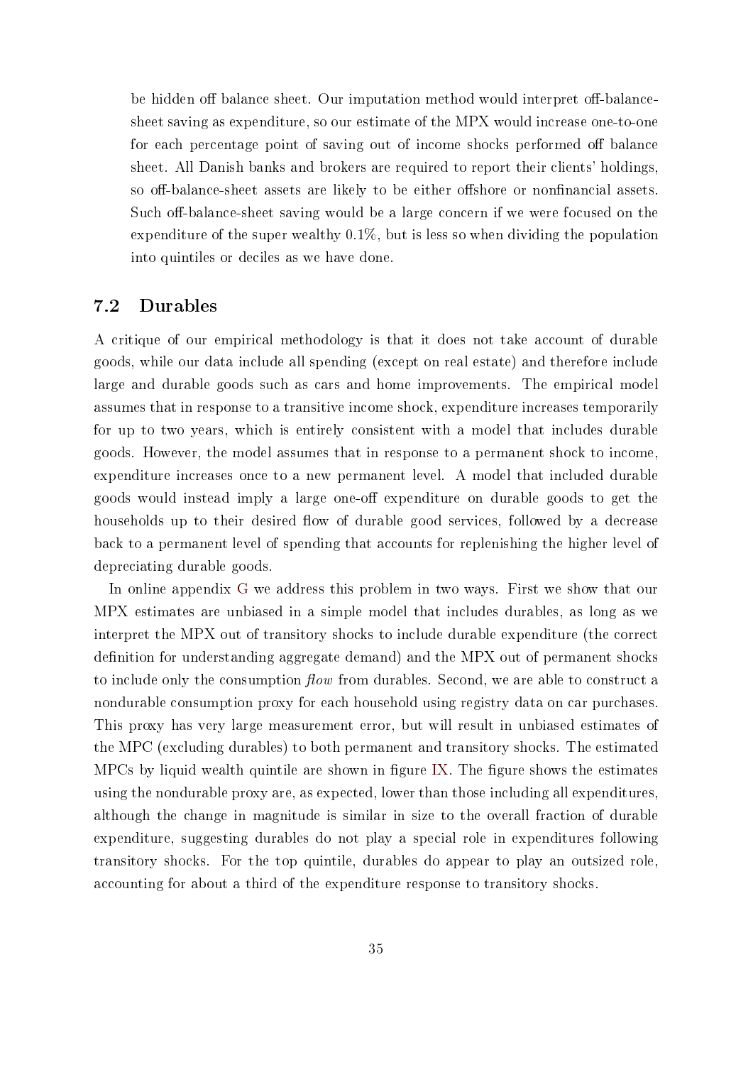be hidden off balance sheet. Our imputation method would interpret off-balance-sheet saving as expenditure, so our estimate of the MPX would increase one-to-one for each percentage point of saving out of income shocks performed off balance sheet. All Danish banks and brokers are required to report their clients' holdings, so off-balance-sheet assets are likely to be either offshore or nonfinancial assets. Such off-balance-sheet saving would be a large concern if we were focused on the expenditure of the super wealthy 0.1%, but is less so when dividing the population into quintiles or deciles as we have done.

## 7.2 Durables

A critique of our empirical methodology is that it does not take account of durable goods, while our data include all spending (except on real estate) and therefore include large and durable goods such as cars and home improvements. The empirical model assumes that in response to a transitive income shock, expenditure increases temporarily for up to two years, which is entirely consistent with a model that includes durable goods. However, the model assumes that in response to a permanent shock to income, expenditure increases once to a new permanent level. A model that included durable goods would instead imply a large one-off expenditure on durable goods to get the households up to their desired flow of durable good services, followed by a decrease back to a permanent level of spending that accounts for replenishing the higher level of depreciating durable goods.

In online appendix G we address this problem in two ways. First we show that our MPX estimates are unbiased in a simple model that includes durables, as long as we interpret the MPX out of transitory shocks to include durable expenditure (the correct definition for understanding aggregate demand) and the MPX out of permanent shocks to include only the consumption *flow* from durables. Second, we are able to construct a nondurable consumption proxy for each household using registry data on car purchases. This proxy has very large measurement error, but will result in unbiased estimates of the MPC (excluding durables) to both permanent and transitory shocks. The estimated MPCs by liquid wealth quintile are shown in figure IX. The figure shows the estimates using the nondurable proxy are, as expected, lower than those including all expenditures, although the change in magnitude is similar in size to the overall fraction of durable expenditure, suggesting durables do not play a special role in expenditures following transitory shocks. For the top quintile, durables do appear to play an outsized role, accounting for about a third of the expenditure response to transitory shocks.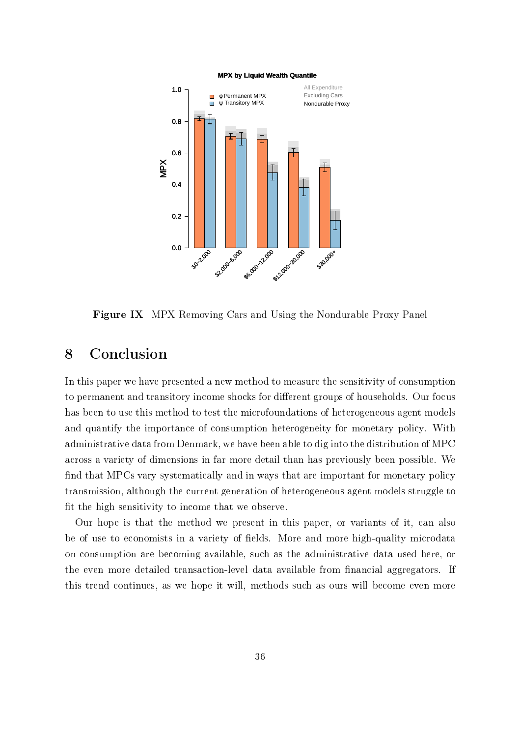**Figure IX** MPX Removing Cars and Using the Nondurable Proxy Panel

## 8 Conclusion

In this paper we have presented a new method to measure the sensitivity of consumption to permanent and transitory income shocks for different groups of households. Our focus has been to use this method to test the microfoundations of heterogeneous agent models and quantify the importance of consumption heterogeneity for monetary policy. With administrative data from Denmark, we have been able to dig into the distribution of MPC across a variety of dimensions in far more detail than has previously been possible. We find that MPCs vary systematically and in ways that are important for monetary policy transmission, although the current generation of heterogeneous agent models struggle to fit the high sensitivity to income that we observe.

Our hope is that the method we present in this paper, or variants of it, can also be of use to economists in a variety of fields. More and more high-quality microdata on consumption are becoming available, such as the administrative data used here, or the even more detailed transaction-level data available from financial aggregators. If this trend continues, as we hope it will, methods such as ours will become even more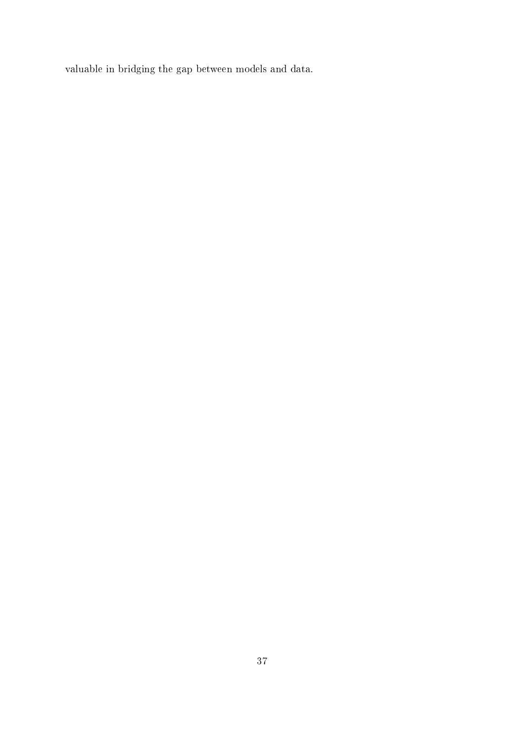valuable in bridging the gap between models and data.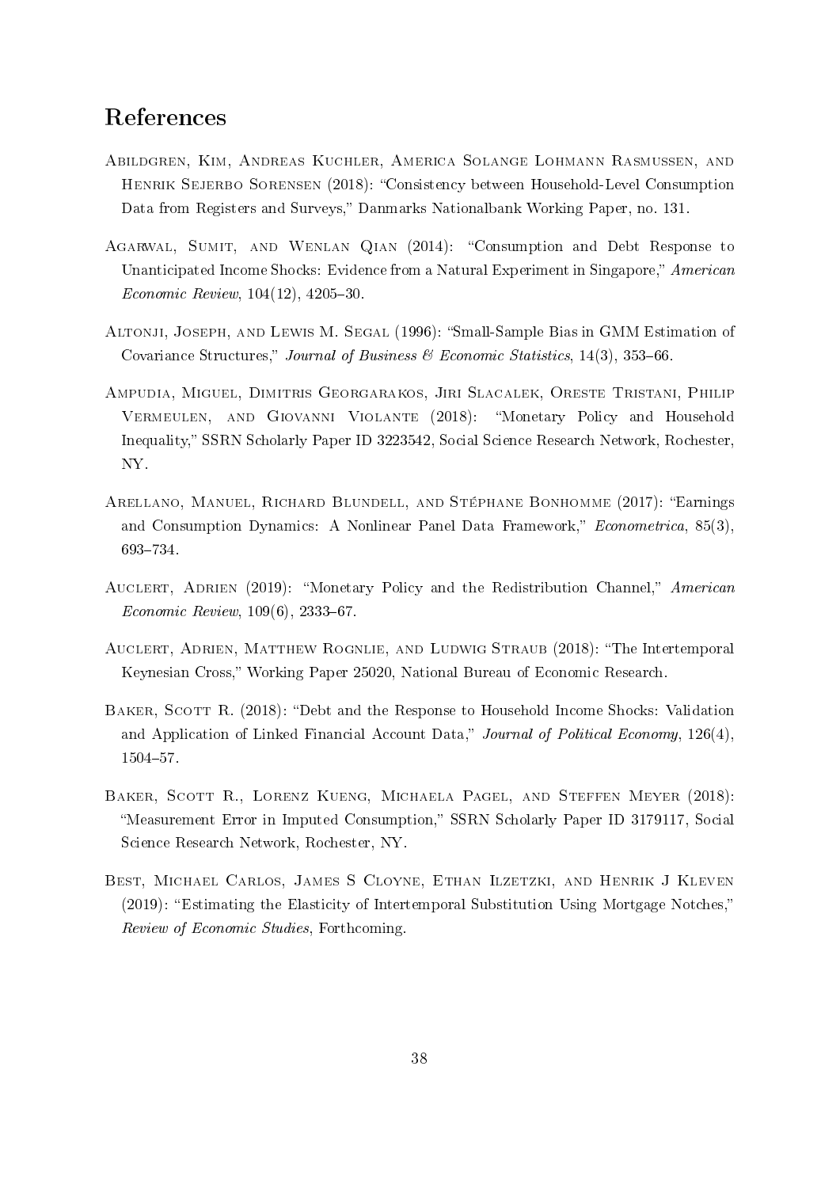# References

Abildgren, Kim, Andreas Kuchler, America Solange Lohmann Rasmussen, and Henrik Sejerbo Sorensen (2018): "Consistency between Household-Level Consumption Data from Registers and Surveys," Danmarks Nationalbank Working Paper, no. 131.

Agarwal, Sumit, and Wenlan Qian (2014): "Consumption and Debt Response to Unanticipated Income Shocks: Evidence from a Natural Experiment in Singapore," *American Economic Review*, 104(12), 4205–30.

Altonji, Joseph, and Lewis M. Segal (1996): "Small-Sample Bias in GMM Estimation of Covariance Structures," *Journal of Business & Economic Statistics*, 14(3), 353–66.

Ampudia, Miguel, Dimitris Georgarakos, Jiri Slacalek, Oreste Tristani, Philip Vermeulen, and Giovanni Violante (2018): "Monetary Policy and Household Inequality," SSRN Scholarly Paper ID 3223542, Social Science Research Network, Rochester, NY.

Arellano, Manuel, Richard Blundell, and Stéphane Bonhomme (2017): "Earnings and Consumption Dynamics: A Nonlinear Panel Data Framework," *Econometrica*, 85(3), 693–734.

Auclert, Adrien (2019): "Monetary Policy and the Redistribution Channel," *American Economic Review*, 109(6), 2333–67.

Auclert, Adrien, Matthew Rognlie, and Ludwig Straub (2018): "The Intertemporal Keynesian Cross," Working Paper 25020, National Bureau of Economic Research.

Baker, Scott R. (2018): "Debt and the Response to Household Income Shocks: Validation and Application of Linked Financial Account Data," *Journal of Political Economy*, 126(4), 1504–57.

Baker, Scott R., Lorenz Kueng, Michaela Pagel, and Steffen Meyer (2018): "Measurement Error in Imputed Consumption," SSRN Scholarly Paper ID 3179117, Social Science Research Network, Rochester, NY.

Best, Michael Carlos, James S Cloyne, Ethan Ilzetzki, and Henrik J Kleven (2019): "Estimating the Elasticity of Intertemporal Substitution Using Mortgage Notches," *Review of Economic Studies*, Forthcoming.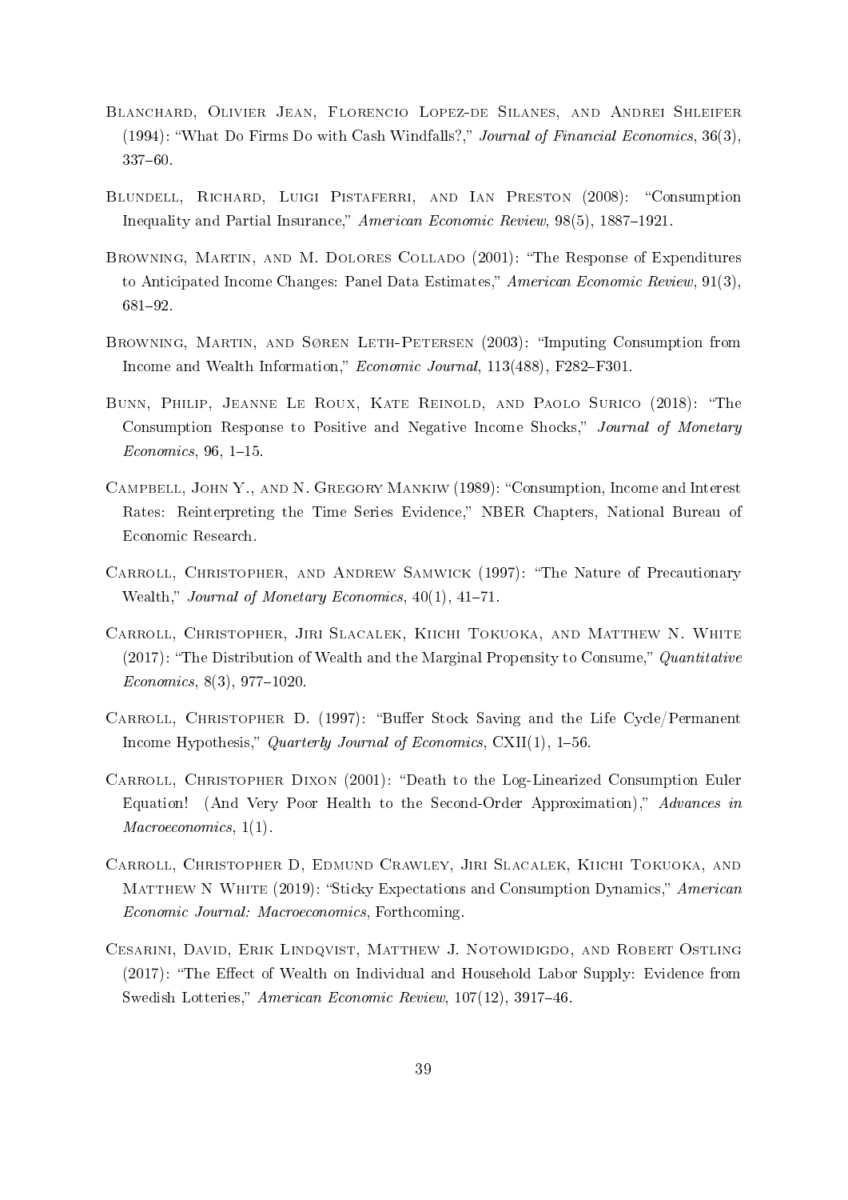Blanchard, Olivier Jean, Florencio Lopez-de Silanes, and Andrei Shleifer (1994): "What Do Firms Do with Cash Windfalls?," *Journal of Financial Economics*, 36(3), 337–60.

Blundell, Richard, Luigi Pistaferri, and Ian Preston (2008): "Consumption Inequality and Partial Insurance," *American Economic Review*, 98(5), 1887–1921.

Browning, Martin, and M. Dolores Collado (2001): "The Response of Expenditures to Anticipated Income Changes: Panel Data Estimates," *American Economic Review*, 91(3), 681–92.

Browning, Martin, and Søren Leth-Petersen (2003): "Imputing Consumption from Income and Wealth Information," *Economic Journal*, 113(488), F282–F301.

Bunn, Philip, Jeanne Le Roux, Kate Reinold, and Paolo Surico (2018): "The Consumption Response to Positive and Negative Income Shocks," *Journal of Monetary Economics*, 96, 1–15.

Campbell, John Y., and N. Gregory Mankiw (1989): "Consumption, Income and Interest Rates: Reinterpreting the Time Series Evidence," NBER Chapters, National Bureau of Economic Research.

Carroll, Christopher, and Andrew Samwick (1997): "The Nature of Precautionary Wealth," *Journal of Monetary Economics*, 40(1), 41–71.

Carroll, Christopher, Jiri Slacalek, Kiichi Tokuoka, and Matthew N. White (2017): "The Distribution of Wealth and the Marginal Propensity to Consume," *Quantitative Economics*, 8(3), 977–1020.

Carroll, Christopher D. (1997): "Buffer Stock Saving and the Life Cycle/Permanent Income Hypothesis," *Quarterly Journal of Economics*, CXII(1), 1–56.

Carroll, Christopher Dixon (2001): "Death to the Log-Linearized Consumption Euler Equation! (And Very Poor Health to the Second-Order Approximation)," *Advances in Macroeconomics*, 1(1).

Carroll, Christopher D, Edmund Crawley, Jiri Slacalek, Kiichi Tokuoka, and Matthew N White (2019): "Sticky Expectations and Consumption Dynamics," *American Economic Journal: Macroeconomics*, Forthcoming.

Cesarini, David, Erik Lindqvist, Matthew J. Notowidigdo, and Robert Ostling (2017): "The Effect of Wealth on Individual and Household Labor Supply: Evidence from Swedish Lotteries," *American Economic Review*, 107(12), 3917–46.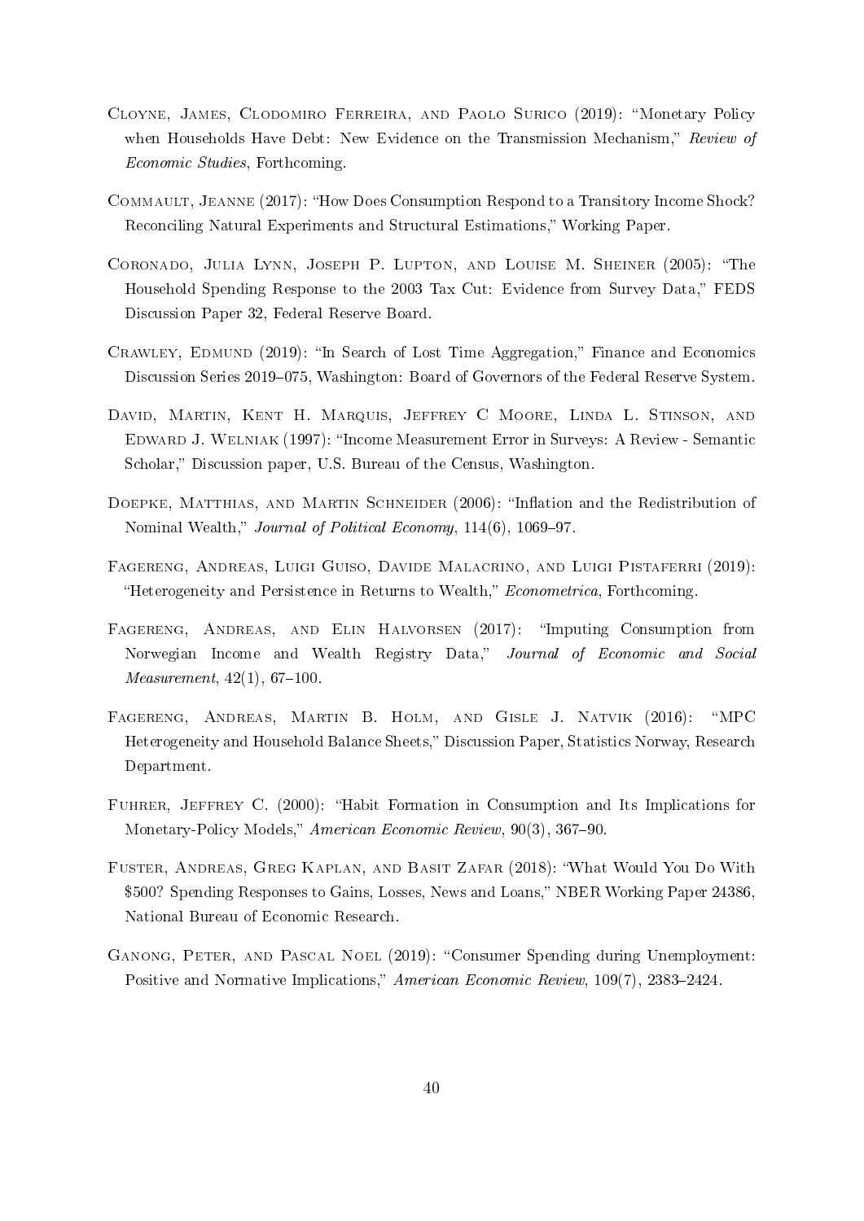Cloyne, James, Clodomiro Ferreira, and Paolo Surico (2019): "Monetary Policy when Households Have Debt: New Evidence on the Transmission Mechanism," *Review of Economic Studies*, Forthcoming.

Commault, Jeanne (2017): "How Does Consumption Respond to a Transitory Income Shock? Reconciling Natural Experiments and Structural Estimations," Working Paper.

Coronado, Julia Lynn, Joseph P. Lupton, and Louise M. Sheiner (2005): "The Household Spending Response to the 2003 Tax Cut: Evidence from Survey Data," FEDS Discussion Paper 32, Federal Reserve Board.

Crawley, Edmund (2019): "In Search of Lost Time Aggregation," Finance and Economics Discussion Series 2019–075, Washington: Board of Governors of the Federal Reserve System.

David, Martin, Kent H. Marquis, Jeffrey C Moore, Linda L. Stinson, and Edward J. Welniak (1997): "Income Measurement Error in Surveys: A Review - Semantic Scholar," Discussion paper, U.S. Bureau of the Census, Washington.

Doepke, Matthias, and Martin Schneider (2006): "Inflation and the Redistribution of Nominal Wealth," *Journal of Political Economy*, 114(6), 1069–97.

Fagereng, Andreas, Luigi Guiso, Davide Malacrino, and Luigi Pistaferri (2019): "Heterogeneity and Persistence in Returns to Wealth," *Econometrica*, Forthcoming.

Fagereng, Andreas, and Elin Halvorsen (2017): "Imputing Consumption from Norwegian Income and Wealth Registry Data," *Journal of Economic and Social Measurement*, 42(1), 67–100.

Fagereng, Andreas, Martin B. Holm, and Gisle J. Natvik (2016): "MPC Heterogeneity and Household Balance Sheets," Discussion Paper, Statistics Norway, Research Department.

Fuhrer, Jeffrey C. (2000): "Habit Formation in Consumption and Its Implications for Monetary-Policy Models," *American Economic Review*, 90(3), 367–90.

Fuster, Andreas, Greg Kaplan, and Basit Zafar (2018): "What Would You Do With \$500? Spending Responses to Gains, Losses, News and Loans," NBER Working Paper 24386, National Bureau of Economic Research.

Ganong, Peter, and Pascal Noel (2019): "Consumer Spending during Unemployment: Positive and Normative Implications," *American Economic Review*, 109(7), 2383–2424.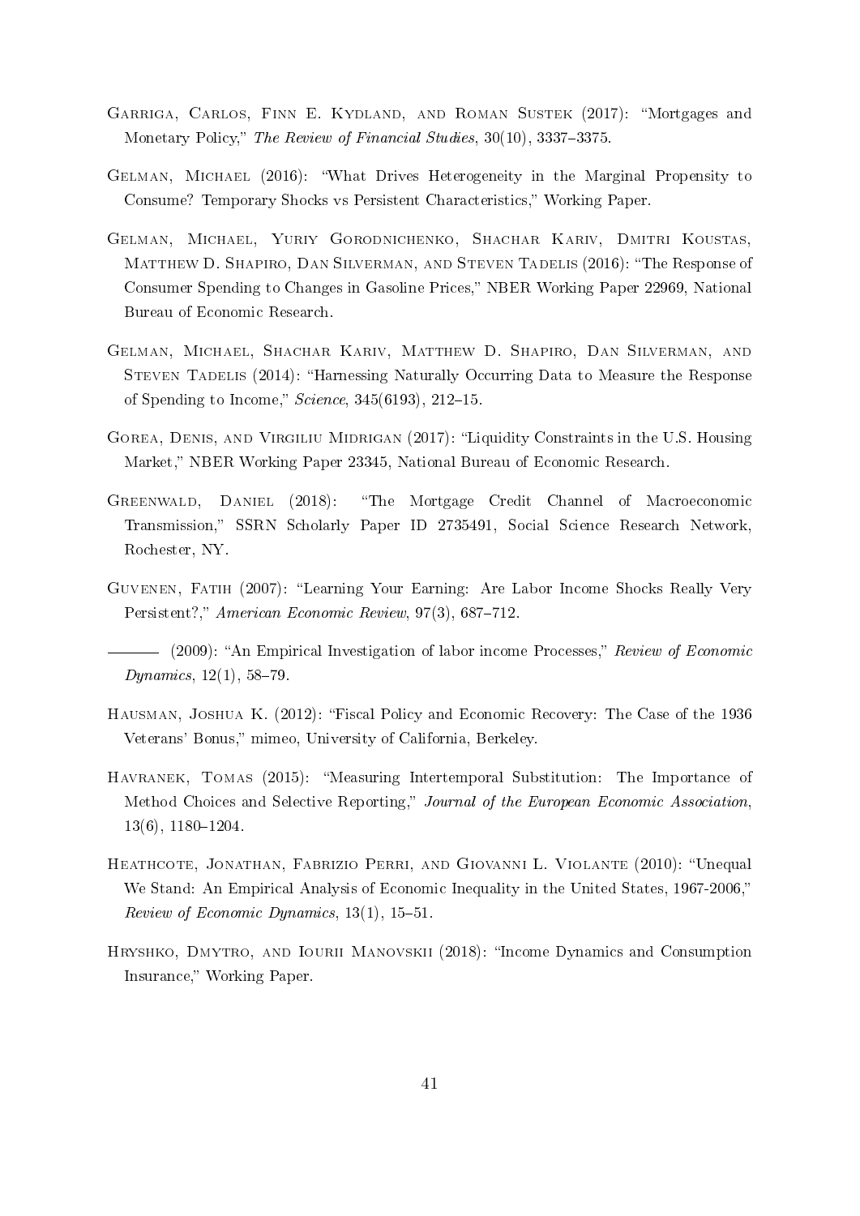Garriga, Carlos, Finn E. Kydland, and Roman Sustek (2017): "Mortgages and Monetary Policy," *The Review of Financial Studies*, 30(10), 3337–3375.

Gelman, Michael (2016): "What Drives Heterogeneity in the Marginal Propensity to Consume? Temporary Shocks vs Persistent Characteristics," Working Paper.

Gelman, Michael, Yuriy Gorodnichenko, Shachar Kariv, Dmitri Koustas, Matthew D. Shapiro, Dan Silverman, and Steven Tadelis (2016): "The Response of Consumer Spending to Changes in Gasoline Prices," NBER Working Paper 22969, National Bureau of Economic Research.

Gelman, Michael, Shachar Kariv, Matthew D. Shapiro, Dan Silverman, and Steven Tadelis (2014): "Harnessing Naturally Occurring Data to Measure the Response of Spending to Income," *Science*, 345(6193), 212–15.

Gorea, Denis, and Virgiliu Midrigan (2017): "Liquidity Constraints in the U.S. Housing Market," NBER Working Paper 23345, National Bureau of Economic Research.

Greenwald, Daniel (2018): "The Mortgage Credit Channel of Macroeconomic Transmission," SSRN Scholarly Paper ID 2735491, Social Science Research Network, Rochester, NY.

Guvenen, Fatih (2007): "Learning Your Earning: Are Labor Income Shocks Really Very Persistent?," *American Economic Review*, 97(3), 687–712.

——— (2009): "An Empirical Investigation of labor income Processes," *Review of Economic Dynamics*, 12(1), 58–79.

Hausman, Joshua K. (2012): "Fiscal Policy and Economic Recovery: The Case of the 1936 Veterans' Bonus," mimeo, University of California, Berkeley.

Havranek, Tomas (2015): "Measuring Intertemporal Substitution: The Importance of Method Choices and Selective Reporting," *Journal of the European Economic Association*, 13(6), 1180–1204.

Heathcote, Jonathan, Fabrizio Perri, and Giovanni L. Violante (2010): "Unequal We Stand: An Empirical Analysis of Economic Inequality in the United States, 1967-2006," *Review of Economic Dynamics*, 13(1), 15–51.

Hryshko, Dmytro, and Iourii Manovskii (2018): "Income Dynamics and Consumption Insurance," Working Paper.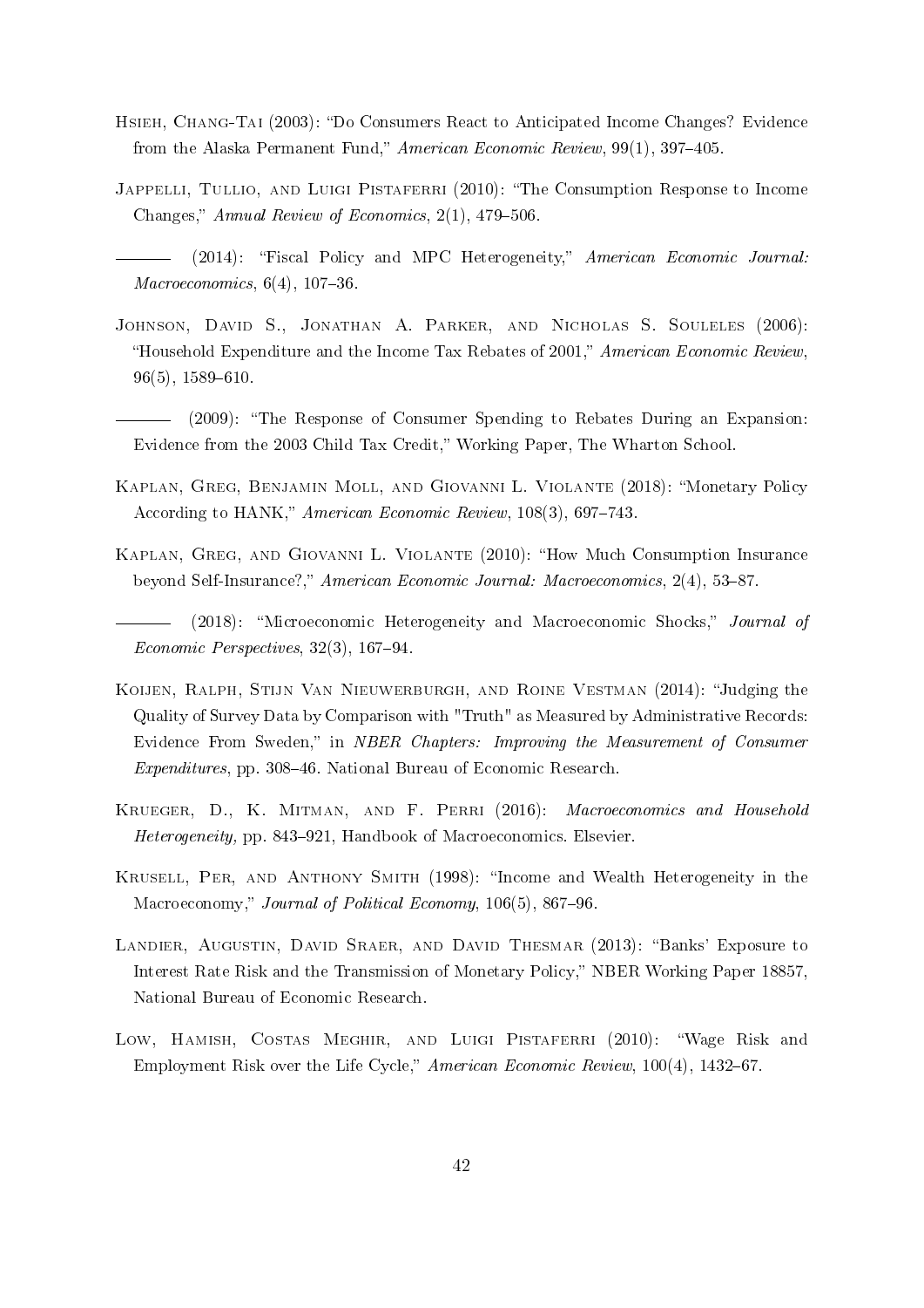Hsieh, Chang-Tai (2003): "Do Consumers React to Anticipated Income Changes? Evidence from the Alaska Permanent Fund," *American Economic Review*, 99(1), 397–405.

Jappelli, Tullio, and Luigi Pistaferri (2010): "The Consumption Response to Income Changes," *Annual Review of Economics*, 2(1), 479–506.

——— (2014): "Fiscal Policy and MPC Heterogeneity," *American Economic Journal: Macroeconomics*, 6(4), 107–36.

Johnson, David S., Jonathan A. Parker, and Nicholas S. Souleles (2006): "Household Expenditure and the Income Tax Rebates of 2001," *American Economic Review*, 96(5), 1589–610.

——— (2009): "The Response of Consumer Spending to Rebates During an Expansion: Evidence from the 2003 Child Tax Credit," Working Paper, The Wharton School.

Kaplan, Greg, Benjamin Moll, and Giovanni L. Violante (2018): "Monetary Policy According to HANK," *American Economic Review*, 108(3), 697–743.

Kaplan, Greg, and Giovanni L. Violante (2010): "How Much Consumption Insurance beyond Self-Insurance?," *American Economic Journal: Macroeconomics*, 2(4), 53–87.

——— (2018): "Microeconomic Heterogeneity and Macroeconomic Shocks," *Journal of Economic Perspectives*, 32(3), 167–94.

Koijen, Ralph, Stijn Van Nieuwerburgh, and Roine Vestman (2014): "Judging the Quality of Survey Data by Comparison with "Truth" as Measured by Administrative Records: Evidence From Sweden," in *NBER Chapters: Improving the Measurement of Consumer Expenditures*, pp. 308–46. National Bureau of Economic Research.

Krueger, D., K. Mitman, and F. Perri (2016): *Macroeconomics and Household Heterogeneity,* pp. 843–921, Handbook of Macroeconomics. Elsevier.

Krusell, Per, and Anthony Smith (1998): "Income and Wealth Heterogeneity in the Macroeconomy," *Journal of Political Economy*, 106(5), 867–96.

Landier, Augustin, David Sraer, and David Thesmar (2013): "Banks' Exposure to Interest Rate Risk and the Transmission of Monetary Policy," NBER Working Paper 18857, National Bureau of Economic Research.

Low, Hamish, Costas Meghir, and Luigi Pistaferri (2010): "Wage Risk and Employment Risk over the Life Cycle," *American Economic Review*, 100(4), 1432–67.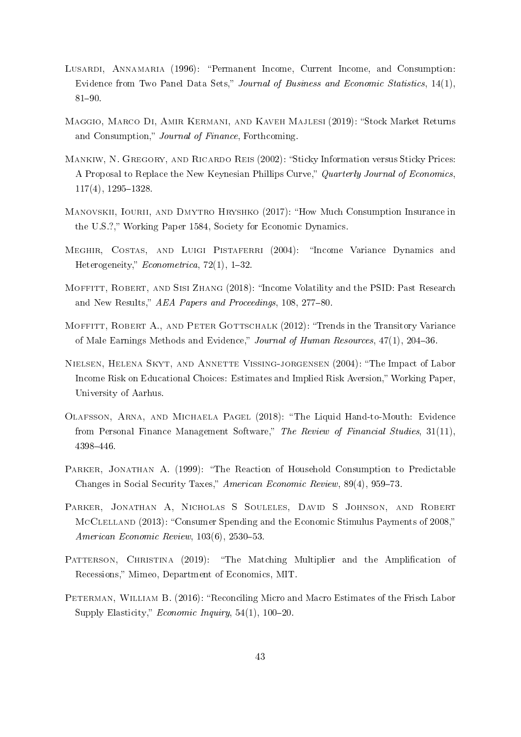Lusardi, Annamaria (1996): "Permanent Income, Current Income, and Consumption: Evidence from Two Panel Data Sets," *Journal of Business and Economic Statistics*, 14(1), 81–90.

Maggio, Marco Di, Amir Kermani, and Kaveh Majlesi (2019): "Stock Market Returns and Consumption," *Journal of Finance*, Forthcoming.

Mankiw, N. Gregory, and Ricardo Reis (2002): "Sticky Information versus Sticky Prices: A Proposal to Replace the New Keynesian Phillips Curve," *Quarterly Journal of Economics*, 117(4), 1295–1328.

Manovskii, Iourii, and Dmytro Hryshko (2017): "How Much Consumption Insurance in the U.S.?," Working Paper 1584, Society for Economic Dynamics.

Meghir, Costas, and Luigi Pistaferri (2004): "Income Variance Dynamics and Heterogeneity," *Econometrica*, 72(1), 1–32.

Moffitt, Robert, and Sisi Zhang (2018): "Income Volatility and the PSID: Past Research and New Results," *AEA Papers and Proceedings*, 108, 277–80.

Moffitt, Robert A., and Peter Gottschalk (2012): "Trends in the Transitory Variance of Male Earnings Methods and Evidence," *Journal of Human Resources*, 47(1), 204–36.

Nielsen, Helena Skyt, and Annette Vissing-jorgensen (2004): "The Impact of Labor Income Risk on Educational Choices: Estimates and Implied Risk Aversion," Working Paper, University of Aarhus.

Olafsson, Arna, and Michaela Pagel (2018): "The Liquid Hand-to-Mouth: Evidence from Personal Finance Management Software," *The Review of Financial Studies*, 31(11), 4398–446.

Parker, Jonathan A. (1999): "The Reaction of Household Consumption to Predictable Changes in Social Security Taxes," *American Economic Review*, 89(4), 959–73.

Parker, Jonathan A, Nicholas S Souleles, David S Johnson, and Robert McClelland (2013): "Consumer Spending and the Economic Stimulus Payments of 2008," *American Economic Review*, 103(6), 2530–53.

Patterson, Christina (2019): "The Matching Multiplier and the Amplification of Recessions," Mimeo, Department of Economics, MIT.

Peterman, William B. (2016): "Reconciling Micro and Macro Estimates of the Frisch Labor Supply Elasticity," *Economic Inquiry*, 54(1), 100–20.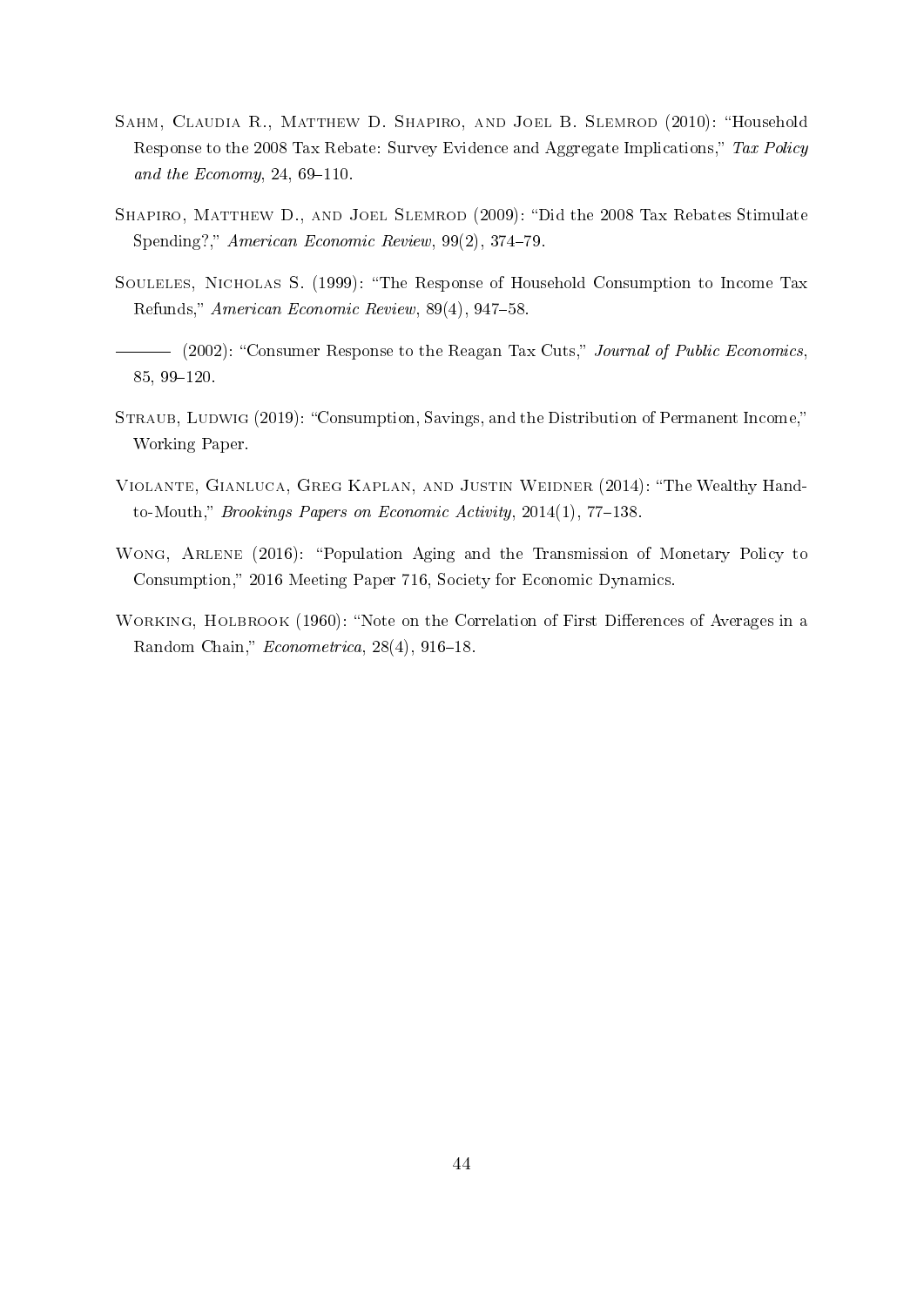Sahm, Claudia R., Matthew D. Shapiro, and Joel B. Slemrod (2010): "Household Response to the 2008 Tax Rebate: Survey Evidence and Aggregate Implications," *Tax Policy and the Economy*, 24, 69–110.

Shapiro, Matthew D., and Joel Slemrod (2009): "Did the 2008 Tax Rebates Stimulate Spending?," *American Economic Review*, 99(2), 374–79.

Souleles, Nicholas S. (1999): "The Response of Household Consumption to Income Tax Refunds," *American Economic Review*, 89(4), 947–58.

——— (2002): "Consumer Response to the Reagan Tax Cuts," *Journal of Public Economics*, 85, 99–120.

Straub, Ludwig (2019): "Consumption, Savings, and the Distribution of Permanent Income," Working Paper.

Violante, Gianluca, Greg Kaplan, and Justin Weidner (2014): "The Wealthy Hand-to-Mouth," *Brookings Papers on Economic Activity*, 2014(1), 77–138.

Wong, Arlene (2016): "Population Aging and the Transmission of Monetary Policy to Consumption," 2016 Meeting Paper 716, Society for Economic Dynamics.

Working, Holbrook (1960): "Note on the Correlation of First Differences of Averages in a Random Chain," *Econometrica*, 28(4), 916–18.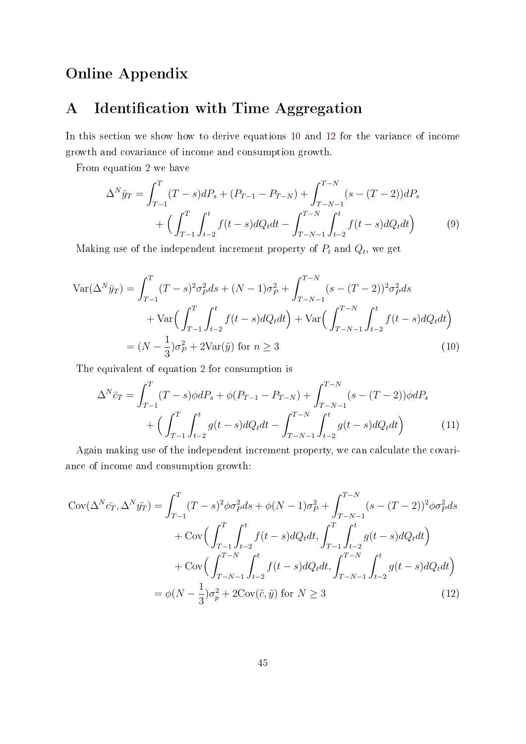# Online Appendix

## A Identification with Time Aggregation

In this section we show how to derive equations 10 and 12 for the variance of income growth and covariance of income and consumption growth.

From equation 2 we have

$$\Delta^N \bar{y}_T = \int_{T-1}^{T} (T-s) dP_s + (P_{T-1} - P_{T-N}) + \int_{T-N-1}^{T-N} (s-(T-2)) dP_s + \Big( \int_{T-1}^{T} \int_{t-2}^{t} f(t-s) dQ_t dt - \int_{T-N-1}^{T-N} \int_{t-2}^{t} f(t-s) dQ_t dt \Big) \tag{9}$$

Making use of the independent increment property of $P_t$ and $Q_t$, we get

$$\begin{aligned}
\text{Var}(\Delta^N \bar{y}_T) &= \int_{T-1}^{T} (T-s)^2 \sigma_P^2 ds + (N-1)\sigma_P^2 + \int_{T-N-1}^{T-N} (s-(T-2))^2 \sigma_P^2 ds \\
&\quad + \text{Var}\Big( \int_{T-1}^{T} \int_{t-2}^{t} f(t-s) dQ_t dt \Big) + \text{Var}\Big( \int_{T-N-1}^{T-N} \int_{t-2}^{t} f(t-s) dQ_t dt \Big) \\
&= (N - \frac{1}{3})\sigma_P^2 + 2\text{Var}(\tilde{y}) \text{ for } n \geq 3
\end{aligned} \tag{10}$$

The equivalent of equation 2 for consumption is

$$\Delta^N \bar{c}_T = \int_{T-1}^{T} (T-s) \phi dP_s + \phi(P_{T-1} - P_{T-N}) + \int_{T-N-1}^{T-N} (s-(T-2)) \phi dP_s + \Big( \int_{T-1}^{T} \int_{t-2}^{t} g(t-s) dQ_t dt - \int_{T-N-1}^{T-N} \int_{t-2}^{t} g(t-s) dQ_t dt \Big) \tag{11}$$

Again making use of the independent increment property, we can calculate the covariance of income and consumption growth:

$$\begin{aligned}
\text{Cov}(\Delta^N \bar{c_T}, \Delta^N \bar{y_T}) &= \int_{T-1}^{T} (T-s)^2 \phi \sigma_P^2 ds + \phi(N-1)\sigma_P^2 + \int_{T-N-1}^{T-N} (s-(T-2))^2 \phi \sigma_P^2 ds \\
&\quad + \text{Cov}\Big( \int_{T-1}^{T} \int_{t-2}^{t} f(t-s) dQ_t dt, \int_{T-1}^{T} \int_{t-2}^{t} g(t-s) dQ_t dt \Big) \\
&\quad + \text{Cov}\Big( \int_{T-N-1}^{T-N} \int_{t-2}^{t} f(t-s) dQ_t dt, \int_{T-N-1}^{T-N} \int_{t-2}^{t} g(t-s) dQ_t dt \Big) \\
&= \phi(N - \frac{1}{3})\sigma_p^2 + 2\text{Cov}(\tilde{c}, \tilde{y}) \text{ for } N \geq 3
\end{aligned} \tag{12}$$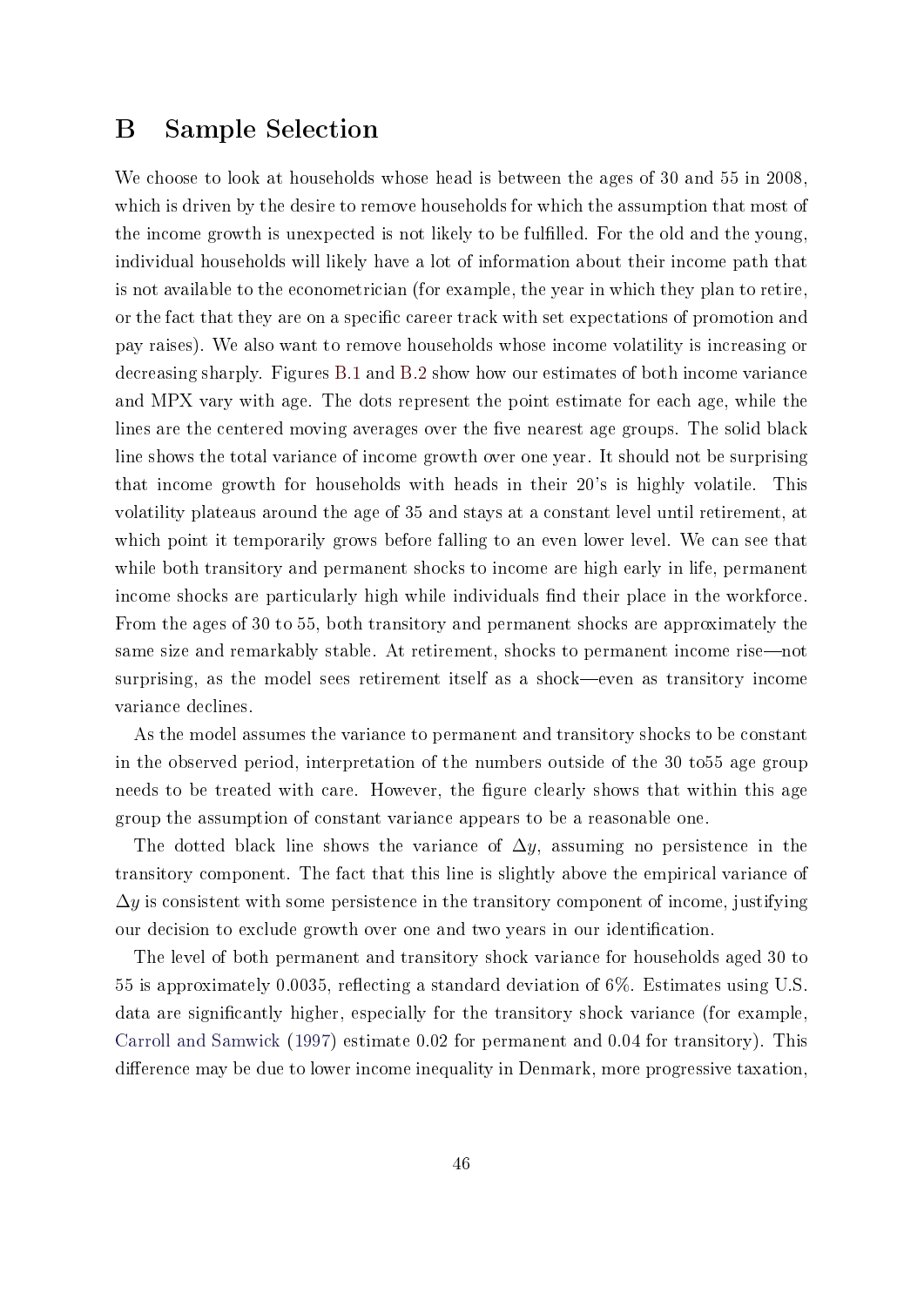# B Sample Selection

We choose to look at households whose head is between the ages of 30 and 55 in 2008, which is driven by the desire to remove households for which the assumption that most of the income growth is unexpected is not likely to be fulfilled. For the old and the young, individual households will likely have a lot of information about their income path that is not available to the econometrician (for example, the year in which they plan to retire, or the fact that they are on a specific career track with set expectations of promotion and pay raises). We also want to remove households whose income volatility is increasing or decreasing sharply. Figures B.1 and B.2 show how our estimates of both income variance and MPX vary with age. The dots represent the point estimate for each age, while the lines are the centered moving averages over the five nearest age groups. The solid black line shows the total variance of income growth over one year. It should not be surprising that income growth for households with heads in their 20's is highly volatile. This volatility plateaus around the age of 35 and stays at a constant level until retirement, at which point it temporarily grows before falling to an even lower level. We can see that while both transitory and permanent shocks to income are high early in life, permanent income shocks are particularly high while individuals find their place in the workforce. From the ages of 30 to 55, both transitory and permanent shocks are approximately the same size and remarkably stable. At retirement, shocks to permanent income rise—not surprising, as the model sees retirement itself as a shock—even as transitory income variance declines.

As the model assumes the variance to permanent and transitory shocks to be constant in the observed period, interpretation of the numbers outside of the 30 to55 age group needs to be treated with care. However, the figure clearly shows that within this age group the assumption of constant variance appears to be a reasonable one.

The dotted black line shows the variance of $\Delta y$, assuming no persistence in the transitory component. The fact that this line is slightly above the empirical variance of $\Delta y$ is consistent with some persistence in the transitory component of income, justifying our decision to exclude growth over one and two years in our identification.

The level of both permanent and transitory shock variance for households aged 30 to 55 is approximately 0.0035, reflecting a standard deviation of 6%. Estimates using U.S. data are significantly higher, especially for the transitory shock variance (for example, Carroll and Samwick (1997) estimate 0.02 for permanent and 0.04 for transitory). This difference may be due to lower income inequality in Denmark, more progressive taxation,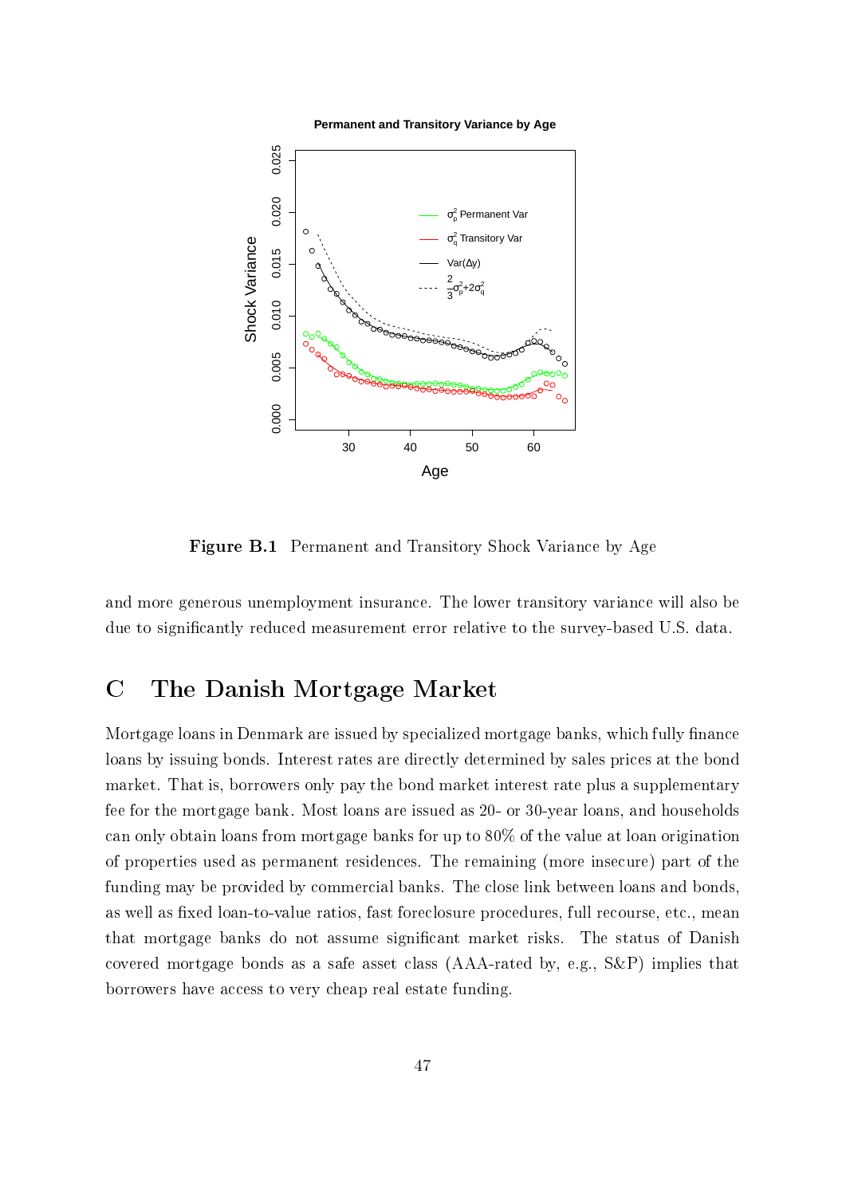Figure B.1 Permanent and Transitory Shock Variance by Age

and more generous unemployment insurance. The lower transitory variance will also be due to significantly reduced measurement error relative to the survey-based U.S. data.

# C The Danish Mortgage Market

Mortgage loans in Denmark are issued by specialized mortgage banks, which fully finance loans by issuing bonds. Interest rates are directly determined by sales prices at the bond market. That is, borrowers only pay the bond market interest rate plus a supplementary fee for the mortgage bank. Most loans are issued as 20- or 30-year loans, and households can only obtain loans from mortgage banks for up to 80% of the value at loan origination of properties used as permanent residences. The remaining (more insecure) part of the funding may be provided by commercial banks. The close link between loans and bonds, as well as fixed loan-to-value ratios, fast foreclosure procedures, full recourse, etc., mean that mortgage banks do not assume significant market risks. The status of Danish covered mortgage bonds as a safe asset class (AAA-rated by, e.g., S&P) implies that borrowers have access to very cheap real estate funding.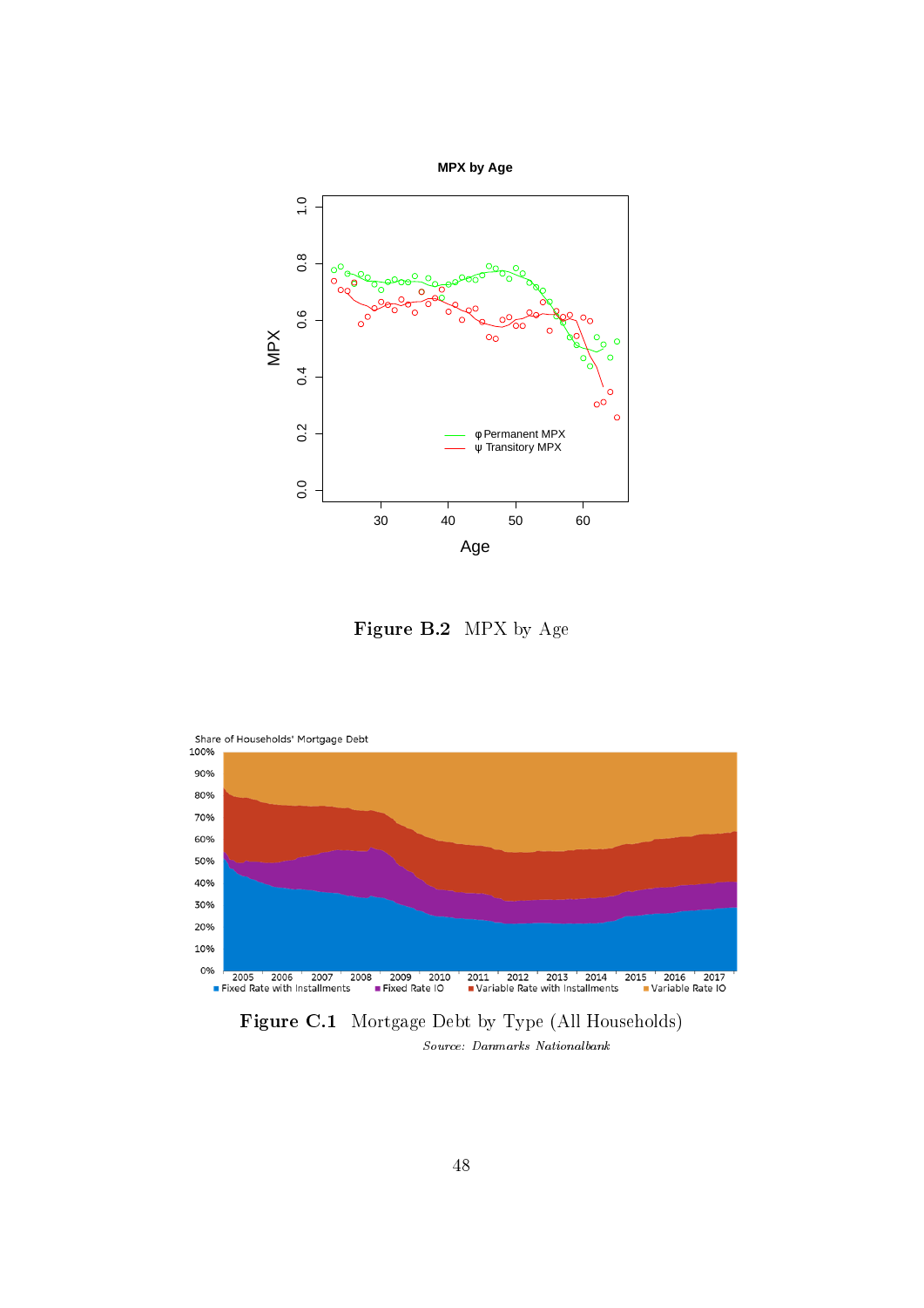**Figure B.2** MPX by Age

**Figure C.1** Mortgage Debt by Type (All Households)

*Source: Danmarks Nationalbank*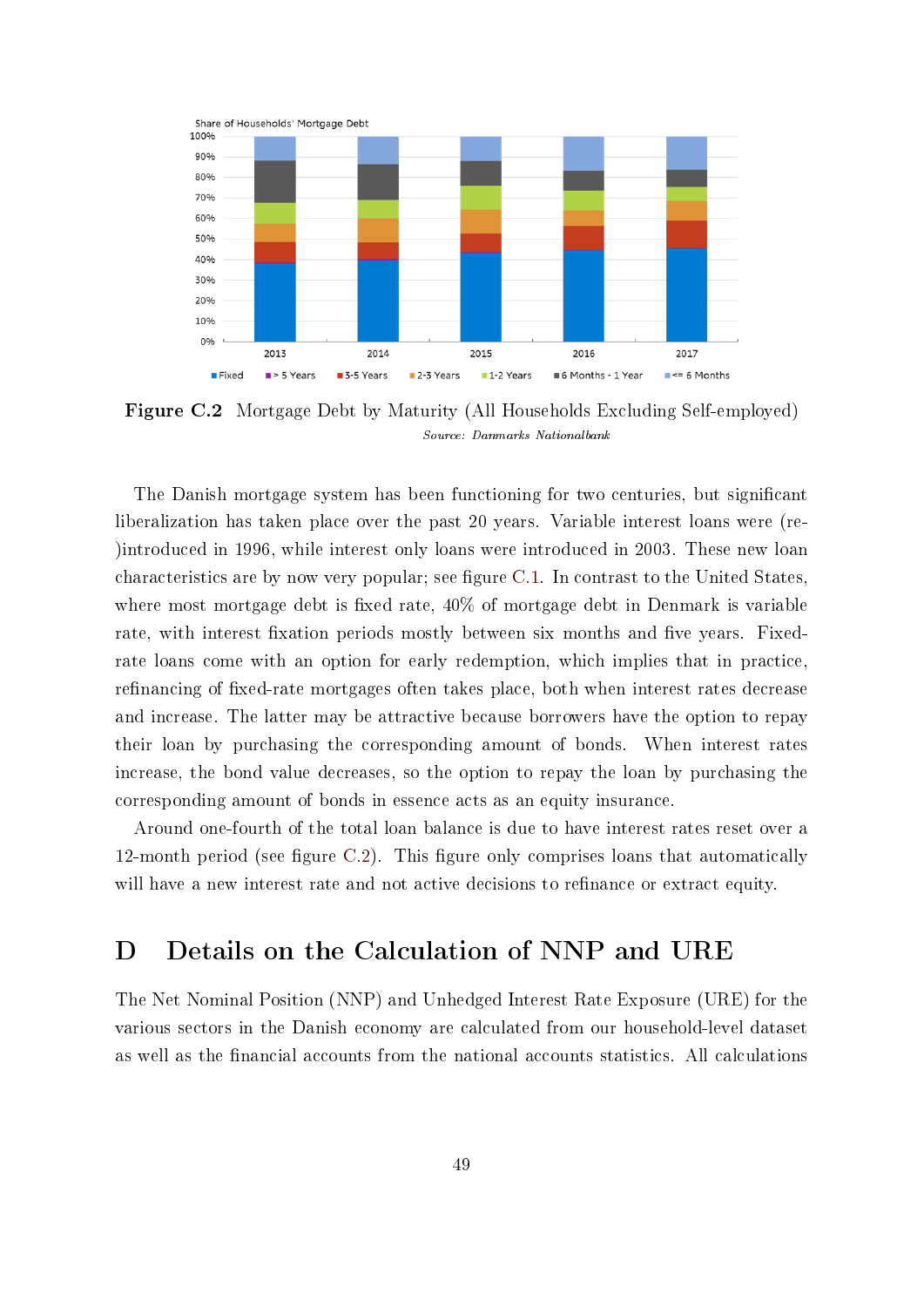**Figure C.2** Mortgage Debt by Maturity (All Households Excluding Self-employed)

*Source: Danmarks Nationalbank*

The Danish mortgage system has been functioning for two centuries, but significant liberalization has taken place over the past 20 years. Variable interest loans were (re-)introduced in 1996, while interest only loans were introduced in 2003. These new loan characteristics are by now very popular; see figure C.1. In contrast to the United States, where most mortgage debt is fixed rate, 40% of mortgage debt in Denmark is variable rate, with interest fixation periods mostly between six months and five years. Fixed-rate loans come with an option for early redemption, which implies that in practice, refinancing of fixed-rate mortgages often takes place, both when interest rates decrease and increase. The latter may be attractive because borrowers have the option to repay their loan by purchasing the corresponding amount of bonds. When interest rates increase, the bond value decreases, so the option to repay the loan by purchasing the corresponding amount of bonds in essence acts as an equity insurance.

Around one-fourth of the total loan balance is due to have interest rates reset over a 12-month period (see figure C.2). This figure only comprises loans that automatically will have a new interest rate and not active decisions to refinance or extract equity.

# D Details on the Calculation of NNP and URE

The Net Nominal Position (NNP) and Unhedged Interest Rate Exposure (URE) for the various sectors in the Danish economy are calculated from our household-level dataset as well as the financial accounts from the national accounts statistics. All calculations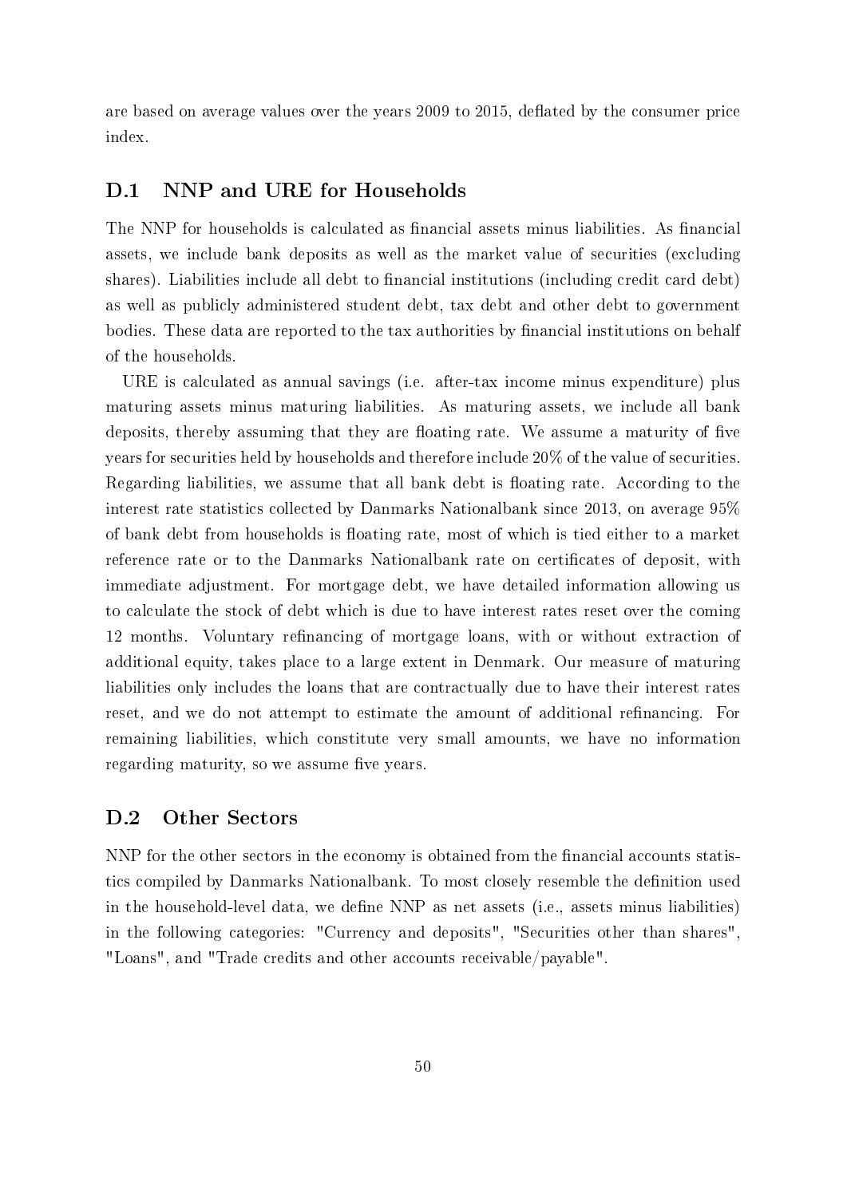are based on average values over the years 2009 to 2015, deflated by the consumer price index.

## D.1 NNP and URE for Households

The NNP for households is calculated as financial assets minus liabilities. As financial assets, we include bank deposits as well as the market value of securities (excluding shares). Liabilities include all debt to financial institutions (including credit card debt) as well as publicly administered student debt, tax debt and other debt to government bodies. These data are reported to the tax authorities by financial institutions on behalf of the households.

URE is calculated as annual savings (i.e. after-tax income minus expenditure) plus maturing assets minus maturing liabilities. As maturing assets, we include all bank deposits, thereby assuming that they are floating rate. We assume a maturity of five years for securities held by households and therefore include 20% of the value of securities. Regarding liabilities, we assume that all bank debt is floating rate. According to the interest rate statistics collected by Danmarks Nationalbank since 2013, on average 95% of bank debt from households is floating rate, most of which is tied either to a market reference rate or to the Danmarks Nationalbank rate on certificates of deposit, with immediate adjustment. For mortgage debt, we have detailed information allowing us to calculate the stock of debt which is due to have interest rates reset over the coming 12 months. Voluntary refinancing of mortgage loans, with or without extraction of additional equity, takes place to a large extent in Denmark. Our measure of maturing liabilities only includes the loans that are contractually due to have their interest rates reset, and we do not attempt to estimate the amount of additional refinancing. For remaining liabilities, which constitute very small amounts, we have no information regarding maturity, so we assume five years.

## D.2 Other Sectors

NNP for the other sectors in the economy is obtained from the financial accounts statistics compiled by Danmarks Nationalbank. To most closely resemble the definition used in the household-level data, we define NNP as net assets (i.e., assets minus liabilities) in the following categories: "Currency and deposits", "Securities other than shares", "Loans", and "Trade credits and other accounts receivable/payable".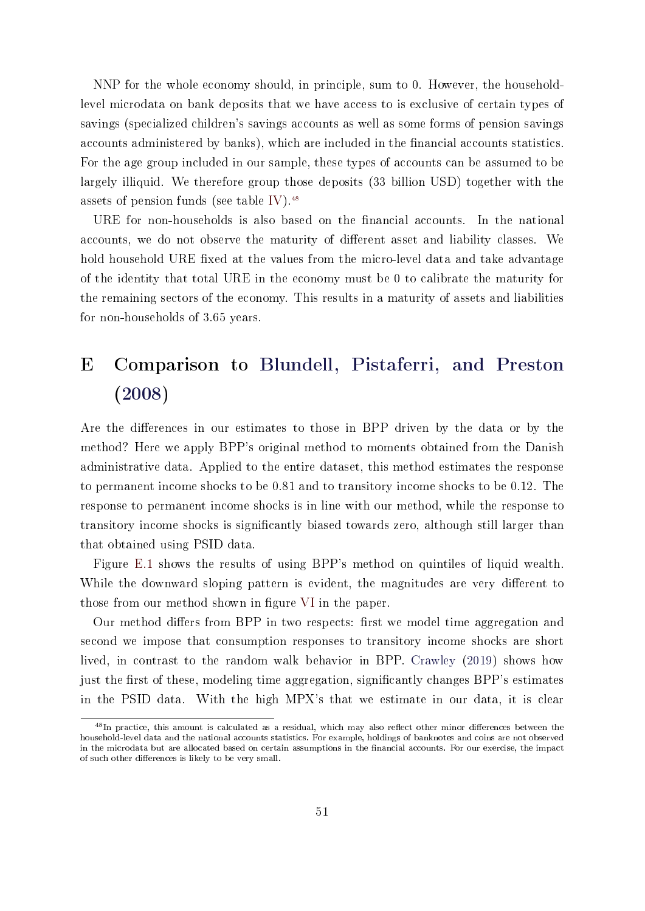NNP for the whole economy should, in principle, sum to 0. However, the household-level microdata on bank deposits that we have access to is exclusive of certain types of savings (specialized children's savings accounts as well as some forms of pension savings accounts administered by banks), which are included in the financial accounts statistics. For the age group included in our sample, these types of accounts can be assumed to be largely illiquid. We therefore group those deposits (33 billion USD) together with the assets of pension funds (see table IV).[48]

URE for non-households is also based on the financial accounts. In the national accounts, we do not observe the maturity of different asset and liability classes. We hold household URE fixed at the values from the micro-level data and take advantage of the identity that total URE in the economy must be 0 to calibrate the maturity for the remaining sectors of the economy. This results in a maturity of assets and liabilities for non-households of 3.65 years.

# E Comparison to Blundell, Pistaferri, and Preston (2008)

Are the differences in our estimates to those in BPP driven by the data or by the method? Here we apply BPP's original method to moments obtained from the Danish administrative data. Applied to the entire dataset, this method estimates the response to permanent income shocks to be 0.81 and to transitory income shocks to be 0.12. The response to permanent income shocks is in line with our method, while the response to transitory income shocks is significantly biased towards zero, although still larger than that obtained using PSID data.

Figure E.1 shows the results of using BPP's method on quintiles of liquid wealth. While the downward sloping pattern is evident, the magnitudes are very different to those from our method shown in figure VI in the paper.

Our method differs from BPP in two respects: first we model time aggregation and second we impose that consumption responses to transitory income shocks are short lived, in contrast to the random walk behavior in BPP. Crawley (2019) shows how just the first of these, modeling time aggregation, significantly changes BPP's estimates in the PSID data. With the high MPX's that we estimate in our data, it is clear

[48] In practice, this amount is calculated as a residual, which may also reflect other minor differences between the household-level data and the national accounts statistics. For example, holdings of banknotes and coins are not observed in the microdata but are allocated based on certain assumptions in the financial accounts. For our exercise, the impact of such other differences is likely to be very small.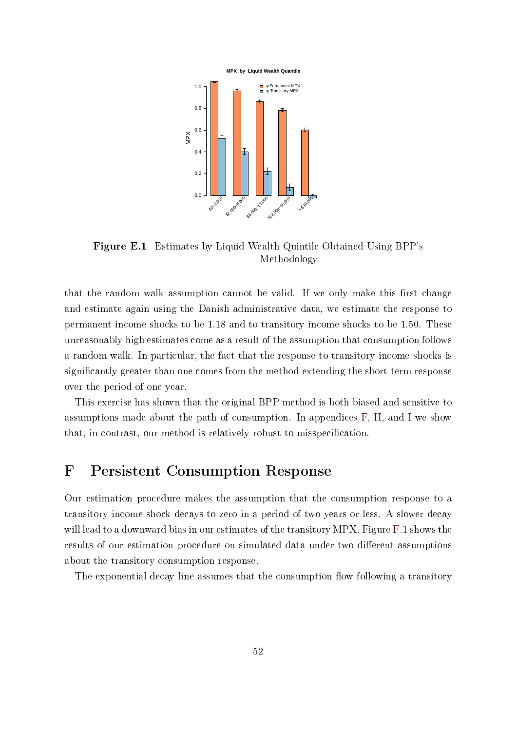**Figure E.1** Estimates by Liquid Wealth Quintile Obtained Using BPP's Methodology

that the random walk assumption cannot be valid. If we only make this first change and estimate again using the Danish administrative data, we estimate the response to permanent income shocks to be 1.18 and to transitory income shocks to be 1.50. These unreasonably high estimates come as a result of the assumption that consumption follows a random walk. In particular, the fact that the response to transitory income shocks is significantly greater than one comes from the method extending the short term response over the period of one year.

This exercise has shown that the original BPP method is both biased and sensitive to assumptions made about the path of consumption. In appendices F, H, and I we show that, in contrast, our method is relatively robust to misspecification.

# F Persistent Consumption Response

Our estimation procedure makes the assumption that the consumption response to a transitory income shock decays to zero in a period of two years or less. A slower decay will lead to a downward bias in our estimates of the transitory MPX. Figure F.1 shows the results of our estimation procedure on simulated data under two different assumptions about the transitory consumption response.

The exponential decay line assumes that the consumption flow following a transitory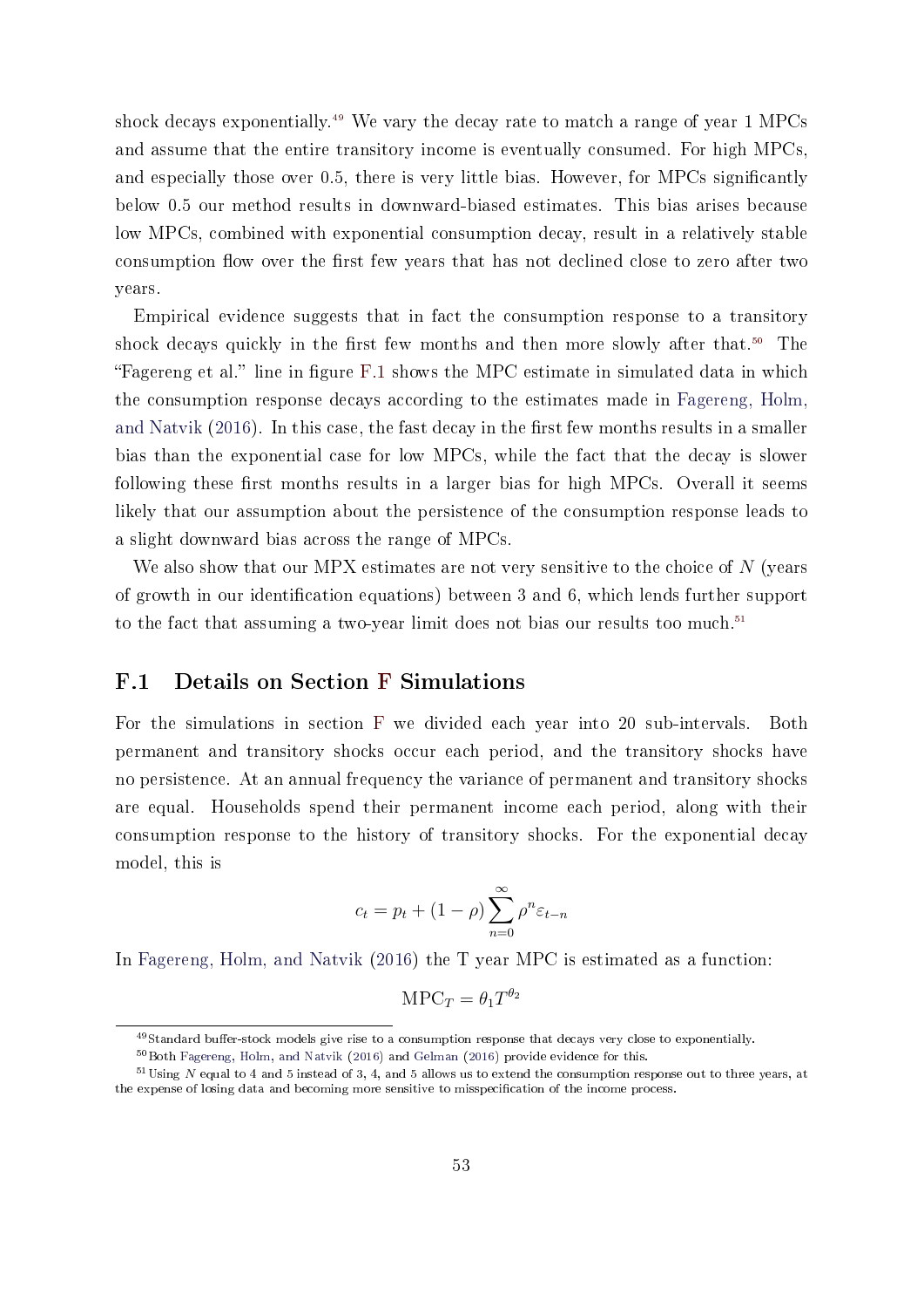shock decays exponentially.[49] We vary the decay rate to match a range of year 1 MPCs and assume that the entire transitory income is eventually consumed. For high MPCs, and especially those over 0.5, there is very little bias. However, for MPCs significantly below 0.5 our method results in downward-biased estimates. This bias arises because low MPCs, combined with exponential consumption decay, result in a relatively stable consumption flow over the first few years that has not declined close to zero after two years.

Empirical evidence suggests that in fact the consumption response to a transitory shock decays quickly in the first few months and then more slowly after that.[50] The "Fagereng et al." line in figure F.1 shows the MPC estimate in simulated data in which the consumption response decays according to the estimates made in Fagereng, Holm, and Natvik (2016). In this case, the fast decay in the first few months results in a smaller bias than the exponential case for low MPCs, while the fact that the decay is slower following these first months results in a larger bias for high MPCs. Overall it seems likely that our assumption about the persistence of the consumption response leads to a slight downward bias across the range of MPCs.

We also show that our MPX estimates are not very sensitive to the choice of $N$ (years of growth in our identification equations) between 3 and 6, which lends further support to the fact that assuming a two-year limit does not bias our results too much.[51]

## F.1 Details on Section F Simulations

For the simulations in section F we divided each year into 20 sub-intervals. Both permanent and transitory shocks occur each period, and the transitory shocks have no persistence. At an annual frequency the variance of permanent and transitory shocks are equal. Households spend their permanent income each period, along with their consumption response to the history of transitory shocks. For the exponential decay model, this is

$$c_t = p_t + (1 - \rho) \sum_{n=0}^{\infty} \rho^n \varepsilon_{t-n}$$

In Fagereng, Holm, and Natvik (2016) the T year MPC is estimated as a function:

$$\text{MPC}_T = \theta_1 T^{\theta_2}$$

[49] Standard buffer-stock models give rise to a consumption response that decays very close to exponentially.

[50] Both Fagereng, Holm, and Natvik (2016) and Gelman (2016) provide evidence for this.

[51] Using $N$ equal to 4 and 5 instead of 3, 4, and 5 allows us to extend the consumption response out to three years, at the expense of losing data and becoming more sensitive to misspecification of the income process.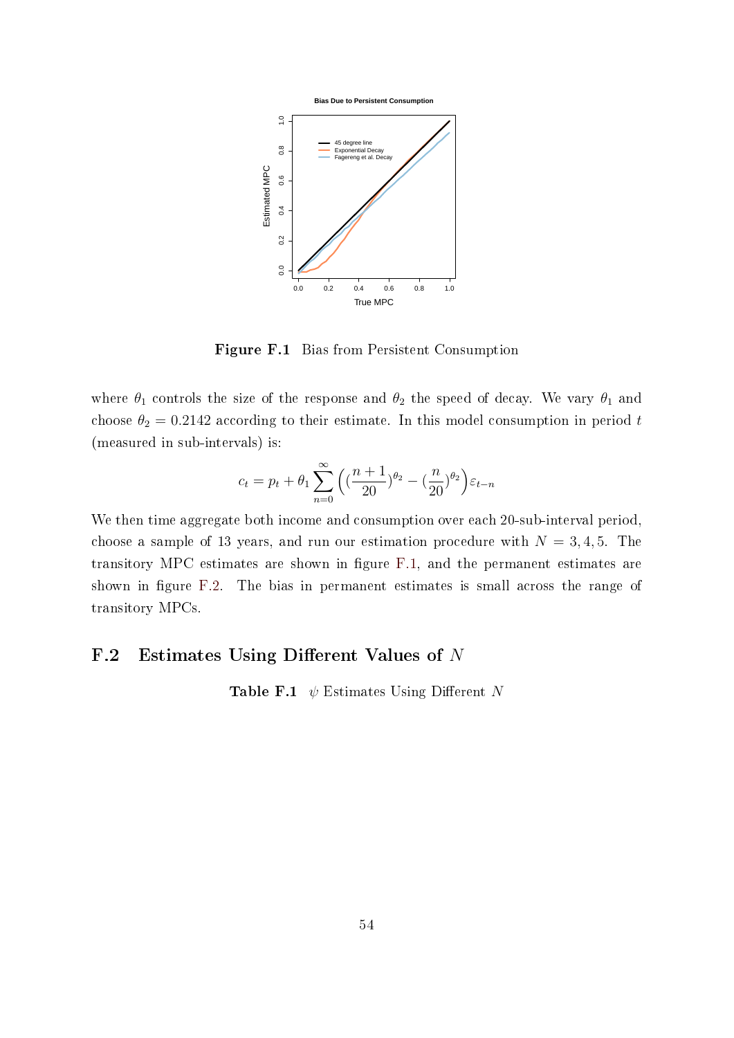**Figure F.1** Bias from Persistent Consumption

where $\theta_1$ controls the size of the response and $\theta_2$ the speed of decay. We vary $\theta_1$ and choose $\theta_2 = 0.2142$ according to their estimate. In this model consumption in period $t$ (measured in sub-intervals) is:

$$c_t = p_t + \theta_1 \sum_{n=0}^{\infty} \left( (\frac{n+1}{20})^{\theta_2} - (\frac{n}{20})^{\theta_2} \right) \varepsilon_{t-n}$$

We then time aggregate both income and consumption over each 20-sub-interval period, choose a sample of 13 years, and run our estimation procedure with $N = 3, 4, 5$. The transitory MPC estimates are shown in figure F.1, and the permanent estimates are shown in figure F.2. The bias in permanent estimates is small across the range of transitory MPCs.

## F.2 Estimates Using Different Values of $N$

**Table F.1** $\psi$ Estimates Using Different $N$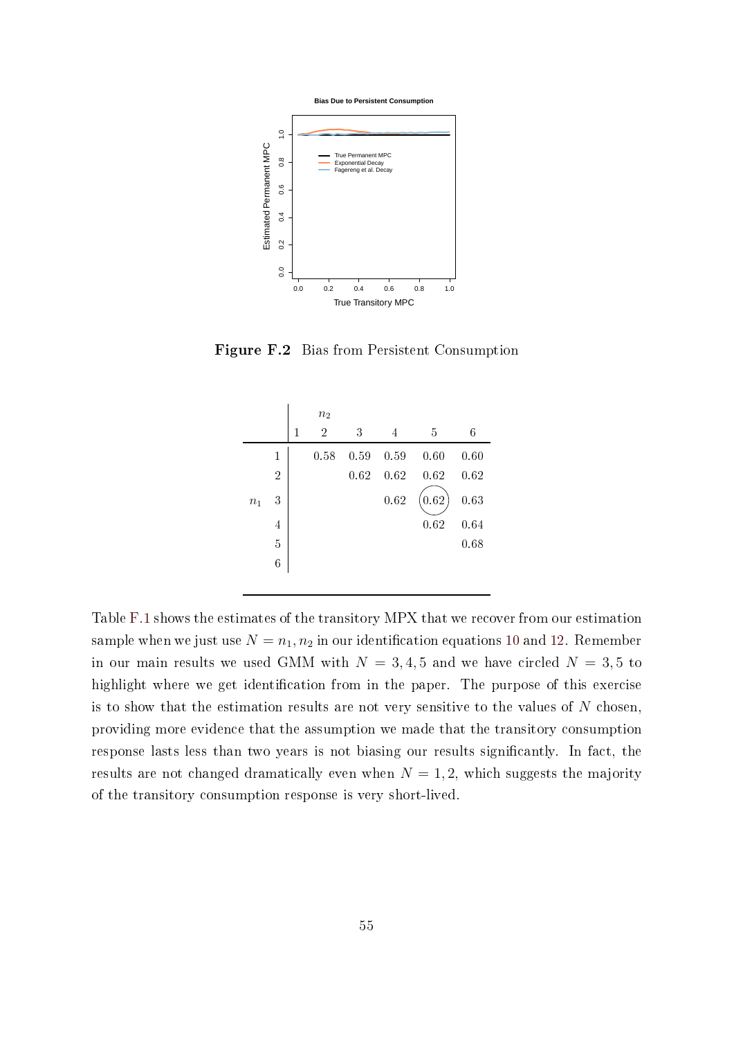**Figure F.2** Bias from Persistent Consumption

| | | $n_2$ | | | | | |
|---|---|---|---|---|---|---|---|
| | | 1 | 2 | 3 | 4 | 5 | 6 |
| | 1 | | 0.58 | 0.59 | 0.59 | 0.60 | 0.60 |
| | 2 | | | 0.62 | 0.62 | 0.62 | 0.62 |
| $n_1$ | 3 | | | | 0.62 | (0.62) | 0.63 |
| | 4 | | | | | 0.62 | 0.64 |
| | 5 | | | | | | 0.68 |
| | 6 | | | | | | |

Table F.1 shows the estimates of the transitory MPX that we recover from our estimation sample when we just use $N = n_1, n_2$ in our identification equations 10 and 12. Remember in our main results we used GMM with $N = 3, 4, 5$ and we have circled $N = 3, 5$ to highlight where we get identification from in the paper. The purpose of this exercise is to show that the estimation results are not very sensitive to the values of $N$ chosen, providing more evidence that the assumption we made that the transitory consumption response lasts less than two years is not biasing our results significantly. In fact, the results are not changed dramatically even when $N = 1, 2$, which suggests the majority of the transitory consumption response is very short-lived.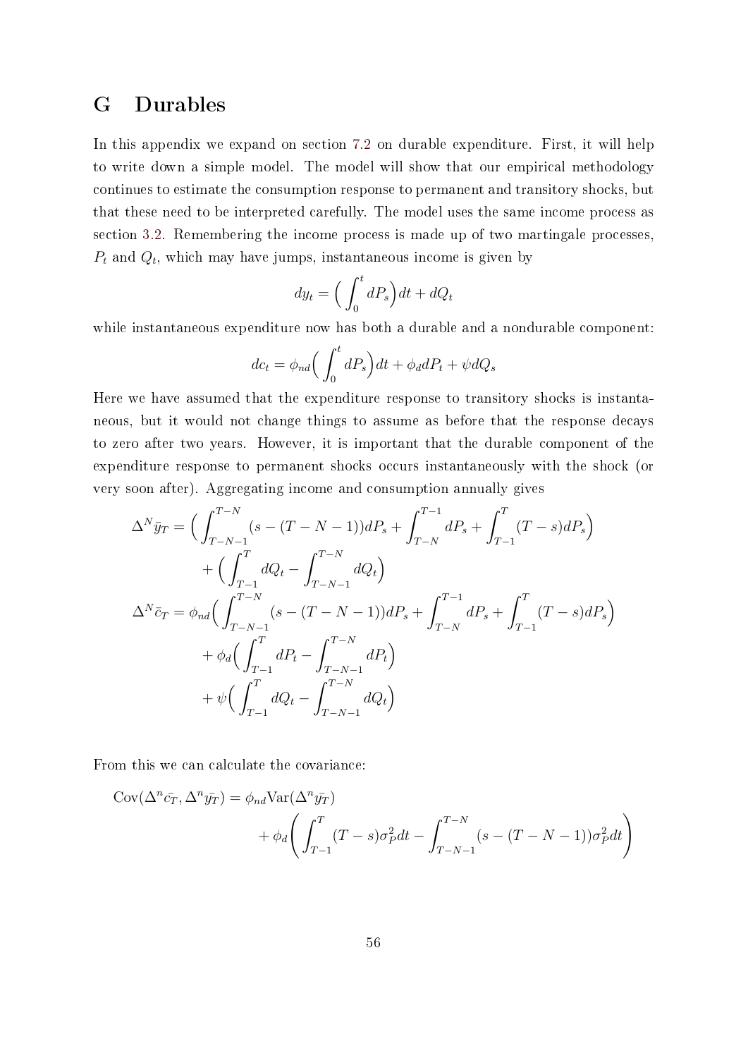# G Durables

In this appendix we expand on section 7.2 on durable expenditure. First, it will help to write down a simple model. The model will show that our empirical methodology continues to estimate the consumption response to permanent and transitory shocks, but that these need to be interpreted carefully. The model uses the same income process as section 3.2. Remembering the income process is made up of two martingale processes, $P_t$ and $Q_t$, which may have jumps, instantaneous income is given by

$$dy_t = \Big( \int_0^t dP_s \Big) dt + dQ_t$$

while instantaneous expenditure now has both a durable and a nondurable component:

$$dc_t = \phi_{nd} \Big( \int_0^t dP_s \Big) dt + \phi_d dP_t + \psi dQ_s$$

Here we have assumed that the expenditure response to transitory shocks is instantaneous, but it would not change things to assume as before that the response decays to zero after two years. However, it is important that the durable component of the expenditure response to permanent shocks occurs instantaneously with the shock (or very soon after). Aggregating income and consumption annually gives

$$\begin{aligned}
\Delta^N \bar{y}_T = & \Big( \int_{T-N-1}^{T-N} (s-(T-N-1)) dP_s + \int_{T-N}^{T-1} dP_s + \int_{T-1}^{T} (T-s) dP_s \Big) \\
& + \Big( \int_{T-1}^{T} dQ_t - \int_{T-N-1}^{T-N} dQ_t \Big) \\
\Delta^N \bar{c}_T = & \phi_{nd} \Big( \int_{T-N-1}^{T-N} (s-(T-N-1)) dP_s + \int_{T-N}^{T-1} dP_s + \int_{T-1}^{T} (T-s) dP_s \Big) \\
& + \phi_d \Big( \int_{T-1}^{T} dP_t - \int_{T-N-1}^{T-N} dP_t \Big) \\
& + \psi \Big( \int_{T-1}^{T} dQ_t - \int_{T-N-1}^{T-N} dQ_t \Big)
\end{aligned}$$

From this we can calculate the covariance:

$$\begin{aligned}
\text{Cov}(\Delta^n \bar{c_T}, \Delta^n \bar{y_T}) = & \phi_{nd} \text{Var}(\Delta^n \bar{y_T}) \\
& + \phi_d \left( \int_{T-1}^{T} (T-s) \sigma_P^2 dt - \int_{T-N-1}^{T-N} (s-(T-N-1)) \sigma_P^2 dt \right)
\end{aligned}$$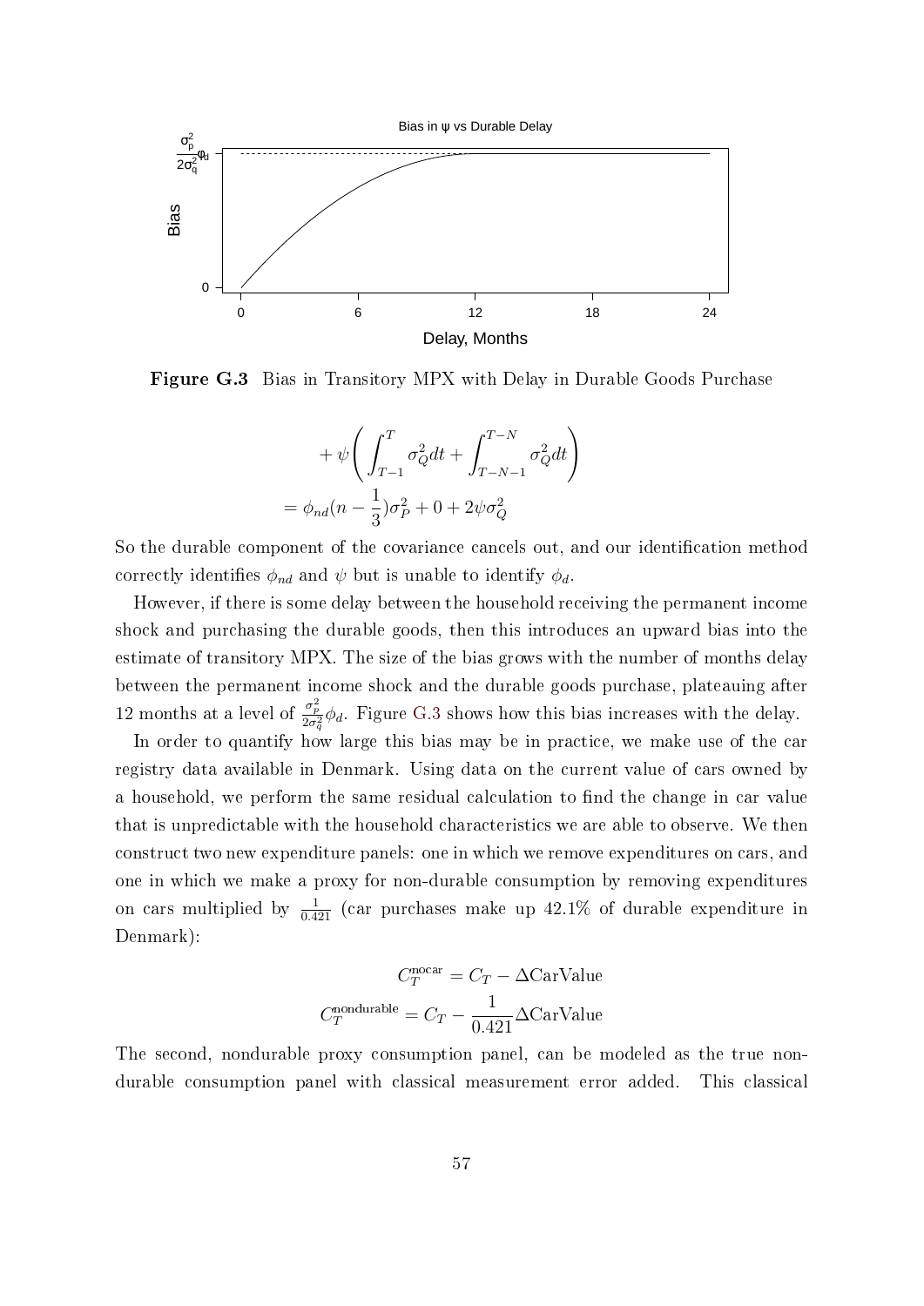Figure G.3 Bias in Transitory MPX with Delay in Durable Goods Purchase

$$
\begin{aligned}
&+\psi\left(\int_{T-1}^{T}\sigma_Q^2 dt+\int_{T-N-1}^{T-N}\sigma_Q^2 dt\right)\\
&=\phi_{nd}(n-\frac{1}{3})\sigma_P^2+0+2\psi\sigma_Q^2
\end{aligned}
$$

So the durable component of the covariance cancels out, and our identification method correctly identifies $\phi_{nd}$ and $\psi$ but is unable to identify $\phi_d$.

However, if there is some delay between the household receiving the permanent income shock and purchasing the durable goods, then this introduces an upward bias into the estimate of transitory MPX. The size of the bias grows with the number of months delay between the permanent income shock and the durable goods purchase, plateauing after 12 months at a level of $\frac{\sigma_p^2}{2\sigma_q^2}\phi_d$. Figure G.3 shows how this bias increases with the delay.

In order to quantify how large this bias may be in practice, we make use of the car registry data available in Denmark. Using data on the current value of cars owned by a household, we perform the same residual calculation to find the change in car value that is unpredictable with the household characteristics we are able to observe. We then construct two new expenditure panels: one in which we remove expenditures on cars, and one in which we make a proxy for non-durable consumption by removing expenditures on cars multiplied by $\frac{1}{0.421}$ (car purchases make up 42.1% of durable expenditure in Denmark):

$$
\begin{aligned}
C_T^{\text{nocar}} &= C_T - \Delta\text{CarValue}\\
C_T^{\text{nondurable}} &= C_T - \frac{1}{0.421}\Delta\text{CarValue}
\end{aligned}
$$

The second, nondurable proxy consumption panel, can be modeled as the true non-durable consumption panel with classical measurement error added. This classical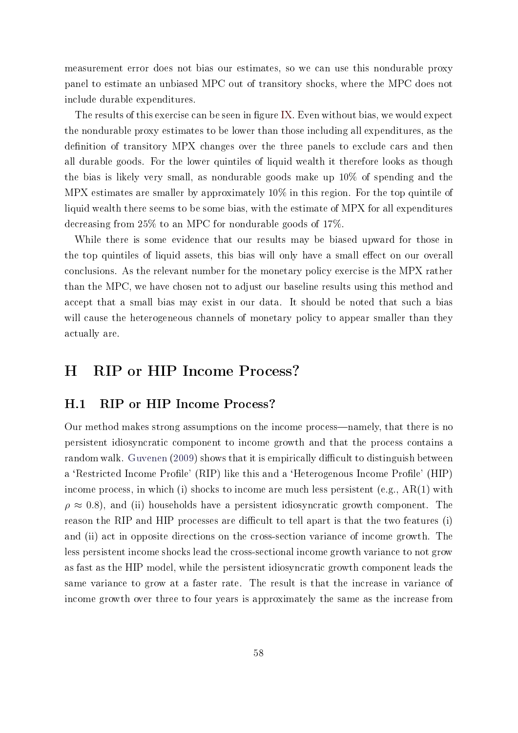measurement error does not bias our estimates, so we can use this nondurable proxy panel to estimate an unbiased MPC out of transitory shocks, where the MPC does not include durable expenditures.

The results of this exercise can be seen in figure IX. Even without bias, we would expect the nondurable proxy estimates to be lower than those including all expenditures, as the definition of transitory MPX changes over the three panels to exclude cars and then all durable goods. For the lower quintiles of liquid wealth it therefore looks as though the bias is likely very small, as nondurable goods make up 10% of spending and the MPX estimates are smaller by approximately 10% in this region. For the top quintile of liquid wealth there seems to be some bias, with the estimate of MPX for all expenditures decreasing from 25% to an MPC for nondurable goods of 17%.

While there is some evidence that our results may be biased upward for those in the top quintiles of liquid assets, this bias will only have a small effect on our overall conclusions. As the relevant number for the monetary policy exercise is the MPX rather than the MPC, we have chosen not to adjust our baseline results using this method and accept that a small bias may exist in our data. It should be noted that such a bias will cause the heterogeneous channels of monetary policy to appear smaller than they actually are.

# H RIP or HIP Income Process?

## H.1 RIP or HIP Income Process?

Our method makes strong assumptions on the income process—namely, that there is no persistent idiosyncratic component to income growth and that the process contains a random walk. Guvenen (2009) shows that it is empirically difficult to distinguish between a 'Restricted Income Profile' (RIP) like this and a 'Heterogenous Income Profile' (HIP) income process, in which (i) shocks to income are much less persistent (e.g., AR(1) with $\rho \approx 0.8$), and (ii) households have a persistent idiosyncratic growth component. The reason the RIP and HIP processes are difficult to tell apart is that the two features (i) and (ii) act in opposite directions on the cross-section variance of income growth. The less persistent income shocks lead the cross-sectional income growth variance to not grow as fast as the HIP model, while the persistent idiosyncratic growth component leads the same variance to grow at a faster rate. The result is that the increase in variance of income growth over three to four years is approximately the same as the increase from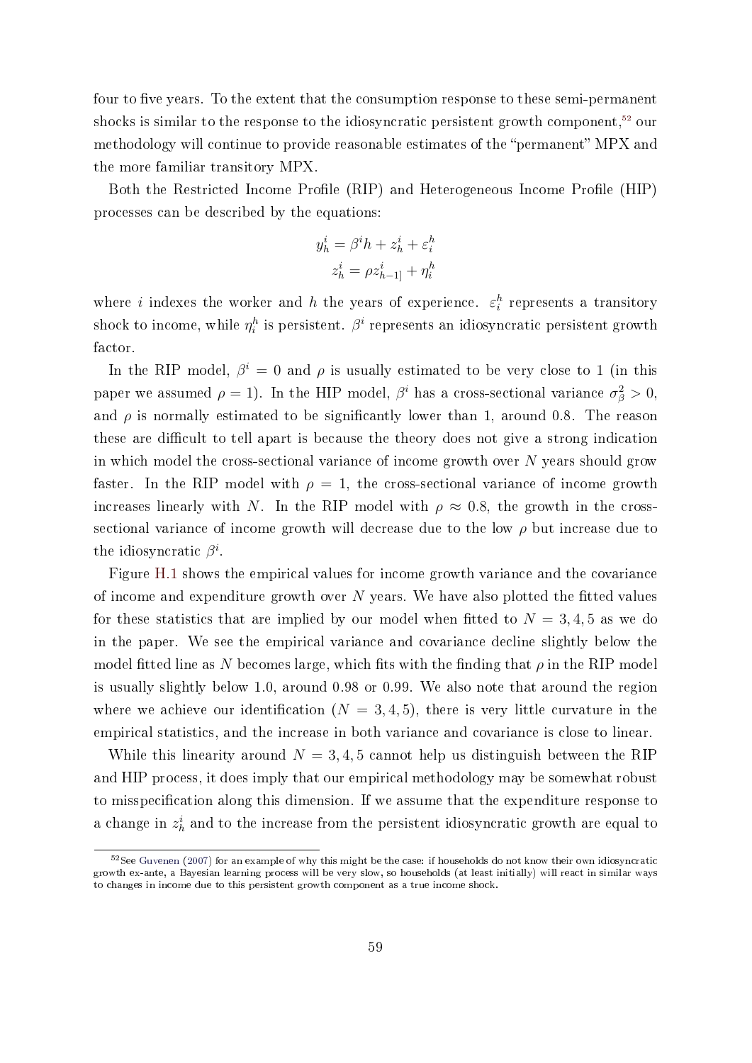four to five years. To the extent that the consumption response to these semi-permanent shocks is similar to the response to the idiosyncratic persistent growth component,[52] our methodology will continue to provide reasonable estimates of the "permanent" MPX and the more familiar transitory MPX.

Both the Restricted Income Profile (RIP) and Heterogeneous Income Profile (HIP) processes can be described by the equations:

$$y_h^i = \beta^i h + z_h^i + \varepsilon_i^h$$
$$z_h^i = \rho z_{h-1]}^i + \eta_i^h$$

where $i$ indexes the worker and $h$ the years of experience. $\varepsilon_i^h$ represents a transitory shock to income, while $\eta_i^h$ is persistent. $\beta^i$ represents an idiosyncratic persistent growth factor.

In the RIP model, $\beta^i = 0$ and $\rho$ is usually estimated to be very close to 1 (in this paper we assumed $\rho = 1$). In the HIP model, $\beta^i$ has a cross-sectional variance $\sigma_\beta^2 > 0$, and $\rho$ is normally estimated to be significantly lower than 1, around 0.8. The reason these are difficult to tell apart is because the theory does not give a strong indication in which model the cross-sectional variance of income growth over $N$ years should grow faster. In the RIP model with $\rho = 1$, the cross-sectional variance of income growth increases linearly with $N$. In the RIP model with $\rho \approx 0.8$, the growth in the cross-sectional variance of income growth will decrease due to the low $\rho$ but increase due to the idiosyncratic $\beta^i$.

Figure H.1 shows the empirical values for income growth variance and the covariance of income and expenditure growth over $N$ years. We have also plotted the fitted values for these statistics that are implied by our model when fitted to $N = 3, 4, 5$ as we do in the paper. We see the empirical variance and covariance decline slightly below the model fitted line as $N$ becomes large, which fits with the finding that $\rho$ in the RIP model is usually slightly below 1.0, around 0.98 or 0.99. We also note that around the region where we achieve our identification ($N = 3, 4, 5$), there is very little curvature in the empirical statistics, and the increase in both variance and covariance is close to linear.

While this linearity around $N = 3, 4, 5$ cannot help us distinguish between the RIP and HIP process, it does imply that our empirical methodology may be somewhat robust to misspecification along this dimension. If we assume that the expenditure response to a change in $z_h^i$ and to the increase from the persistent idiosyncratic growth are equal to

[52] See Guvenen (2007) for an example of why this might be the case: if households do not know their own idiosyncratic growth ex-ante, a Bayesian learning process will be very slow, so households (at least initially) will react in similar ways to changes in income due to this persistent growth component as a true income shock.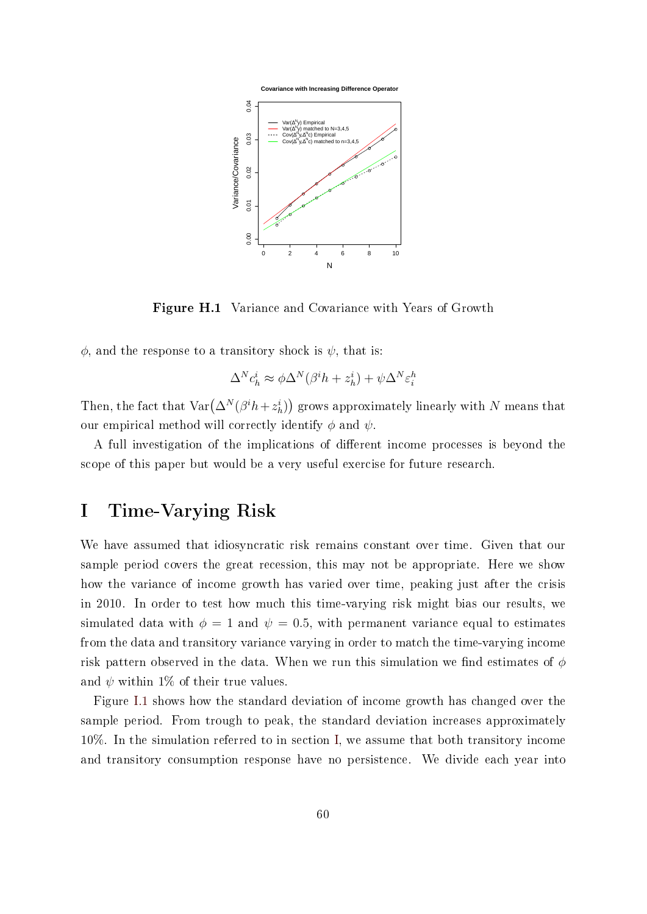**Figure H.1** Variance and Covariance with Years of Growth

$\phi$, and the response to a transitory shock is $\psi$, that is:

$$\Delta^N c_h^i \approx \phi\Delta^N(\beta^i h + z_h^i) + \psi\Delta^N\varepsilon_i^h$$

Then, the fact that $\mathrm{Var}\big(\Delta^N(\beta^i h + z_h^i)\big)$ grows approximately linearly with $N$ means that our empirical method will correctly identify $\phi$ and $\psi$.

A full investigation of the implications of different income processes is beyond the scope of this paper but would be a very useful exercise for future research.

# I Time-Varying Risk

We have assumed that idiosyncratic risk remains constant over time. Given that our sample period covers the great recession, this may not be appropriate. Here we show how the variance of income growth has varied over time, peaking just after the crisis in 2010. In order to test how much this time-varying risk might bias our results, we simulated data with $\phi = 1$ and $\psi = 0.5$, with permanent variance equal to estimates from the data and transitory variance varying in order to match the time-varying income risk pattern observed in the data. When we run this simulation we find estimates of $\phi$ and $\psi$ within 1% of their true values.

Figure I.1 shows how the standard deviation of income growth has changed over the sample period. From trough to peak, the standard deviation increases approximately 10%. In the simulation referred to in section I, we assume that both transitory income and transitory consumption response have no persistence. We divide each year into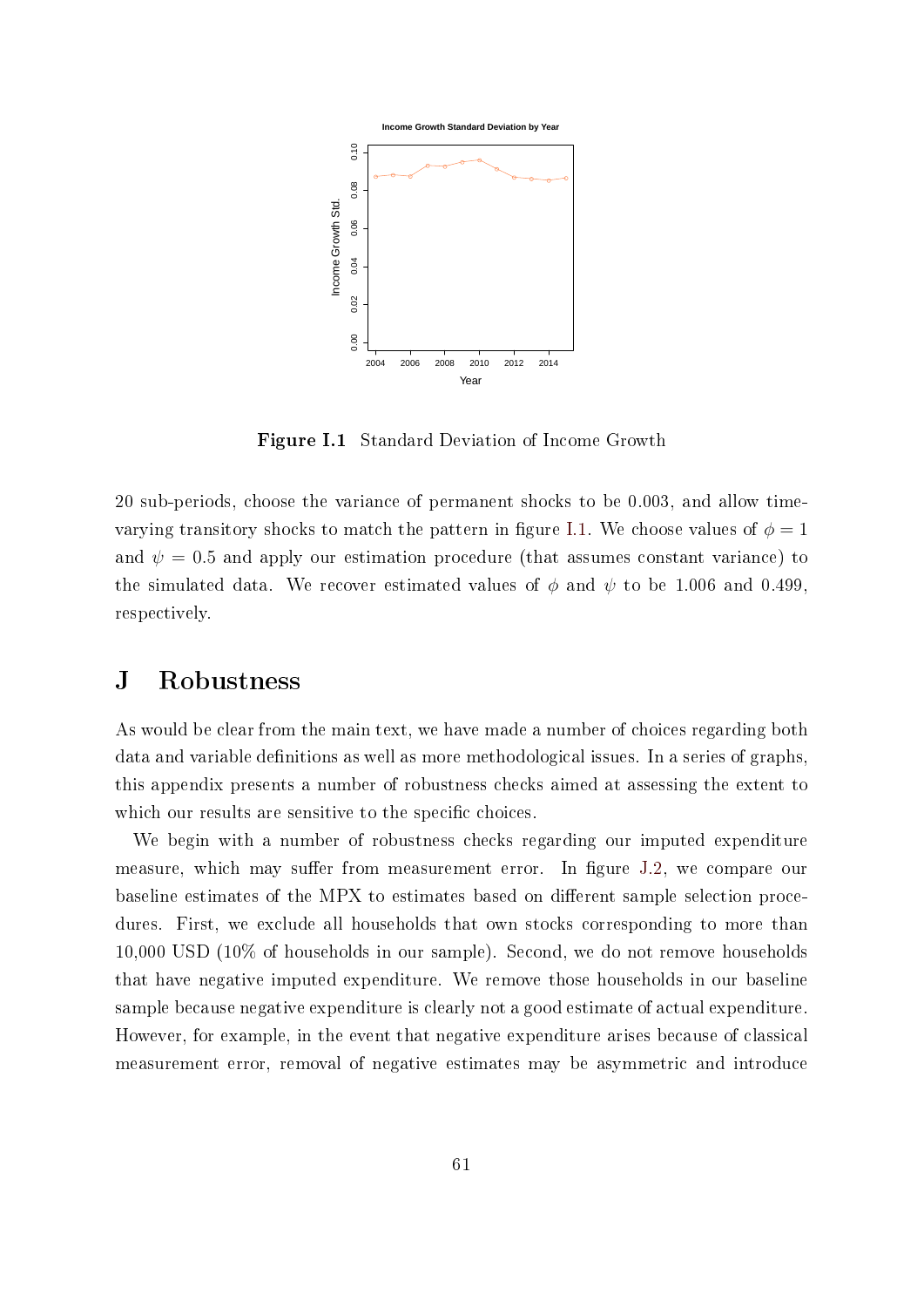**Figure I.1** Standard Deviation of Income Growth

20 sub-periods, choose the variance of permanent shocks to be 0.003, and allow time-varying transitory shocks to match the pattern in figure I.1. We choose values of $\phi = 1$ and $\psi = 0.5$ and apply our estimation procedure (that assumes constant variance) to the simulated data. We recover estimated values of $\phi$ and $\psi$ to be 1.006 and 0.499, respectively.

# J Robustness

As would be clear from the main text, we have made a number of choices regarding both data and variable definitions as well as more methodological issues. In a series of graphs, this appendix presents a number of robustness checks aimed at assessing the extent to which our results are sensitive to the specific choices.

We begin with a number of robustness checks regarding our imputed expenditure measure, which may suffer from measurement error. In figure J.2, we compare our baseline estimates of the MPX to estimates based on different sample selection procedures. First, we exclude all households that own stocks corresponding to more than 10,000 USD (10% of households in our sample). Second, we do not remove households that have negative imputed expenditure. We remove those households in our baseline sample because negative expenditure is clearly not a good estimate of actual expenditure. However, for example, in the event that negative expenditure arises because of classical measurement error, removal of negative estimates may be asymmetric and introduce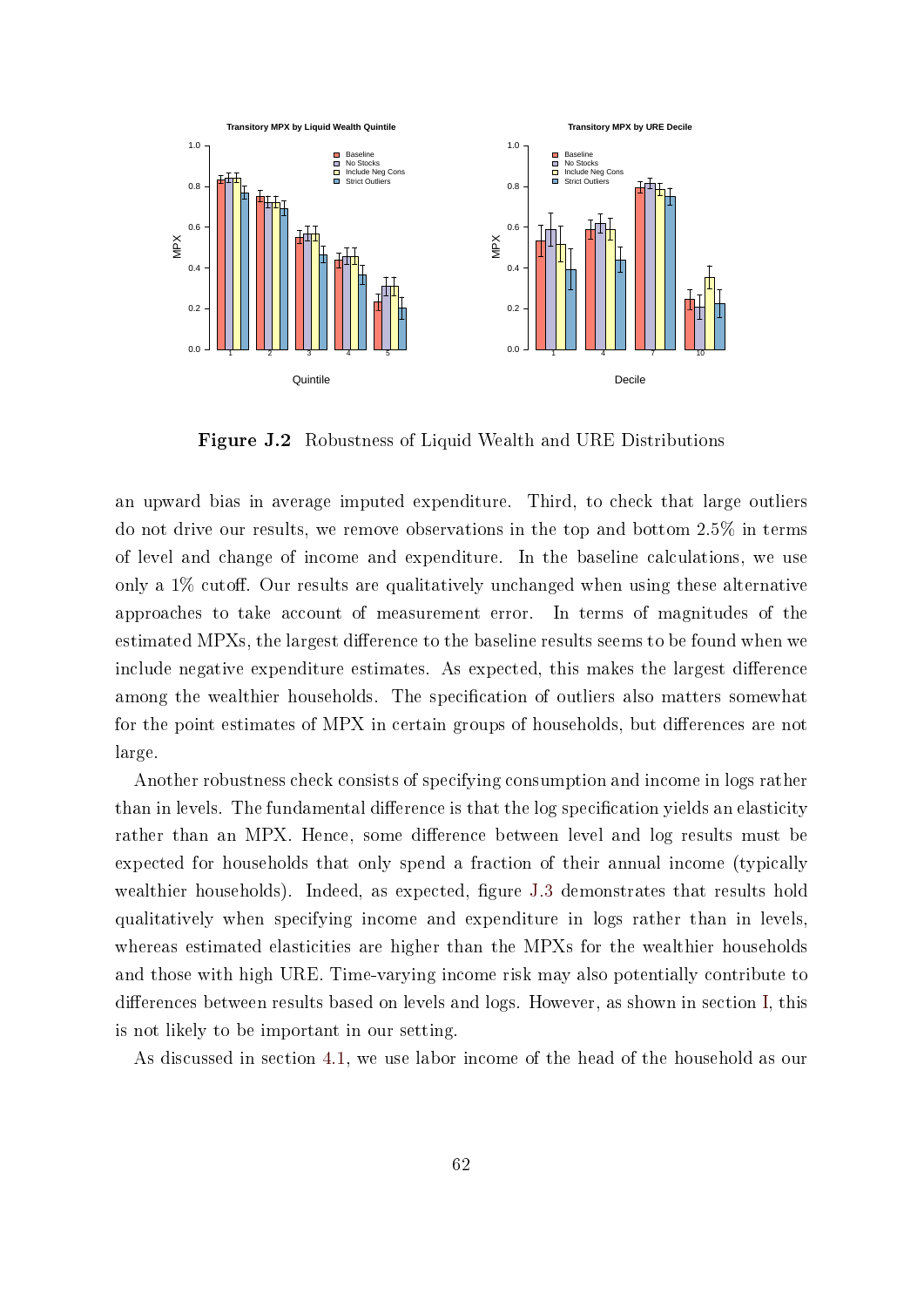**Figure J.2** Robustness of Liquid Wealth and URE Distributions

an upward bias in average imputed expenditure. Third, to check that large outliers do not drive our results, we remove observations in the top and bottom 2.5% in terms of level and change of income and expenditure. In the baseline calculations, we use only a 1% cutoff. Our results are qualitatively unchanged when using these alternative approaches to take account of measurement error. In terms of magnitudes of the estimated MPXs, the largest difference to the baseline results seems to be found when we include negative expenditure estimates. As expected, this makes the largest difference among the wealthier households. The specification of outliers also matters somewhat for the point estimates of MPX in certain groups of households, but differences are not large.

Another robustness check consists of specifying consumption and income in logs rather than in levels. The fundamental difference is that the log specification yields an elasticity rather than an MPX. Hence, some difference between level and log results must be expected for households that only spend a fraction of their annual income (typically wealthier households). Indeed, as expected, figure J.3 demonstrates that results hold qualitatively when specifying income and expenditure in logs rather than in levels, whereas estimated elasticities are higher than the MPXs for the wealthier households and those with high URE. Time-varying income risk may also potentially contribute to differences between results based on levels and logs. However, as shown in section I, this is not likely to be important in our setting.

As discussed in section 4.1, we use labor income of the head of the household as our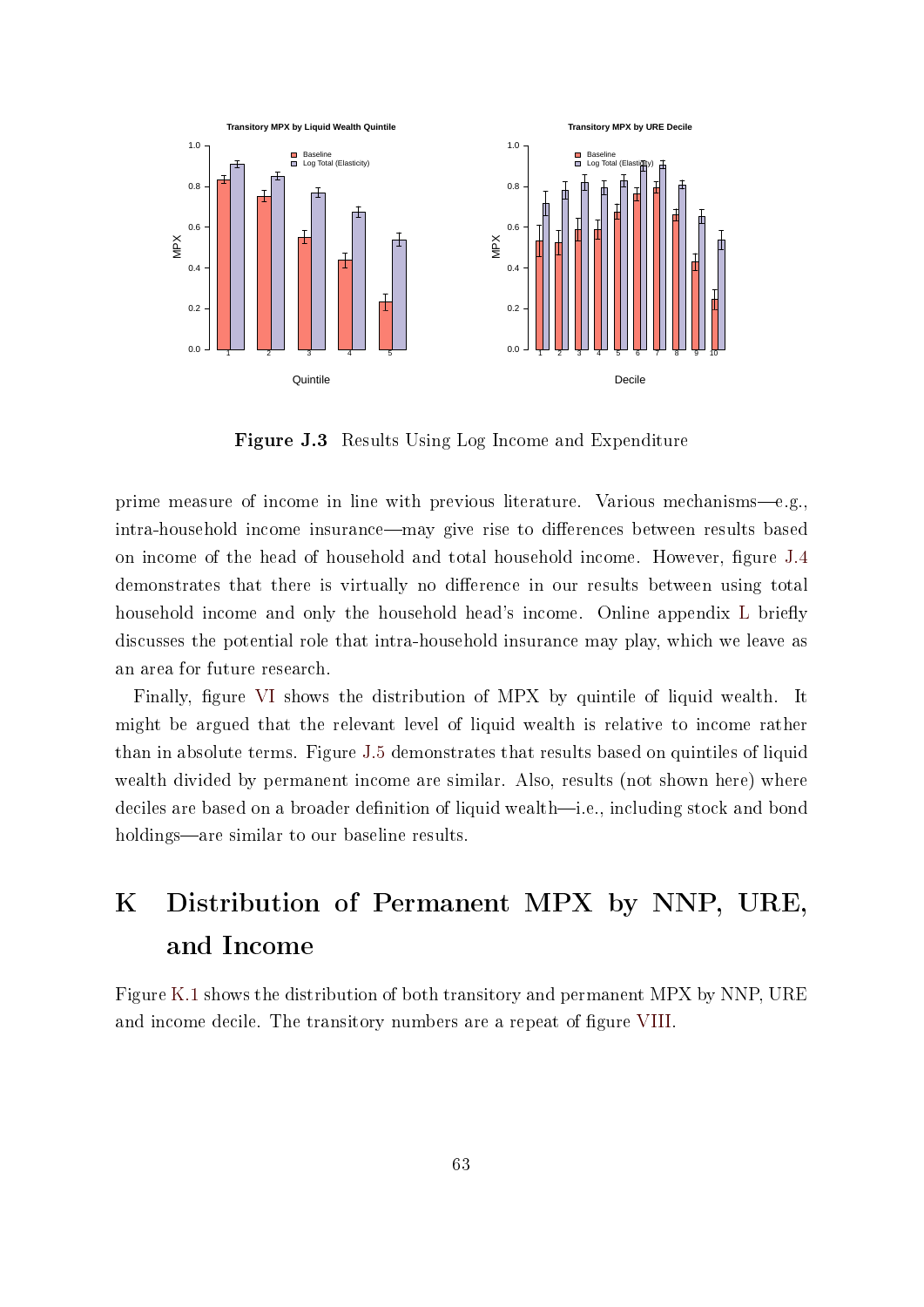Figure J.3 Results Using Log Income and Expenditure

prime measure of income in line with previous literature. Various mechanisms—e.g., intra-household income insurance—may give rise to differences between results based on income of the head of household and total household income. However, figure J.4 demonstrates that there is virtually no difference in our results between using total household income and only the household head's income. Online appendix L briefly discusses the potential role that intra-household insurance may play, which we leave as an area for future research.

Finally, figure VI shows the distribution of MPX by quintile of liquid wealth. It might be argued that the relevant level of liquid wealth is relative to income rather than in absolute terms. Figure J.5 demonstrates that results based on quintiles of liquid wealth divided by permanent income are similar. Also, results (not shown here) where deciles are based on a broader definition of liquid wealth—i.e., including stock and bond holdings—are similar to our baseline results.

# K Distribution of Permanent MPX by NNP, URE, and Income

Figure K.1 shows the distribution of both transitory and permanent MPX by NNP, URE and income decile. The transitory numbers are a repeat of figure VIII.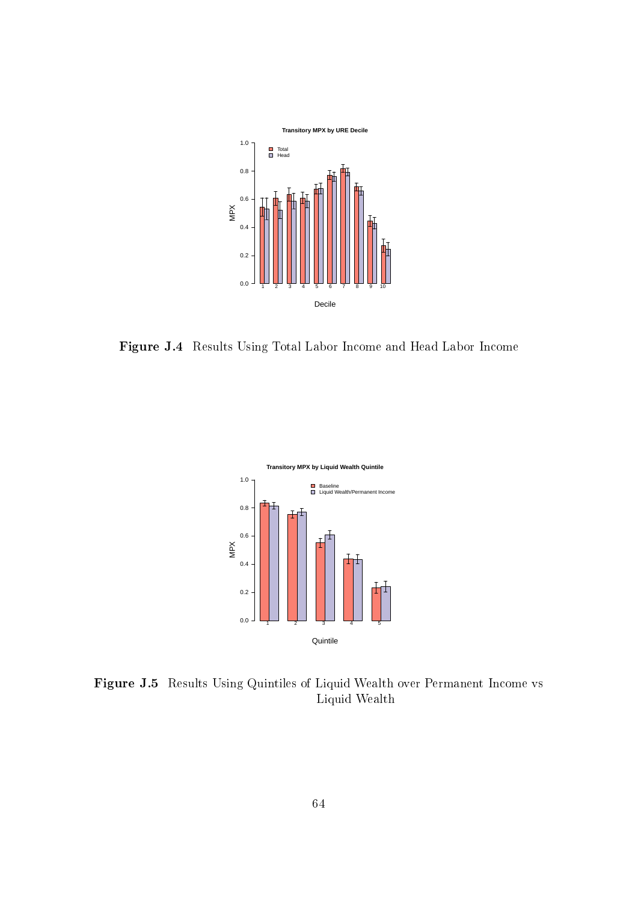Figure J.4 Results Using Total Labor Income and Head Labor Income

Figure J.5 Results Using Quintiles of Liquid Wealth over Permanent Income vs Liquid Wealth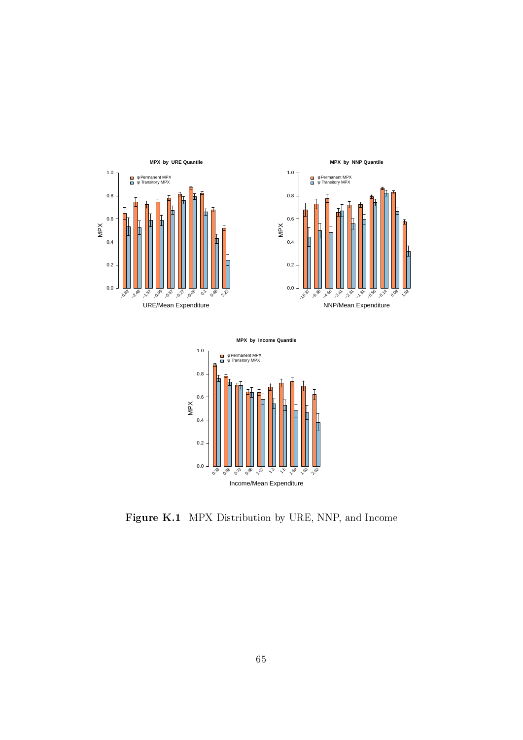**Figure K.1** MPX Distribution by URE, NNP, and Income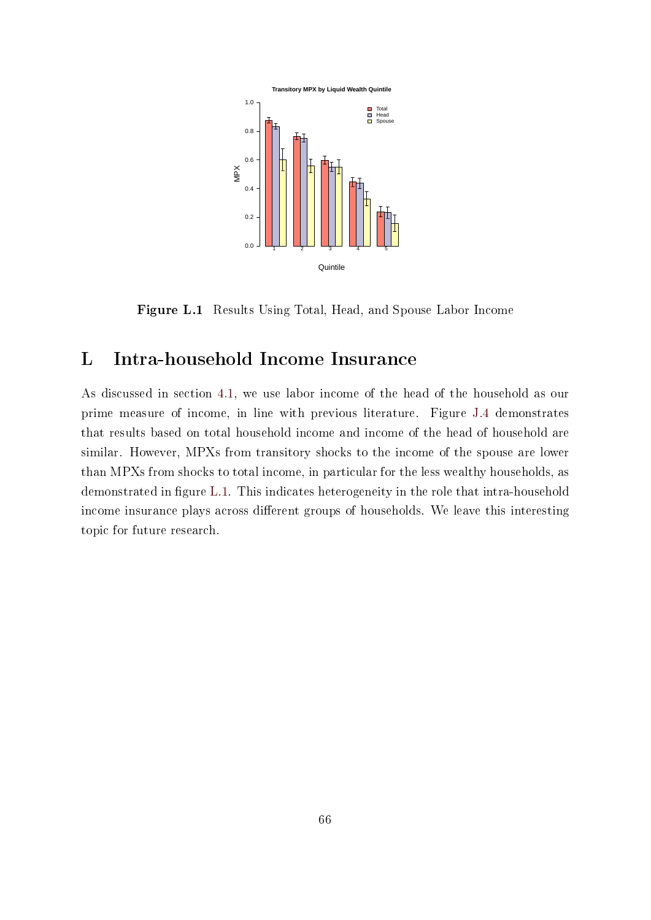Transitory MPX by Liquid Wealth Quintile

1.0
0.8
0.6
0.4
0.2
0.0

MPX

Total
Head
Spouse

1
2
3
4
5

Quintile

**Figure L.1** Results Using Total, Head, and Spouse Labor Income

## L Intra-household Income Insurance

As discussed in section 4.1, we use labor income of the head of the household as our prime measure of income, in line with previous literature. Figure J.4 demonstrates that results based on total household income and income of the head of household are similar. However, MPXs from transitory shocks to the income of the spouse are lower than MPXs from shocks to total income, in particular for the less wealthy households, as demonstrated in figure L.1. This indicates heterogeneity in the role that intra-household income insurance plays across different groups of households. We leave this interesting topic for future research.